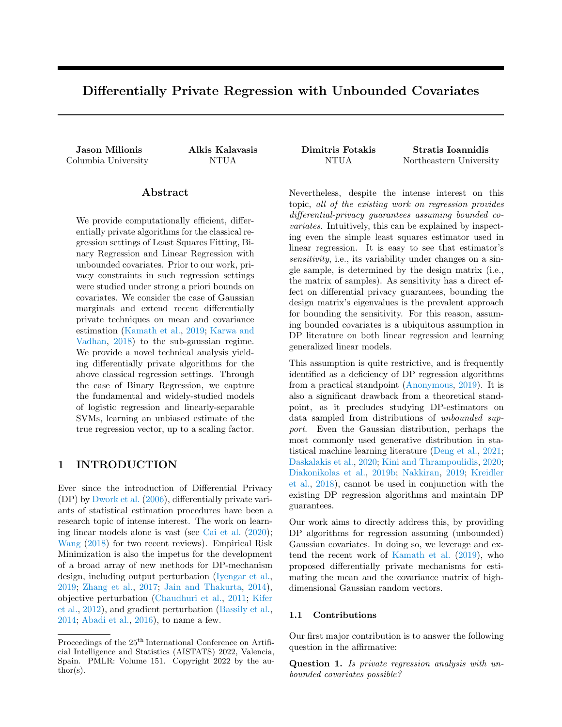# Differentially Private Regression with Unbounded Covariates

**Jason Milionis**
Columbia University

**Alkis Kalavasis**
NTUA

**Dimitris Fotakis**
NTUA

**Stratis Ioannidis**
Northeastern University

## Abstract

We provide computationally efficient, differentially private algorithms for the classical regression settings of Least Squares Fitting, Binary Regression and Linear Regression with unbounded covariates. Prior to our work, privacy constraints in such regression settings were studied under strong a priori bounds on covariates. We consider the case of Gaussian marginals and extend recent differentially private techniques on mean and covariance estimation (Kamath et al., 2019; Karwa and Vadhan, 2018) to the sub-gaussian regime. We provide a novel technical analysis yielding differentially private algorithms for the above classical regression settings. Through the case of Binary Regression, we capture the fundamental and widely-studied models of logistic regression and linearly-separable SVMs, learning an unbiased estimate of the true regression vector, up to a scaling factor.

## 1 INTRODUCTION

Ever since the introduction of Differential Privacy (DP) by Dwork et al. (2006), differentially private variants of statistical estimation procedures have been a research topic of intense interest. The work on learning linear models alone is vast (see Cai et al. (2020); Wang (2018) for two recent reviews). Empirical Risk Minimization is also the impetus for the development of a broad array of new methods for DP-mechanism design, including output perturbation (Iyengar et al., 2019; Zhang et al., 2017; Jain and Thakurta, 2014), objective perturbation (Chaudhuri et al., 2011; Kifer et al., 2012), and gradient perturbation (Bassily et al., 2014; Abadi et al., 2016), to name a few.

Nevertheless, despite the intense interest on this topic, *all of the existing work on regression provides differential-privacy guarantees assuming bounded covariates.* Intuitively, this can be explained by inspecting even the simple least squares estimator used in linear regression. It is easy to see that estimator's *sensitivity*, i.e., its variability under changes on a single sample, is determined by the design matrix (i.e., the matrix of samples). As sensitivity has a direct effect on differential privacy guarantees, bounding the design matrix's eigenvalues is the prevalent approach for bounding the sensitivity. For this reason, assuming bounded covariates is a ubiquitous assumption in DP literature on both linear regression and learning generalized linear models.

This assumption is quite restrictive, and is frequently identified as a deficiency of DP regression algorithms from a practical standpoint (Anonymous, 2019). It is also a significant drawback from a theoretical standpoint, as it precludes studying DP-estimators on data sampled from distributions of *unbounded support*. Even the Gaussian distribution, perhaps the most commonly used generative distribution in statistical machine learning literature (Deng et al., 2021; Daskalakis et al., 2020; Kini and Thrampoulidis, 2020; Diakonikolas et al., 2019b; Nakkiran, 2019; Kreidler et al., 2018), cannot be used in conjunction with the existing DP regression algorithms and maintain DP guarantees.

Our work aims to directly address this, by providing DP algorithms for regression assuming (unbounded) Gaussian covariates. In doing so, we leverage and extend the recent work of Kamath et al. (2019), who proposed differentially private mechanisms for estimating the mean and the covariance matrix of high-dimensional Gaussian random vectors.

### 1.1 Contributions

Our first major contribution is to answer the following question in the affirmative:

**Question 1.** *Is private regression analysis with unbounded covariates possible?*

Proceedings of the 25[th] International Conference on Artificial Intelligence and Statistics (AISTATS) 2022, Valencia, Spain. PMLR: Volume 151. Copyright 2022 by the author(s).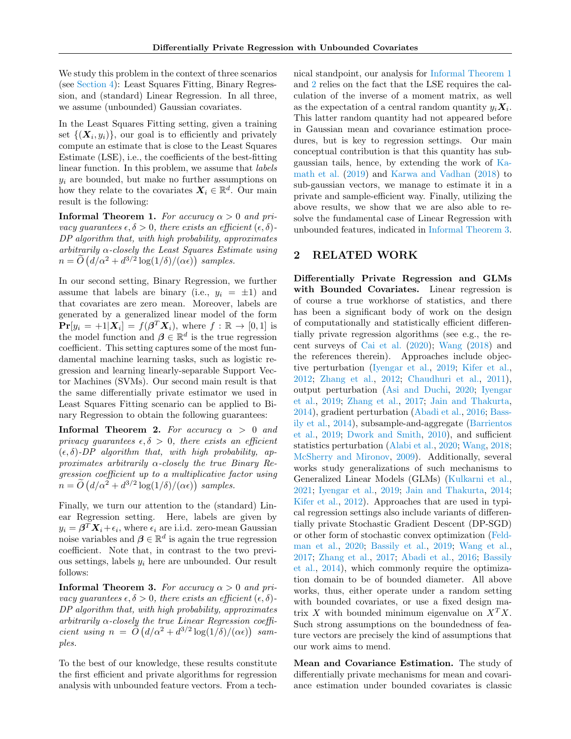We study this problem in the context of three scenarios (see Section 4): Least Squares Fitting, Binary Regression, and (standard) Linear Regression. In all three, we assume (unbounded) Gaussian covariates.

In the Least Squares Fitting setting, given a training set $\{(\boldsymbol{X}_i, y_i)\}$, our goal is to efficiently and privately compute an estimate that is close to the Least Squares Estimate (LSE), i.e., the coefficients of the best-fitting linear function. In this problem, we assume that *labels* $y_i$ are bounded, but make no further assumptions on how they relate to the covariates $\boldsymbol{X}_i \in \mathbb{R}^d$. Our main result is the following:

**Informal Theorem 1.** *For accuracy $\alpha > 0$ and privacy guarantees $\epsilon, \delta > 0$, there exists an efficient $(\epsilon, \delta)$-DP algorithm that, with high probability, approximates arbitrarily $\alpha$-closely the Least Squares Estimate using $n = \widetilde{O}\left(d/\alpha^2 + d^{3/2}\log(1/\delta)/(\alpha\epsilon)\right)$ samples.*

In our second setting, Binary Regression, we further assume that labels are binary (i.e., $y_i = \pm 1$) and that covariates are zero mean. Moreover, labels are generated by a generalized linear model of the form $\mathbf{Pr}[y_i = +1|\boldsymbol{X}_i] = f(\boldsymbol{\beta}^T\boldsymbol{X}_i)$, where $f : \mathbb{R} \to [0, 1]$ is the model function and $\boldsymbol{\beta} \in \mathbb{R}^d$ is the true regression coefficient. This setting captures some of the most fundamental machine learning tasks, such as logistic regression and learning linearly-separable Support Vector Machines (SVMs). Our second main result is that the same differentially private estimator we used in Least Squares Fitting scenario can be applied to Binary Regression to obtain the following guarantees:

**Informal Theorem 2.** *For accuracy $\alpha > 0$ and privacy guarantees $\epsilon, \delta > 0$, there exists an efficient $(\epsilon, \delta)$-DP algorithm that, with high probability, approximates arbitrarily $\alpha$-closely the true Binary Regression coefficient up to a multiplicative factor using $n = \widetilde{O}\left(d/\alpha^2 + d^{3/2}\log(1/\delta)/(\alpha\epsilon)\right)$ samples.*

Finally, we turn our attention to the (standard) Linear Regression setting. Here, labels are given by $y_i = \boldsymbol{\beta}^T\boldsymbol{X}_i + \epsilon_i$, where $\epsilon_i$ are i.i.d. zero-mean Gaussian noise variables and $\boldsymbol{\beta} \in \mathbb{R}^d$ is again the true regression coefficient. Note that, in contrast to the two previous settings, labels $y_i$ here are unbounded. Our result follows:

**Informal Theorem 3.** *For accuracy $\alpha > 0$ and privacy guarantees $\epsilon, \delta > 0$, there exists an efficient $(\epsilon, \delta)$-DP algorithm that, with high probability, approximates arbitrarily $\alpha$-closely the true Linear Regression coefficient using $n = \widetilde{O}\left(d/\alpha^2 + d^{3/2}\log(1/\delta)/(\alpha\epsilon)\right)$ samples.*

To the best of our knowledge, these results constitute the first efficient and private algorithms for regression analysis with unbounded feature vectors. From a technical standpoint, our analysis for Informal Theorem 1 and 2 relies on the fact that the LSE requires the calculation of the inverse of a moment matrix, as well as the expectation of a central random quantity $y_i\boldsymbol{X}_i$. This latter random quantity had not appeared before in Gaussian mean and covariance estimation procedures, but is key to regression settings. Our main conceptual contribution is that this quantity has sub-gaussian tails, hence, by extending the work of Kamath et al. (2019) and Karwa and Vadhan (2018) to sub-gaussian vectors, we manage to estimate it in a private and sample-efficient way. Finally, utilizing the above results, we show that we are also able to resolve the fundamental case of Linear Regression with unbounded features, indicated in Informal Theorem 3.

## 2 RELATED WORK

**Differentially Private Regression and GLMs with Bounded Covariates.** Linear regression is of course a true workhorse of statistics, and there has been a significant body of work on the design of computationally and statistically efficient differentially private regression algorithms (see e.g., the recent surveys of Cai et al. (2020); Wang (2018) and the references therein). Approaches include objective perturbation (Iyengar et al., 2019; Kifer et al., 2012; Zhang et al., 2012; Chaudhuri et al., 2011), output perturbation (Asi and Duchi, 2020; Iyengar et al., 2019; Zhang et al., 2017; Jain and Thakurta, 2014), gradient perturbation (Abadi et al., 2016; Bassily et al., 2014), subsample-and-aggregate (Barrientos et al., 2019; Dwork and Smith, 2010), and sufficient statistics perturbation (Alabi et al., 2020; Wang, 2018; McSherry and Mironov, 2009). Additionally, several works study generalizations of such mechanisms to Generalized Linear Models (GLMs) (Kulkarni et al., 2021; Iyengar et al., 2019; Jain and Thakurta, 2014; Kifer et al., 2012). Approaches that are used in typical regression settings also include variants of differentially private Stochastic Gradient Descent (DP-SGD) or other form of stochastic convex optimization (Feldman et al., 2020; Bassily et al., 2019; Wang et al., 2017; Zhang et al., 2017; Abadi et al., 2016; Bassily et al., 2014), which commonly require the optimization domain to be of bounded diameter. All above works, thus, either operate under a random setting with bounded covariates, or use a fixed design matrix $X$ with bounded minimum eigenvalue on $X^T X$. Such strong assumptions on the boundedness of feature vectors are precisely the kind of assumptions that our work aims to mend.

**Mean and Covariance Estimation.** The study of differentially private mechanisms for mean and covariance estimation under bounded covariates is classic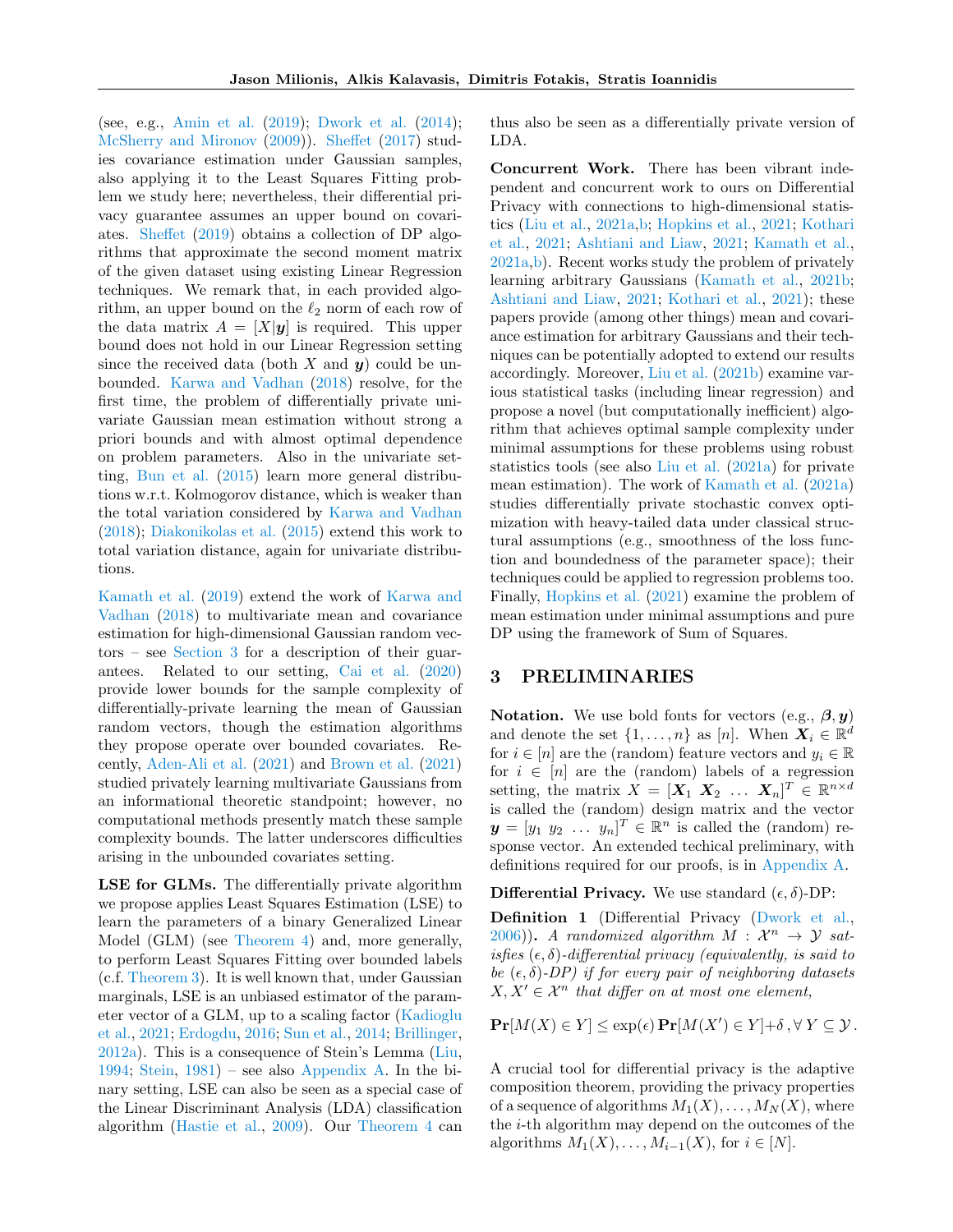(see, e.g., Amin et al. (2019); Dwork et al. (2014); McSherry and Mironov (2009)). Sheffet (2017) studies covariance estimation under Gaussian samples, also applying it to the Least Squares Fitting problem we study here; nevertheless, their differential privacy guarantee assumes an upper bound on covariates. Sheffet (2019) obtains a collection of DP algorithms that approximate the second moment matrix of the given dataset using existing Linear Regression techniques. We remark that, in each provided algorithm, an upper bound on the $\ell_2$ norm of each row of the data matrix $A = [X|\boldsymbol{y}]$ is required. This upper bound does not hold in our Linear Regression setting since the received data (both $X$ and $\boldsymbol{y}$) could be unbounded. Karwa and Vadhan (2018) resolve, for the first time, the problem of differentially private univariate Gaussian mean estimation without strong a priori bounds and with almost optimal dependence on problem parameters. Also in the univariate setting, Bun et al. (2015) learn more general distributions w.r.t. Kolmogorov distance, which is weaker than the total variation considered by Karwa and Vadhan (2018); Diakonikolas et al. (2015) extend this work to total variation distance, again for univariate distributions.

Kamath et al. (2019) extend the work of Karwa and Vadhan (2018) to multivariate mean and covariance estimation for high-dimensional Gaussian random vectors – see Section 3 for a description of their guarantees. Related to our setting, Cai et al. (2020) provide lower bounds for the sample complexity of differentially-private learning the mean of Gaussian random vectors, though the estimation algorithms they propose operate over bounded covariates. Recently, Aden-Ali et al. (2021) and Brown et al. (2021) studied privately learning multivariate Gaussians from an informational theoretic standpoint; however, no computational methods presently match these sample complexity bounds. The latter underscores difficulties arising in the unbounded covariates setting.

**LSE for GLMs.** The differentially private algorithm we propose applies Least Squares Estimation (LSE) to learn the parameters of a binary Generalized Linear Model (GLM) (see Theorem 4) and, more generally, to perform Least Squares Fitting over bounded labels (c.f. Theorem 3). It is well known that, under Gaussian marginals, LSE is an unbiased estimator of the parameter vector of a GLM, up to a scaling factor (Kadioglu et al., 2021; Erdogdu, 2016; Sun et al., 2014; Brillinger, 2012a). This is a consequence of Stein's Lemma (Liu, 1994; Stein, 1981) – see also Appendix A. In the binary setting, LSE can also be seen as a special case of the Linear Discriminant Analysis (LDA) classification algorithm (Hastie et al., 2009). Our Theorem 4 can thus also be seen as a differentially private version of LDA.

**Concurrent Work.** There has been vibrant independent and concurrent work to ours on Differential Privacy with connections to high-dimensional statistics (Liu et al., 2021a,b; Hopkins et al., 2021; Kothari et al., 2021; Ashtiani and Liaw, 2021; Kamath et al., 2021a,b). Recent works study the problem of privately learning arbitrary Gaussians (Kamath et al., 2021b; Ashtiani and Liaw, 2021; Kothari et al., 2021); these papers provide (among other things) mean and covariance estimation for arbitrary Gaussians and their techniques can be potentially adopted to extend our results accordingly. Moreover, Liu et al. (2021b) examine various statistical tasks (including linear regression) and propose a novel (but computationally inefficient) algorithm that achieves optimal sample complexity under minimal assumptions for these problems using robust statistics tools (see also Liu et al. (2021a) for private mean estimation). The work of Kamath et al. (2021a) studies differentially private stochastic convex optimization with heavy-tailed data under classical structural assumptions (e.g., smoothness of the loss function and boundedness of the parameter space); their techniques could be applied to regression problems too. Finally, Hopkins et al. (2021) examine the problem of mean estimation under minimal assumptions and pure DP using the framework of Sum of Squares.

## 3 PRELIMINARIES

**Notation.** We use bold fonts for vectors (e.g., $\boldsymbol{\beta}, \boldsymbol{y}$) and denote the set $\{1, \dots, n\}$ as $[n]$. When $\boldsymbol{X}_i \in \mathbb{R}^d$ for $i \in [n]$ are the (random) feature vectors and $y_i \in \mathbb{R}$ for $i \in [n]$ are the (random) labels of a regression setting, the matrix $X = [\boldsymbol{X}_1 \ \boldsymbol{X}_2 \ \dots \ \boldsymbol{X}_n]^T \in \mathbb{R}^{n \times d}$ is called the (random) design matrix and the vector $\boldsymbol{y} = [y_1 \ y_2 \ \dots \ y_n]^T \in \mathbb{R}^n$ is called the (random) response vector. An extended techical preliminary, with definitions required for our proofs, is in Appendix A.

**Differential Privacy.** We use standard $(\epsilon, \delta)$-DP:

**Definition 1** (Differential Privacy (Dwork et al., 2006)). *A randomized algorithm $M : \mathcal{X}^n \to \mathcal{Y}$ satisfies $(\epsilon, \delta)$-differential privacy (equivalently, is said to be $(\epsilon, \delta)$-DP) if for every pair of neighboring datasets $X, X' \in \mathcal{X}^n$ that differ on at most one element,*

$$\mathbf{Pr}[M(X) \in Y] \leq \exp(\epsilon)\, \mathbf{Pr}[M(X') \in Y] + \delta\,, \forall\, Y \subseteq \mathcal{Y}\,.$$

A crucial tool for differential privacy is the adaptive composition theorem, providing the privacy properties of a sequence of algorithms $M_1(X), \dots, M_N(X)$, where the $i$-th algorithm may depend on the outcomes of the algorithms $M_1(X), \dots, M_{i-1}(X)$, for $i \in [N]$.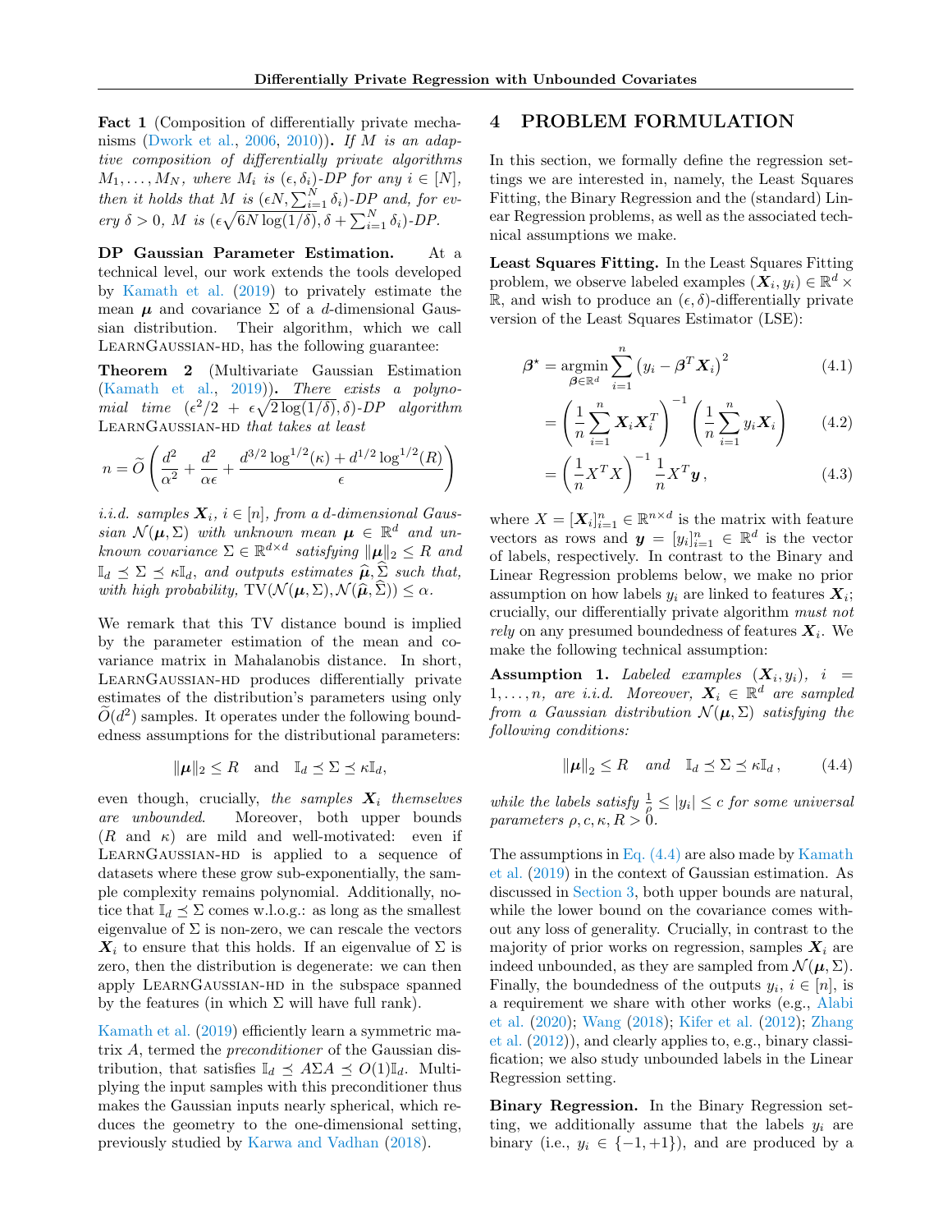**Fact 1** (Composition of differentially private mechanisms (Dwork et al., 2006, 2010)). *If $M$ is an adaptive composition of differentially private algorithms $M_1, \dots, M_N$, where $M_i$ is $(\epsilon, \delta_i)$-DP for any $i \in [N]$, then it holds that $M$ is $(\epsilon N, \sum_{i=1}^N \delta_i)$-DP and, for every $\delta > 0$, $M$ is $(\epsilon\sqrt{6N\log(1/\delta)}, \delta + \sum_{i=1}^N \delta_i)$-DP.*

**DP Gaussian Parameter Estimation.** At a technical level, our work extends the tools developed by Kamath et al. (2019) to privately estimate the mean $\boldsymbol{\mu}$ and covariance $\Sigma$ of a $d$-dimensional Gaussian distribution. Their algorithm, which we call LearnGaussian-hd, has the following guarantee:

**Theorem 2** (Multivariate Gaussian Estimation (Kamath et al., 2019)). *There exists a polynomial time $(\epsilon^2/2 + \epsilon\sqrt{2\log(1/\delta)}, \delta)$-DP algorithm* LearnGaussian-hd *that takes at least*

$$n = \widetilde{O}\left(\frac{d^2}{\alpha^2} + \frac{d^2}{\alpha\epsilon} + \frac{d^{3/2}\log^{1/2}(\kappa) + d^{1/2}\log^{1/2}(R)}{\epsilon}\right)$$

*i.i.d. samples $\boldsymbol{X}_i$, $i \in [n]$, from a $d$-dimensional Gaussian $\mathcal{N}(\boldsymbol{\mu}, \Sigma)$ with unknown mean $\boldsymbol{\mu} \in \mathbb{R}^d$ and unknown covariance $\Sigma \in \mathbb{R}^{d\times d}$ satisfying $\|\boldsymbol{\mu}\|_2 \le R$ and $\mathbb{I}_d \preceq \Sigma \preceq \kappa\mathbb{I}_d$, and outputs estimates $\widehat{\boldsymbol{\mu}}, \widehat{\Sigma}$ such that, with high probability, $\mathrm{TV}(\mathcal{N}(\boldsymbol{\mu}, \Sigma), \mathcal{N}(\widehat{\boldsymbol{\mu}}, \widehat{\Sigma})) \le \alpha$.*

We remark that this TV distance bound is implied by the parameter estimation of the mean and covariance matrix in Mahalanobis distance. In short, LearnGaussian-hd produces differentially private estimates of the distribution's parameters using only $\widetilde{O}(d^2)$ samples. It operates under the following boundedness assumptions for the distributional parameters:

$$\|\boldsymbol{\mu}\|_2 \le R \quad \text{and} \quad \mathbb{I}_d \preceq \Sigma \preceq \kappa\mathbb{I}_d,$$

even though, crucially, *the samples $\boldsymbol{X}_i$ themselves are unbounded*. Moreover, both upper bounds ($R$ and $\kappa$) are mild and well-motivated: even if LearnGaussian-hd is applied to a sequence of datasets where these grow sub-exponentially, the sample complexity remains polynomial. Additionally, notice that $\mathbb{I}_d \preceq \Sigma$ comes w.l.o.g.: as long as the smallest eigenvalue of $\Sigma$ is non-zero, we can rescale the vectors $\boldsymbol{X}_i$ to ensure that this holds. If an eigenvalue of $\Sigma$ is zero, then the distribution is degenerate: we can then apply LearnGaussian-hd in the subspace spanned by the features (in which $\Sigma$ will have full rank).

Kamath et al. (2019) efficiently learn a symmetric matrix $A$, termed the *preconditioner* of the Gaussian distribution, that satisfies $\mathbb{I}_d \preceq A\Sigma A \preceq O(1)\mathbb{I}_d$. Multiplying the input samples with this preconditioner thus makes the Gaussian inputs nearly spherical, which reduces the geometry to the one-dimensional setting, previously studied by Karwa and Vadhan (2018).

# 4 PROBLEM FORMULATION

In this section, we formally define the regression settings we are interested in, namely, the Least Squares Fitting, the Binary Regression and the (standard) Linear Regression problems, as well as the associated technical assumptions we make.

**Least Squares Fitting.** In the Least Squares Fitting problem, we observe labeled examples $(\boldsymbol{X}_i, y_i) \in \mathbb{R}^d \times \mathbb{R}$, and wish to produce an $(\epsilon, \delta)$-differentially private version of the Least Squares Estimator (LSE):

$$\boldsymbol{\beta}^\star = \operatorname*{argmin}_{\boldsymbol{\beta}\in\mathbb{R}^d} \sum_{i=1}^n \left(y_i - \boldsymbol{\beta}^T \boldsymbol{X}_i\right)^2 \tag{4.1}$$

$$= \left(\frac{1}{n}\sum_{i=1}^n \boldsymbol{X}_i\boldsymbol{X}_i^T\right)^{-1}\left(\frac{1}{n}\sum_{i=1}^n y_i\boldsymbol{X}_i\right) \tag{4.2}$$

$$= \left(\frac{1}{n}X^TX\right)^{-1}\frac{1}{n}X^T\boldsymbol{y}\,, \tag{4.3}$$

where $X = [\boldsymbol{X}_i]_{i=1}^n \in \mathbb{R}^{n\times d}$ is the matrix with feature vectors as rows and $\boldsymbol{y} = [y_i]_{i=1}^n \in \mathbb{R}^d$ is the vector of labels, respectively. In contrast to the Binary and Linear Regression problems below, we make no prior assumption on how labels $y_i$ are linked to features $\boldsymbol{X}_i$; crucially, our differentially private algorithm *must not rely* on any presumed boundedness of features $\boldsymbol{X}_i$. We make the following technical assumption:

**Assumption 1.** *Labeled examples $(\boldsymbol{X}_i, y_i)$, $i = 1, \dots, n$, are i.i.d. Moreover, $\boldsymbol{X}_i \in \mathbb{R}^d$ are sampled from a Gaussian distribution $\mathcal{N}(\boldsymbol{\mu}, \Sigma)$ satisfying the following conditions:*

$$\|\boldsymbol{\mu}\|_2 \le R \quad \textit{and} \quad \mathbb{I}_d \preceq \Sigma \preceq \kappa\mathbb{I}_d\,, \tag{4.4}$$

*while the labels satisfy $\frac{1}{\rho} \le |y_i| \le c$ for some universal parameters $\rho, c, \kappa, R > 0$.*

The assumptions in Eq. (4.4) are also made by Kamath et al. (2019) in the context of Gaussian estimation. As discussed in Section 3, both upper bounds are natural, while the lower bound on the covariance comes without any loss of generality. Crucially, in contrast to the majority of prior works on regression, samples $\boldsymbol{X}_i$ are indeed unbounded, as they are sampled from $\mathcal{N}(\boldsymbol{\mu}, \Sigma)$. Finally, the boundedness of the outputs $y_i$, $i \in [n]$, is a requirement we share with other works (e.g., Alabi et al. (2020); Wang (2018); Kifer et al. (2012); Zhang et al. (2012)), and clearly applies to, e.g., binary classification; we also study unbounded labels in the Linear Regression setting.

**Binary Regression.** In the Binary Regression setting, we additionally assume that the labels $y_i$ are binary (i.e., $y_i \in \{-1, +1\}$), and are produced by a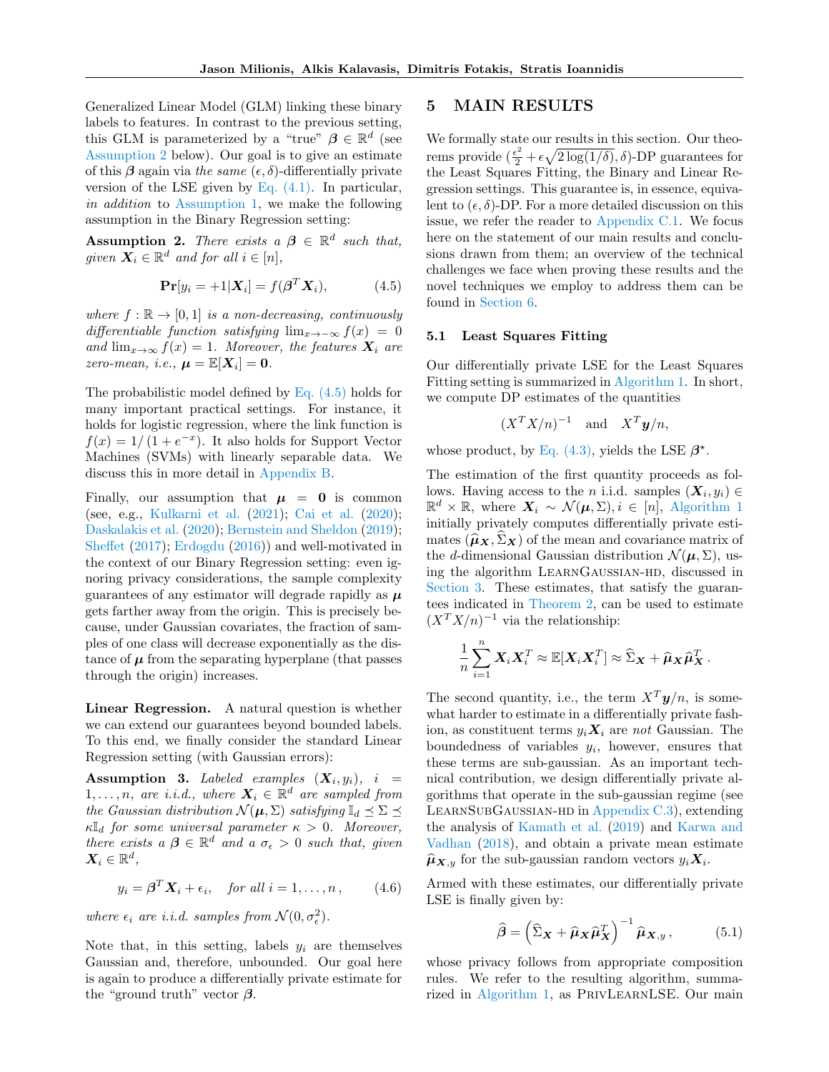Generalized Linear Model (GLM) linking these binary labels to features. In contrast to the previous setting, this GLM is parameterized by a "true" $\boldsymbol{\beta} \in \mathbb{R}^d$ (see Assumption 2 below). Our goal is to give an estimate of this $\boldsymbol{\beta}$ again via *the same* $(\epsilon, \delta)$-differentially private version of the LSE given by Eq. (4.1). In particular, *in addition* to Assumption 1, we make the following assumption in the Binary Regression setting:

**Assumption 2.** *There exists a $\boldsymbol{\beta} \in \mathbb{R}^d$ such that, given $\boldsymbol{X}_i \in \mathbb{R}^d$ and for all $i \in [n]$,*

$$\mathbf{Pr}[y_i = +1 | \boldsymbol{X}_i] = f(\boldsymbol{\beta}^T \boldsymbol{X}_i), \tag{4.5}$$

*where $f : \mathbb{R} \to [0, 1]$ is a non-decreasing, continuously differentiable function satisfying $\lim_{x \to -\infty} f(x) = 0$ and $\lim_{x \to \infty} f(x) = 1$. Moreover, the features $\boldsymbol{X}_i$ are zero-mean, i.e., $\boldsymbol{\mu} = \mathbb{E}[\boldsymbol{X}_i] = \mathbf{0}$.*

The probabilistic model defined by Eq. (4.5) holds for many important practical settings. For instance, it holds for logistic regression, where the link function is $f(x) = 1/(1 + e^{-x})$. It also holds for Support Vector Machines (SVMs) with linearly separable data. We discuss this in more detail in Appendix B.

Finally, our assumption that $\boldsymbol{\mu} = \mathbf{0}$ is common (see, e.g., Kulkarni et al. (2021); Cai et al. (2020); Daskalakis et al. (2020); Bernstein and Sheldon (2019); Sheffet (2017); Erdogdu (2016)) and well-motivated in the context of our Binary Regression setting: even ignoring privacy considerations, the sample complexity guarantees of any estimator will degrade rapidly as $\boldsymbol{\mu}$ gets farther away from the origin. This is precisely because, under Gaussian covariates, the fraction of samples of one class will decrease exponentially as the distance of $\boldsymbol{\mu}$ from the separating hyperplane (that passes through the origin) increases.

**Linear Regression.** A natural question is whether we can extend our guarantees beyond bounded labels. To this end, we finally consider the standard Linear Regression setting (with Gaussian errors):

**Assumption 3.** *Labeled examples $(\boldsymbol{X}_i, y_i)$, $i = 1, \ldots, n$, are i.i.d., where $\boldsymbol{X}_i \in \mathbb{R}^d$ are sampled from the Gaussian distribution $\mathcal{N}(\boldsymbol{\mu}, \Sigma)$ satisfying $\mathbb{I}_d \preceq \Sigma \preceq \kappa \mathbb{I}_d$ for some universal parameter $\kappa > 0$. Moreover, there exists a $\boldsymbol{\beta} \in \mathbb{R}^d$ and a $\sigma_\epsilon > 0$ such that, given $\boldsymbol{X}_i \in \mathbb{R}^d$,*

$$y_i = \boldsymbol{\beta}^T \boldsymbol{X}_i + \epsilon_i, \quad \text{for all } i = 1, \ldots, n, \tag{4.6}$$

*where $\epsilon_i$ are i.i.d. samples from $\mathcal{N}(0, \sigma_\epsilon^2)$.*

Note that, in this setting, labels $y_i$ are themselves Gaussian and, therefore, unbounded. Our goal here is again to produce a differentially private estimate for the "ground truth" vector $\boldsymbol{\beta}$.

# 5 MAIN RESULTS

We formally state our results in this section. Our theorems provide $(\frac{\epsilon^2}{2} + \epsilon\sqrt{2\log(1/\delta)}, \delta)$-DP guarantees for the Least Squares Fitting, the Binary and Linear Regression settings. This guarantee is, in essence, equivalent to $(\epsilon, \delta)$-DP. For a more detailed discussion on this issue, we refer the reader to Appendix C.1. We focus here on the statement of our main results and conclusions drawn from them; an overview of the technical challenges we face when proving these results and the novel techniques we employ to address them can be found in Section 6.

## 5.1 Least Squares Fitting

Our differentially private LSE for the Least Squares Fitting setting is summarized in Algorithm 1. In short, we compute DP estimates of the quantities

$$(X^T X/n)^{-1} \quad \text{and} \quad X^T \boldsymbol{y}/n,$$

whose product, by Eq. (4.3), yields the LSE $\boldsymbol{\beta}^\star$.

The estimation of the first quantity proceeds as follows. Having access to the $n$ i.i.d. samples $(\boldsymbol{X}_i, y_i) \in \mathbb{R}^d \times \mathbb{R}$, where $\boldsymbol{X}_i \sim \mathcal{N}(\boldsymbol{\mu}, \Sigma), i \in [n]$, Algorithm 1 initially privately computes differentially private estimates $(\widehat{\boldsymbol{\mu}}_{\boldsymbol{X}}, \widehat{\Sigma}_{\boldsymbol{X}})$ of the mean and covariance matrix of the $d$-dimensional Gaussian distribution $\mathcal{N}(\boldsymbol{\mu}, \Sigma)$, using the algorithm LearnGaussian-hd, discussed in Section 3. These estimates, that satisfy the guarantees indicated in Theorem 2, can be used to estimate $(X^T X/n)^{-1}$ via the relationship:

$$\frac{1}{n} \sum_{i=1}^{n} \boldsymbol{X}_i \boldsymbol{X}_i^T \approx \mathbb{E}[\boldsymbol{X}_i \boldsymbol{X}_i^T] \approx \widehat{\Sigma}_{\boldsymbol{X}} + \widehat{\boldsymbol{\mu}}_{\boldsymbol{X}} \widehat{\boldsymbol{\mu}}_{\boldsymbol{X}}^T .$$

The second quantity, i.e., the term $X^T \boldsymbol{y}/n$, is somewhat harder to estimate in a differentially private fashion, as constituent terms $y_i \boldsymbol{X}_i$ are *not* Gaussian. The boundedness of variables $y_i$, however, ensures that these terms are sub-gaussian. As an important technical contribution, we design differentially private algorithms that operate in the sub-gaussian regime (see LearnSubGaussian-hd in Appendix C.3), extending the analysis of Kamath et al. (2019) and Karwa and Vadhan (2018), and obtain a private mean estimate $\widehat{\boldsymbol{\mu}}_{\boldsymbol{X},y}$ for the sub-gaussian random vectors $y_i \boldsymbol{X}_i$.

Armed with these estimates, our differentially private LSE is finally given by:

$$\widehat{\boldsymbol{\beta}} = \left(\widehat{\Sigma}_{\boldsymbol{X}} + \widehat{\boldsymbol{\mu}}_{\boldsymbol{X}} \widehat{\boldsymbol{\mu}}_{\boldsymbol{X}}^T\right)^{-1} \widehat{\boldsymbol{\mu}}_{\boldsymbol{X},y} , \tag{5.1}$$

whose privacy follows from appropriate composition rules. We refer to the resulting algorithm, summarized in Algorithm 1, as PrivLearnLSE. Our main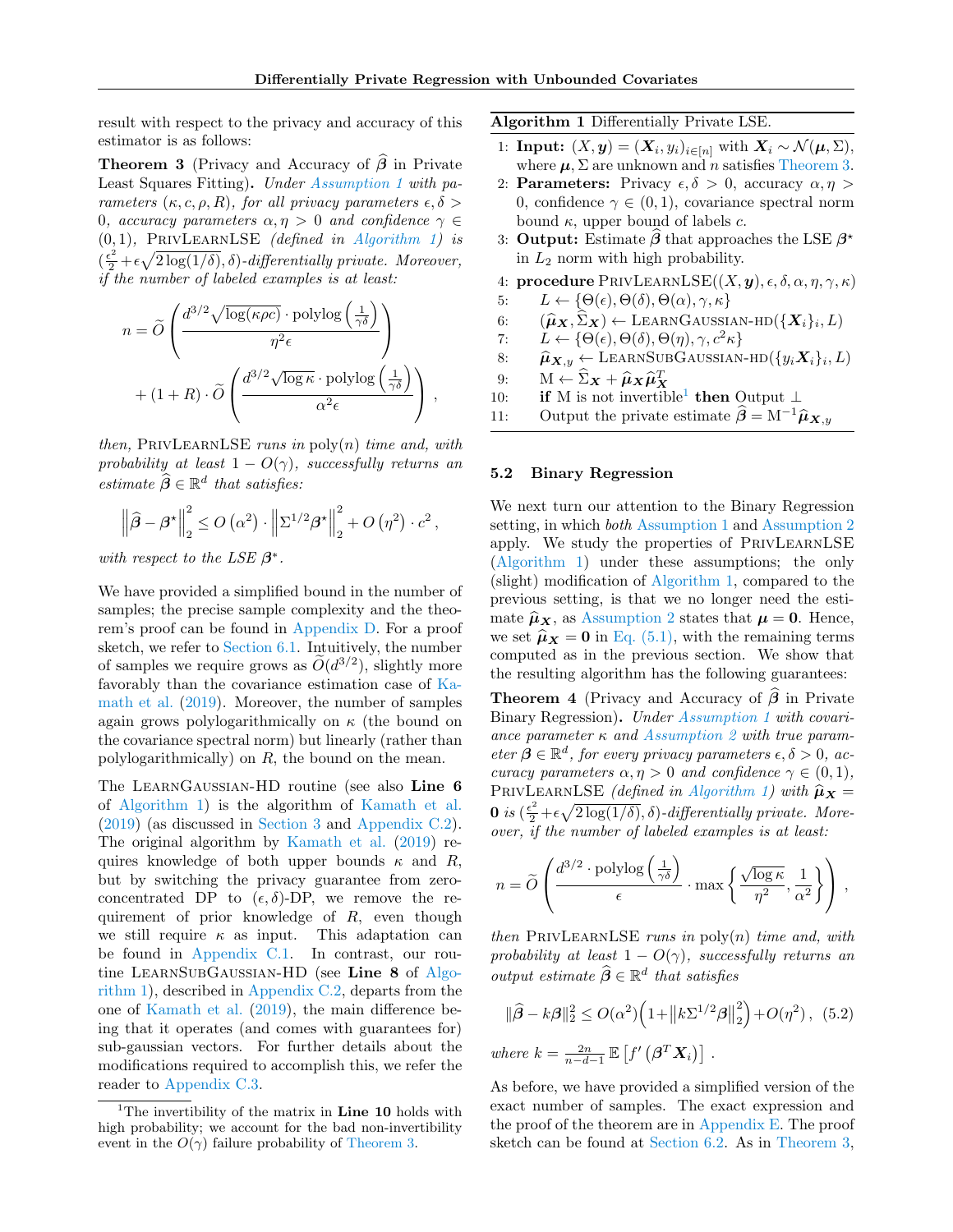result with respect to the privacy and accuracy of this estimator is as follows:

**Theorem 3** (Privacy and Accuracy of $\widehat{\boldsymbol{\beta}}$ in Private Least Squares Fitting)**.** *Under Assumption 1 with parameters $(\kappa, c, \rho, R)$, for all privacy parameters $\epsilon, \delta > 0$, accuracy parameters $\alpha, \eta > 0$ and confidence $\gamma \in (0,1)$,* PrivLearnLSE *(defined in Algorithm 1) is $(\frac{\epsilon^2}{2} + \epsilon\sqrt{2\log(1/\delta)}, \delta)$-differentially private. Moreover, if the number of labeled examples is at least:*

$$n = \widetilde{O}\left(\frac{d^{3/2}\sqrt{\log(\kappa\rho c)} \cdot \mathrm{polylog}\left(\frac{1}{\gamma\delta}\right)}{\eta^2 \epsilon}\right) + (1+R)\cdot \widetilde{O}\left(\frac{d^{3/2}\sqrt{\log \kappa} \cdot \mathrm{polylog}\left(\frac{1}{\gamma\delta}\right)}{\alpha^2 \epsilon}\right),$$

*then,* PrivLearnLSE *runs in* $\mathrm{poly}(n)$ *time and, with probability at least $1 - O(\gamma)$, successfully returns an estimate $\widehat{\boldsymbol{\beta}} \in \mathbb{R}^d$ that satisfies:*

$$\left\|\widehat{\boldsymbol{\beta}} - \boldsymbol{\beta}^\star\right\|_2^2 \le O\left(\alpha^2\right) \cdot \left\|\Sigma^{1/2}\boldsymbol{\beta}^\star\right\|_2^2 + O\left(\eta^2\right)\cdot c^2,$$

*with respect to the LSE $\boldsymbol{\beta}^*$.*

We have provided a simplified bound in the number of samples; the precise sample complexity and the theorem's proof can be found in Appendix D. For a proof sketch, we refer to Section 6.1. Intuitively, the number of samples we require grows as $\widetilde{O}(d^{3/2})$, slightly more favorably than the covariance estimation case of Kamath et al. (2019). Moreover, the number of samples again grows polylogarithmically on $\kappa$ (the bound on the covariance spectral norm) but linearly (rather than polylogarithmically) on $R$, the bound on the mean.

The LearnGaussian-HD routine (see also **Line 6** of Algorithm 1) is the algorithm of Kamath et al. (2019) (as discussed in Section 3 and Appendix C.2). The original algorithm by Kamath et al. (2019) requires knowledge of both upper bounds $\kappa$ and $R$, but by switching the privacy guarantee from zero-concentrated DP to $(\epsilon, \delta)$-DP, we remove the requirement of prior knowledge of $R$, even though we still require $\kappa$ as input. This adaptation can be found in Appendix C.1. In contrast, our routine LearnSubGaussian-HD (see **Line 8** of Algorithm 1), described in Appendix C.2, departs from the one of Kamath et al. (2019), the main difference being that it operates (and comes with guarantees for) sub-gaussian vectors. For further details about the modifications required to accomplish this, we refer the reader to Appendix C.3.

---

**Algorithm 1** Differentially Private LSE.

1: **Input:** $(X, \boldsymbol{y}) = (\boldsymbol{X}_i, y_i)_{i\in[n]}$ with $\boldsymbol{X}_i \sim \mathcal{N}(\boldsymbol{\mu}, \Sigma)$, where $\boldsymbol{\mu}, \Sigma$ are unknown and $n$ satisfies Theorem 3.
2: **Parameters:** Privacy $\epsilon, \delta > 0$, accuracy $\alpha, \eta > 0$, confidence $\gamma \in (0,1)$, covariance spectral norm bound $\kappa$, upper bound of labels $c$.
3: **Output:** Estimate $\widehat{\boldsymbol{\beta}}$ that approaches the LSE $\boldsymbol{\beta}^\star$ in $L_2$ norm with high probability.
4: **procedure** PrivLearnLSE$((X, \boldsymbol{y}), \epsilon, \delta, \alpha, \eta, \gamma, \kappa)$
5: $\quad L \leftarrow \{\Theta(\epsilon), \Theta(\delta), \Theta(\alpha), \gamma, \kappa\}$
6: $\quad (\widehat{\boldsymbol{\mu}}_{\boldsymbol{X}}, \widehat{\Sigma}_{\boldsymbol{X}}) \leftarrow$ LearnGaussian-HD$(\{\boldsymbol{X}_i\}_i, L)$
7: $\quad L \leftarrow \{\Theta(\epsilon), \Theta(\delta), \Theta(\eta), \gamma, c^2\kappa\}$
8: $\quad \widehat{\boldsymbol{\mu}}_{\boldsymbol{X},y} \leftarrow$ LearnSubGaussian-HD$(\{y_i\boldsymbol{X}_i\}_i, L)$
9: $\quad \mathrm{M} \leftarrow \widehat{\Sigma}_{\boldsymbol{X}} + \widehat{\boldsymbol{\mu}}_{\boldsymbol{X}}\widehat{\boldsymbol{\mu}}_{\boldsymbol{X}}^T$
10: $\quad$ **if** M is not invertible[1] **then** Output $\perp$
11: $\quad$ Output the private estimate $\widehat{\boldsymbol{\beta}} = \mathrm{M}^{-1}\widehat{\boldsymbol{\mu}}_{\boldsymbol{X},y}$

---

### 5.2 Binary Regression

We next turn our attention to the Binary Regression setting, in which *both* Assumption 1 and Assumption 2 apply. We study the properties of PrivLearnLSE (Algorithm 1) under these assumptions; the only (slight) modification of Algorithm 1, compared to the previous setting, is that we no longer need the estimate $\widehat{\boldsymbol{\mu}}_{\boldsymbol{X}}$, as Assumption 2 states that $\boldsymbol{\mu} = \boldsymbol{0}$. Hence, we set $\widehat{\boldsymbol{\mu}}_{\boldsymbol{X}} = \boldsymbol{0}$ in Eq. (5.1), with the remaining terms computed as in the previous section. We show that the resulting algorithm has the following guarantees:

**Theorem 4** (Privacy and Accuracy of $\widehat{\boldsymbol{\beta}}$ in Private Binary Regression)**.** *Under Assumption 1 with covariance parameter $\kappa$ and Assumption 2 with true parameter $\boldsymbol{\beta} \in \mathbb{R}^d$, for every privacy parameters $\epsilon, \delta > 0$, accuracy parameters $\alpha, \eta > 0$ and confidence $\gamma \in (0,1)$,* PrivLearnLSE *(defined in Algorithm 1) with $\widehat{\boldsymbol{\mu}}_{\boldsymbol{X}} = \boldsymbol{0}$ is $(\frac{\epsilon^2}{2} + \epsilon\sqrt{2\log(1/\delta)}, \delta)$-differentially private. Moreover, if the number of labeled examples is at least:*

$$n = \widetilde{O}\left(\frac{d^{3/2}\cdot \mathrm{polylog}\left(\frac{1}{\gamma\delta}\right)}{\epsilon} \cdot \max\left\{\frac{\sqrt{\log\kappa}}{\eta^2}, \frac{1}{\alpha^2}\right\}\right),$$

*then* PrivLearnLSE *runs in* $\mathrm{poly}(n)$ *time and, with probability at least $1 - O(\gamma)$, successfully returns an output estimate $\widehat{\boldsymbol{\beta}} \in \mathbb{R}^d$ that satisfies*

$$\|\widehat{\boldsymbol{\beta}} - k\boldsymbol{\beta}\|_2^2 \le O(\alpha^2)\left(1 + \left\|k\Sigma^{1/2}\boldsymbol{\beta}\right\|_2^2\right) + O(\eta^2), \quad (5.2)$$

*where $k = \frac{2n}{n-d-1}\mathbb{E}\left[f'\left(\boldsymbol{\beta}^T\boldsymbol{X}_i\right)\right]$.*

As before, we have provided a simplified version of the exact number of samples. The exact expression and the proof of the theorem are in Appendix E. The proof sketch can be found at Section 6.2. As in Theorem 3,

[1] The invertibility of the matrix in **Line 10** holds with high probability; we account for the bad non-invertibility event in the $O(\gamma)$ failure probability of Theorem 3.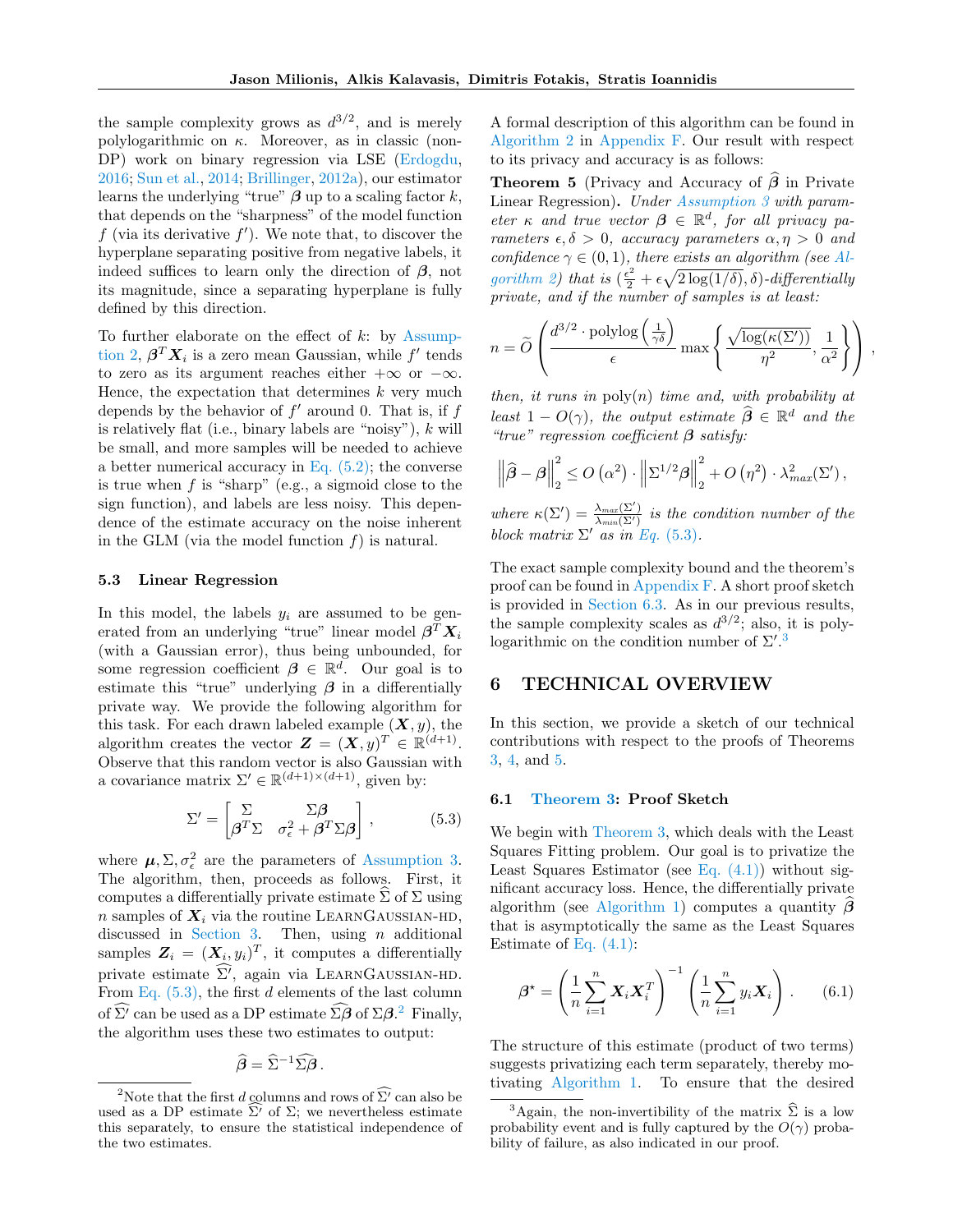the sample complexity grows as $d^{3/2}$, and is merely polylogarithmic on $\kappa$. Moreover, as in classic (non-DP) work on binary regression via LSE (Erdogdu, 2016; Sun et al., 2014; Brillinger, 2012a), our estimator learns the underlying "true" $\boldsymbol{\beta}$ up to a scaling factor $k$, that depends on the "sharpness" of the model function $f$ (via its derivative $f'$). We note that, to discover the hyperplane separating positive from negative labels, it indeed suffices to learn only the direction of $\boldsymbol{\beta}$, not its magnitude, since a separating hyperplane is fully defined by this direction.

To further elaborate on the effect of $k$: by Assumption 2, $\boldsymbol{\beta}^T \boldsymbol{X}_i$ is a zero mean Gaussian, while $f'$ tends to zero as its argument reaches either $+\infty$ or $-\infty$. Hence, the expectation that determines $k$ very much depends by the behavior of $f'$ around 0. That is, if $f$ is relatively flat (i.e., binary labels are "noisy"), $k$ will be small, and more samples will be needed to achieve a better numerical accuracy in Eq. (5.2); the converse is true when $f$ is "sharp" (e.g., a sigmoid close to the sign function), and labels are less noisy. This dependence of the estimate accuracy on the noise inherent in the GLM (via the model function $f$) is natural.

### 5.3 Linear Regression

In this model, the labels $y_i$ are assumed to be generated from an underlying "true" linear model $\boldsymbol{\beta}^T \boldsymbol{X}_i$ (with a Gaussian error), thus being unbounded, for some regression coefficient $\boldsymbol{\beta} \in \mathbb{R}^d$. Our goal is to estimate this "true" underlying $\boldsymbol{\beta}$ in a differentially private way. We provide the following algorithm for this task. For each drawn labeled example $(\boldsymbol{X}, y)$, the algorithm creates the vector $\boldsymbol{Z} = (\boldsymbol{X}, y)^T \in \mathbb{R}^{(d+1)}$. Observe that this random vector is also Gaussian with a covariance matrix $\Sigma' \in \mathbb{R}^{(d+1)\times(d+1)}$, given by:

$$\Sigma' = \begin{bmatrix} \Sigma & \Sigma\boldsymbol{\beta} \\ \boldsymbol{\beta}^T\Sigma & \sigma_\epsilon^2 + \boldsymbol{\beta}^T\Sigma\boldsymbol{\beta} \end{bmatrix}, \qquad (5.3)$$

where $\boldsymbol{\mu}, \Sigma, \sigma_\epsilon^2$ are the parameters of Assumption 3. The algorithm, then, proceeds as follows. First, it computes a differentially private estimate $\widehat{\Sigma}$ of $\Sigma$ using $n$ samples of $\boldsymbol{X}_i$ via the routine LearnGaussian-hd, discussed in Section 3. Then, using $n$ additional samples $\boldsymbol{Z}_i = (\boldsymbol{X}_i, y_i)^T$, it computes a differentially private estimate $\widehat{\Sigma'}$, again via LearnGaussian-hd. From Eq. (5.3), the first $d$ elements of the last column of $\widehat{\Sigma'}$ can be used as a DP estimate $\widehat{\Sigma\boldsymbol{\beta}}$ of $\Sigma\boldsymbol{\beta}$.[2] Finally, the algorithm uses these two estimates to output:

$$\widehat{\boldsymbol{\beta}} = \widehat{\Sigma}^{-1}\widehat{\Sigma\boldsymbol{\beta}}.$$

[2]Note that the first $d$ columns and rows of $\widehat{\Sigma'}$ can also be used as a DP estimate $\widehat{\Sigma'}$ of $\Sigma$; we nevertheless estimate this separately, to ensure the statistical independence of the two estimates.

A formal description of this algorithm can be found in Algorithm 2 in Appendix F. Our result with respect to its privacy and accuracy is as follows:

**Theorem 5** (Privacy and Accuracy of $\widehat{\boldsymbol{\beta}}$ in Private Linear Regression)**.** *Under Assumption 3 with parameter $\kappa$ and true vector $\boldsymbol{\beta} \in \mathbb{R}^d$, for all privacy parameters $\epsilon, \delta > 0$, accuracy parameters $\alpha, \eta > 0$ and confidence $\gamma \in (0, 1)$, there exists an algorithm (see Algorithm 2) that is $(\frac{\epsilon^2}{2} + \epsilon\sqrt{2\log(1/\delta)}, \delta)$-differentially private, and if the number of samples is at least:*

$$n = \widetilde{O}\left(\frac{d^{3/2} \cdot \text{polylog}\left(\frac{1}{\gamma\delta}\right)}{\epsilon} \max\left\{\frac{\sqrt{\log(\kappa(\Sigma'))}}{\eta^2}, \frac{1}{\alpha^2}\right\}\right),$$

*then, it runs in* poly$(n)$ *time and, with probability at least $1 - O(\gamma)$, the output estimate $\widehat{\boldsymbol{\beta}} \in \mathbb{R}^d$ and the "true" regression coefficient $\boldsymbol{\beta}$ satisfy:*

$$\left\|\widehat{\boldsymbol{\beta}} - \boldsymbol{\beta}\right\|_2^2 \le O\left(\alpha^2\right) \cdot \left\|\Sigma^{1/2}\boldsymbol{\beta}\right\|_2^2 + O\left(\eta^2\right) \cdot \lambda_{max}^2(\Sigma'),$$

*where $\kappa(\Sigma') = \frac{\lambda_{max}(\Sigma')}{\lambda_{min}(\Sigma')}$ is the condition number of the block matrix $\Sigma'$ as in Eq. (5.3).*

The exact sample complexity bound and the theorem's proof can be found in Appendix F. A short proof sketch is provided in Section 6.3. As in our previous results, the sample complexity scales as $d^{3/2}$; also, it is polylogarithmic on the condition number of $\Sigma'$.[3]

## 6 TECHNICAL OVERVIEW

In this section, we provide a sketch of our technical contributions with respect to the proofs of Theorems 3, 4, and 5.

### 6.1 Theorem 3: Proof Sketch

We begin with Theorem 3, which deals with the Least Squares Fitting problem. Our goal is to privatize the Least Squares Estimator (see Eq. (4.1)) without significant accuracy loss. Hence, the differentially private algorithm (see Algorithm 1) computes a quantity $\widehat{\boldsymbol{\beta}}$ that is asymptotically the same as the Least Squares Estimate of Eq. (4.1):

$$\boldsymbol{\beta}^\star = \left(\frac{1}{n}\sum_{i=1}^n \boldsymbol{X}_i\boldsymbol{X}_i^T\right)^{-1}\left(\frac{1}{n}\sum_{i=1}^n y_i\boldsymbol{X}_i\right). \qquad (6.1)$$

The structure of this estimate (product of two terms) suggests privatizing each term separately, thereby motivating Algorithm 1. To ensure that the desired

[3]Again, the non-invertibility of the matrix $\widehat{\Sigma}$ is a low probability event and is fully captured by the $O(\gamma)$ probability of failure, as also indicated in our proof.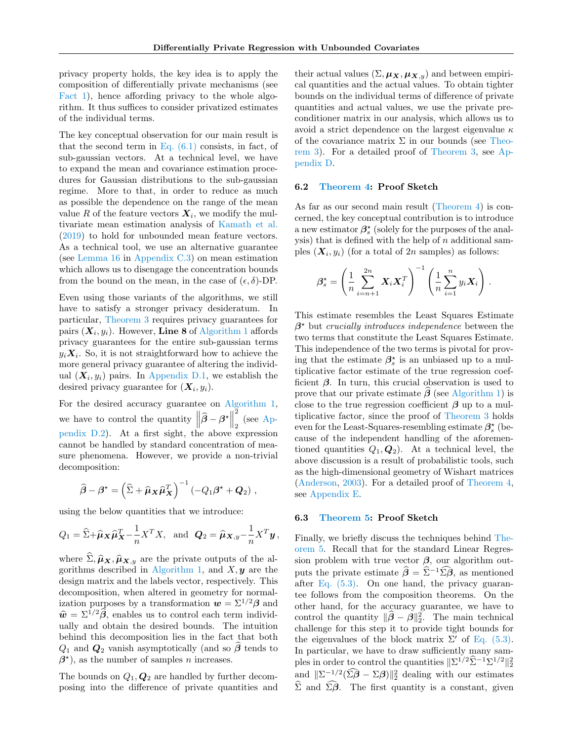privacy property holds, the key idea is to apply the composition of differentially private mechanisms (see Fact 1), hence affording privacy to the whole algorithm. It thus suffices to consider privatized estimates of the individual terms.

The key conceptual observation for our main result is that the second term in Eq. (6.1) consists, in fact, of sub-gaussian vectors. At a technical level, we have to expand the mean and covariance estimation procedures for Gaussian distributions to the sub-gaussian regime. More to that, in order to reduce as much as possible the dependence on the range of the mean value $R$ of the feature vectors $\boldsymbol{X}_i$, we modify the multivariate mean estimation analysis of Kamath et al. (2019) to hold for unbounded mean feature vectors. As a technical tool, we use an alternative guarantee (see Lemma 16 in Appendix C.3) on mean estimation which allows us to disengage the concentration bounds from the bound on the mean, in the case of $(\epsilon, \delta)$-DP.

Even using those variants of the algorithms, we still have to satisfy a stronger privacy desideratum. In particular, Theorem 3 requires privacy guarantees for pairs $(\boldsymbol{X}_i, y_i)$. However, **Line 8** of Algorithm 1 affords privacy guarantees for the entire sub-gaussian terms $y_i \boldsymbol{X}_i$. So, it is not straightforward how to achieve the more general privacy guarantee of altering the individual $(\boldsymbol{X}_i, y_i)$ pairs. In Appendix D.1, we establish the desired privacy guarantee for $(\boldsymbol{X}_i, y_i)$.

For the desired accuracy guarantee on Algorithm 1, we have to control the quantity $\left\|\widehat{\boldsymbol{\beta}} - \boldsymbol{\beta}^\star\right\|_2^2$ (see Appendix D.2). At a first sight, the above expression cannot be handled by standard concentration of measure phenomena. However, we provide a non-trivial decomposition:

$$\widehat{\boldsymbol{\beta}} - \boldsymbol{\beta}^\star = \left(\widehat{\Sigma} + \widehat{\boldsymbol{\mu}}_{\boldsymbol{X}} \widehat{\boldsymbol{\mu}}_{\boldsymbol{X}}^T\right)^{-1} \left(-Q_1 \boldsymbol{\beta}^\star + \boldsymbol{Q}_2\right),$$

using the below quantities that we introduce:

$$Q_1 = \widehat{\Sigma} + \widehat{\boldsymbol{\mu}}_{\boldsymbol{X}} \widehat{\boldsymbol{\mu}}_{\boldsymbol{X}}^T - \frac{1}{n} X^T X, \quad \text{and} \quad \boldsymbol{Q}_2 = \widehat{\boldsymbol{\mu}}_{\boldsymbol{X},y} - \frac{1}{n} X^T \boldsymbol{y},$$

where $\widehat{\Sigma}, \widehat{\boldsymbol{\mu}}_{\boldsymbol{X}}, \widehat{\boldsymbol{\mu}}_{\boldsymbol{X},y}$ are the private outputs of the algorithms described in Algorithm 1, and $X, \boldsymbol{y}$ are the design matrix and the labels vector, respectively. This decomposition, when altered in geometry for normalization purposes by a transformation $\boldsymbol{w} = \Sigma^{1/2} \boldsymbol{\beta}$ and $\widehat{\boldsymbol{w}} = \Sigma^{1/2} \widehat{\boldsymbol{\beta}}$, enables us to control each term individually and obtain the desired bounds. The intuition behind this decomposition lies in the fact that both $Q_1$ and $\boldsymbol{Q}_2$ vanish asymptotically (and so $\widehat{\boldsymbol{\beta}}$ tends to $\boldsymbol{\beta}^\star$), as the number of samples $n$ increases.

The bounds on $Q_1, \boldsymbol{Q}_2$ are handled by further decomposing into the difference of private quantities and their actual values $(\Sigma, \boldsymbol{\mu}_{\boldsymbol{X}}, \boldsymbol{\mu}_{\boldsymbol{X},y})$ and between empirical quantities and the actual values. To obtain tighter bounds on the individual terms of difference of private quantities and actual values, we use the private preconditioner matrix in our analysis, which allows us to avoid a strict dependence on the largest eigenvalue $\kappa$ of the covariance matrix $\Sigma$ in our bounds (see Theorem 3). For a detailed proof of Theorem 3, see Appendix D.

### 6.2 Theorem 4: Proof Sketch

As far as our second main result (Theorem 4) is concerned, the key conceptual contribution is to introduce a new estimator $\boldsymbol{\beta}_s^\star$ (solely for the purposes of the analysis) that is defined with the help of $n$ additional samples $(\boldsymbol{X}_i, y_i)$ (for a total of $2n$ samples) as follows:

$$\boldsymbol{\beta}_s^\star = \left(\frac{1}{n} \sum_{i=n+1}^{2n} \boldsymbol{X}_i \boldsymbol{X}_i^T\right)^{-1} \left(\frac{1}{n} \sum_{i=1}^{n} y_i \boldsymbol{X}_i\right).$$

This estimate resembles the Least Squares Estimate $\boldsymbol{\beta}^\star$ but *crucially introduces independence* between the two terms that constitute the Least Squares Estimate. This independence of the two terms is pivotal for proving that the estimate $\boldsymbol{\beta}_s^\star$ is an unbiased up to a multiplicative factor estimate of the true regression coefficient $\boldsymbol{\beta}$. In turn, this crucial observation is used to prove that our private estimate $\widehat{\boldsymbol{\beta}}$ (see Algorithm 1) is close to the true regression coefficient $\boldsymbol{\beta}$ up to a multiplicative factor, since the proof of Theorem 3 holds even for the Least-Squares-resembling estimate $\boldsymbol{\beta}_s^\star$ (because of the independent handling of the aforementioned quantities $Q_1, \boldsymbol{Q}_2$). At a technical level, the above discussion is a result of probabilistic tools, such as the high-dimensional geometry of Wishart matrices (Anderson, 2003). For a detailed proof of Theorem 4, see Appendix E.

### 6.3 Theorem 5: Proof Sketch

Finally, we briefly discuss the techniques behind Theorem 5. Recall that for the standard Linear Regression problem with true vector $\boldsymbol{\beta}$, our algorithm outputs the private estimate $\widehat{\boldsymbol{\beta}} = \widehat{\Sigma}^{-1} \widehat{\Sigma \boldsymbol{\beta}}$, as mentioned after Eq. (5.3). On one hand, the privacy guarantee follows from the composition theorems. On the other hand, for the accuracy guarantee, we have to control the quantity $\|\widehat{\boldsymbol{\beta}} - \boldsymbol{\beta}\|_2^2$. The main technical challenge for this step it to provide tight bounds for the eigenvalues of the block matrix $\Sigma'$ of Eq. (5.3). In particular, we have to draw sufficiently many samples in order to control the quantities $\|\Sigma^{1/2} \widehat{\Sigma}^{-1} \Sigma^{1/2}\|_2^2$ and $\|\Sigma^{-1/2}(\widehat{\Sigma \boldsymbol{\beta}} - \Sigma \boldsymbol{\beta})\|_2^2$ dealing with our estimates $\widehat{\Sigma}$ and $\widehat{\Sigma \boldsymbol{\beta}}$. The first quantity is a constant, given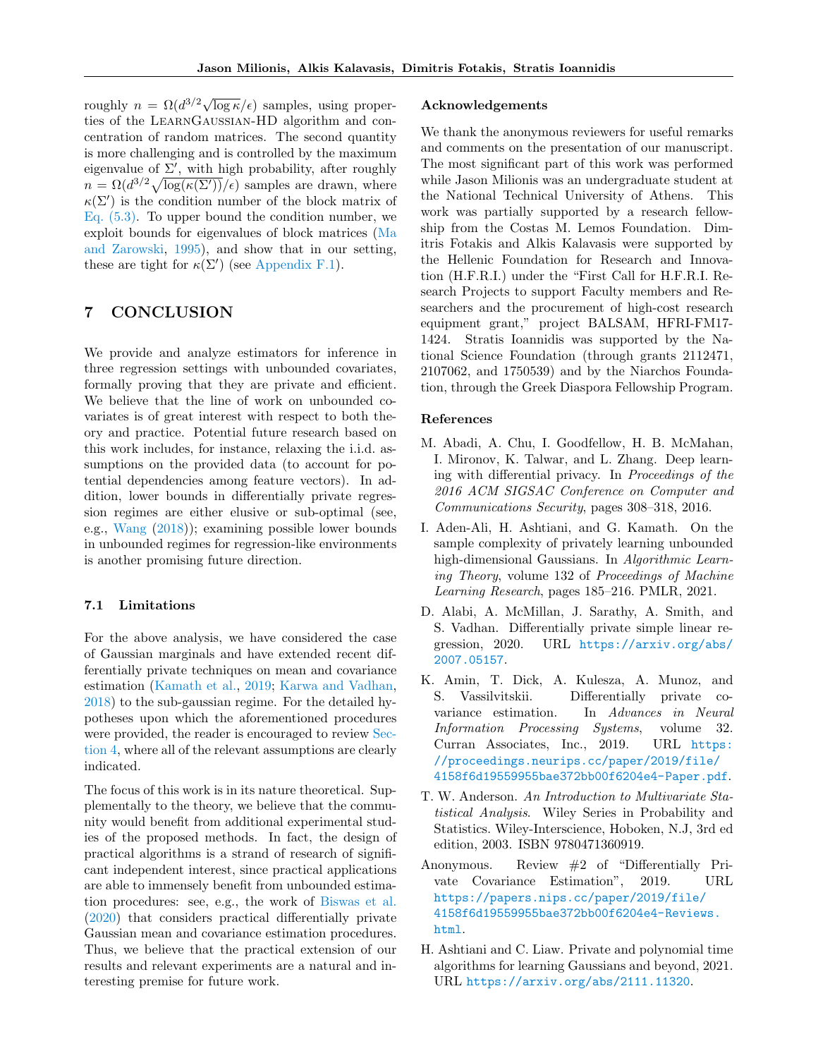roughly $n = \Omega(d^{3/2}\sqrt{\log \kappa}/\epsilon)$ samples, using properties of the LearnGaussian-HD algorithm and concentration of random matrices. The second quantity is more challenging and is controlled by the maximum eigenvalue of $\Sigma'$, with high probability, after roughly $n = \Omega(d^{3/2}\sqrt{\log(\kappa(\Sigma'))}/\epsilon)$ samples are drawn, where $\kappa(\Sigma')$ is the condition number of the block matrix of Eq. (5.3). To upper bound the condition number, we exploit bounds for eigenvalues of block matrices (Ma and Zarowski, 1995), and show that in our setting, these are tight for $\kappa(\Sigma')$ (see Appendix F.1).

## 7 CONCLUSION

We provide and analyze estimators for inference in three regression settings with unbounded covariates, formally proving that they are private and efficient. We believe that the line of work on unbounded covariates is of great interest with respect to both theory and practice. Potential future research based on this work includes, for instance, relaxing the i.i.d. assumptions on the provided data (to account for potential dependencies among feature vectors). In addition, lower bounds in differentially private regression regimes are either elusive or sub-optimal (see, e.g., Wang (2018)); examining possible lower bounds in unbounded regimes for regression-like environments is another promising future direction.

### 7.1 Limitations

For the above analysis, we have considered the case of Gaussian marginals and have extended recent differentially private techniques on mean and covariance estimation (Kamath et al., 2019; Karwa and Vadhan, 2018) to the sub-gaussian regime. For the detailed hypotheses upon which the aforementioned procedures were provided, the reader is encouraged to review Section 4, where all of the relevant assumptions are clearly indicated.

The focus of this work is in its nature theoretical. Supplementally to the theory, we believe that the community would benefit from additional experimental studies of the proposed methods. In fact, the design of practical algorithms is a strand of research of significant independent interest, since practical applications are able to immensely benefit from unbounded estimation procedures: see, e.g., the work of Biswas et al. (2020) that considers practical differentially private Gaussian mean and covariance estimation procedures. Thus, we believe that the practical extension of our results and relevant experiments are a natural and interesting premise for future work.

### Acknowledgements

We thank the anonymous reviewers for useful remarks and comments on the presentation of our manuscript. The most significant part of this work was performed while Jason Milionis was an undergraduate student at the National Technical University of Athens. This work was partially supported by a research fellowship from the Costas M. Lemos Foundation. Dimitris Fotakis and Alkis Kalavasis were supported by the Hellenic Foundation for Research and Innovation (H.F.R.I.) under the "First Call for H.F.R.I. Research Projects to support Faculty members and Researchers and the procurement of high-cost research equipment grant," project BALSAM, HFRI-FM17-1424. Stratis Ioannidis was supported by the National Science Foundation (through grants 2112471, 2107062, and 1750539) and by the Niarchos Foundation, through the Greek Diaspora Fellowship Program.

### References

M. Abadi, A. Chu, I. Goodfellow, H. B. McMahan, I. Mironov, K. Talwar, and L. Zhang. Deep learning with differential privacy. In *Proceedings of the 2016 ACM SIGSAC Conference on Computer and Communications Security*, pages 308–318, 2016.

I. Aden-Ali, H. Ashtiani, and G. Kamath. On the sample complexity of privately learning unbounded high-dimensional Gaussians. In *Algorithmic Learning Theory*, volume 132 of *Proceedings of Machine Learning Research*, pages 185–216. PMLR, 2021.

D. Alabi, A. McMillan, J. Sarathy, A. Smith, and S. Vadhan. Differentially private simple linear regression, 2020. URL https://arxiv.org/abs/2007.05157.

K. Amin, T. Dick, A. Kulesza, A. Munoz, and S. Vassilvitskii. Differentially private covariance estimation. In *Advances in Neural Information Processing Systems*, volume 32. Curran Associates, Inc., 2019. URL https://proceedings.neurips.cc/paper/2019/file/4158f6d19559955bae372bb00f6204e4-Paper.pdf.

T. W. Anderson. *An Introduction to Multivariate Statistical Analysis*. Wiley Series in Probability and Statistics. Wiley-Interscience, Hoboken, N.J, 3rd ed edition, 2003. ISBN 9780471360919.

Anonymous. Review #2 of "Differentially Private Covariance Estimation", 2019. URL https://papers.nips.cc/paper/2019/file/4158f6d19559955bae372bb00f6204e4-Reviews.html.

H. Ashtiani and C. Liaw. Private and polynomial time algorithms for learning Gaussians and beyond, 2021. URL https://arxiv.org/abs/2111.11320.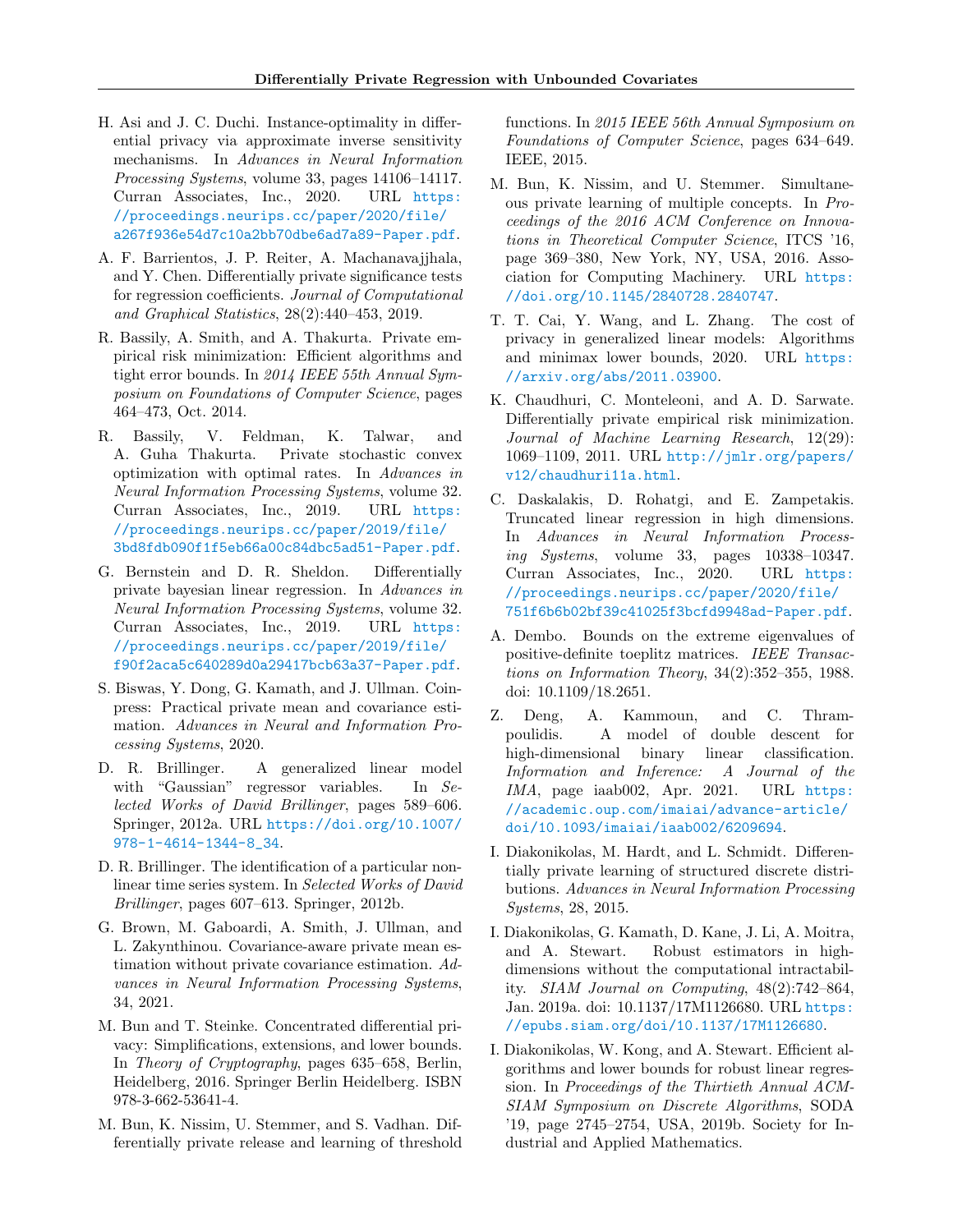H. Asi and J. C. Duchi. Instance-optimality in differential privacy via approximate inverse sensitivity mechanisms. In *Advances in Neural Information Processing Systems*, volume 33, pages 14106–14117. Curran Associates, Inc., 2020. URL https://proceedings.neurips.cc/paper/2020/file/a267f936e54d7c10a2bb70dbe6ad7a89-Paper.pdf.

A. F. Barrientos, J. P. Reiter, A. Machanavajjhala, and Y. Chen. Differentially private significance tests for regression coefficients. *Journal of Computational and Graphical Statistics*, 28(2):440–453, 2019.

R. Bassily, A. Smith, and A. Thakurta. Private empirical risk minimization: Efficient algorithms and tight error bounds. In *2014 IEEE 55th Annual Symposium on Foundations of Computer Science*, pages 464–473, Oct. 2014.

R. Bassily, V. Feldman, K. Talwar, and A. Guha Thakurta. Private stochastic convex optimization with optimal rates. In *Advances in Neural Information Processing Systems*, volume 32. Curran Associates, Inc., 2019. URL https://proceedings.neurips.cc/paper/2019/file/3bd8fdb090f1f5eb66a00c84dbc5ad51-Paper.pdf.

G. Bernstein and D. R. Sheldon. Differentially private bayesian linear regression. In *Advances in Neural Information Processing Systems*, volume 32. Curran Associates, Inc., 2019. URL https://proceedings.neurips.cc/paper/2019/file/f90f2aca5c640289d0a29417bcb63a37-Paper.pdf.

S. Biswas, Y. Dong, G. Kamath, and J. Ullman. Coinpress: Practical private mean and covariance estimation. *Advances in Neural and Information Processing Systems*, 2020.

D. R. Brillinger. A generalized linear model with "Gaussian" regressor variables. In *Selected Works of David Brillinger*, pages 589–606. Springer, 2012a. URL https://doi.org/10.1007/978-1-4614-1344-8_34.

D. R. Brillinger. The identification of a particular nonlinear time series system. In *Selected Works of David Brillinger*, pages 607–613. Springer, 2012b.

G. Brown, M. Gaboardi, A. Smith, J. Ullman, and L. Zakynthinou. Covariance-aware private mean estimation without private covariance estimation. *Advances in Neural Information Processing Systems*, 34, 2021.

M. Bun and T. Steinke. Concentrated differential privacy: Simplifications, extensions, and lower bounds. In *Theory of Cryptography*, pages 635–658, Berlin, Heidelberg, 2016. Springer Berlin Heidelberg. ISBN 978-3-662-53641-4.

M. Bun, K. Nissim, U. Stemmer, and S. Vadhan. Differentially private release and learning of threshold functions. In *2015 IEEE 56th Annual Symposium on Foundations of Computer Science*, pages 634–649. IEEE, 2015.

M. Bun, K. Nissim, and U. Stemmer. Simultaneous private learning of multiple concepts. In *Proceedings of the 2016 ACM Conference on Innovations in Theoretical Computer Science*, ITCS '16, page 369–380, New York, NY, USA, 2016. Association for Computing Machinery. URL https://doi.org/10.1145/2840728.2840747.

T. T. Cai, Y. Wang, and L. Zhang. The cost of privacy in generalized linear models: Algorithms and minimax lower bounds, 2020. URL https://arxiv.org/abs/2011.03900.

K. Chaudhuri, C. Monteleoni, and A. D. Sarwate. Differentially private empirical risk minimization. *Journal of Machine Learning Research*, 12(29): 1069–1109, 2011. URL http://jmlr.org/papers/v12/chaudhuri11a.html.

C. Daskalakis, D. Rohatgi, and E. Zampetakis. Truncated linear regression in high dimensions. In *Advances in Neural Information Processing Systems*, volume 33, pages 10338–10347. Curran Associates, Inc., 2020. URL https://proceedings.neurips.cc/paper/2020/file/751f6b6b02bf39c41025f3bcfd9948ad-Paper.pdf.

A. Dembo. Bounds on the extreme eigenvalues of positive-definite toeplitz matrices. *IEEE Transactions on Information Theory*, 34(2):352–355, 1988. doi: 10.1109/18.2651.

Z. Deng, A. Kammoun, and C. Thrampoulidis. A model of double descent for high-dimensional binary linear classification. *Information and Inference: A Journal of the IMA*, page iaab002, Apr. 2021. URL https://academic.oup.com/imaiai/advance-article/doi/10.1093/imaiai/iaab002/6209694.

I. Diakonikolas, M. Hardt, and L. Schmidt. Differentially private learning of structured discrete distributions. *Advances in Neural Information Processing Systems*, 28, 2015.

I. Diakonikolas, G. Kamath, D. Kane, J. Li, A. Moitra, and A. Stewart. Robust estimators in high-dimensions without the computational intractability. *SIAM Journal on Computing*, 48(2):742–864, Jan. 2019a. doi: 10.1137/17M1126680. URL https://epubs.siam.org/doi/10.1137/17M1126680.

I. Diakonikolas, W. Kong, and A. Stewart. Efficient algorithms and lower bounds for robust linear regression. In *Proceedings of the Thirtieth Annual ACM-SIAM Symposium on Discrete Algorithms*, SODA '19, page 2745–2754, USA, 2019b. Society for Industrial and Applied Mathematics.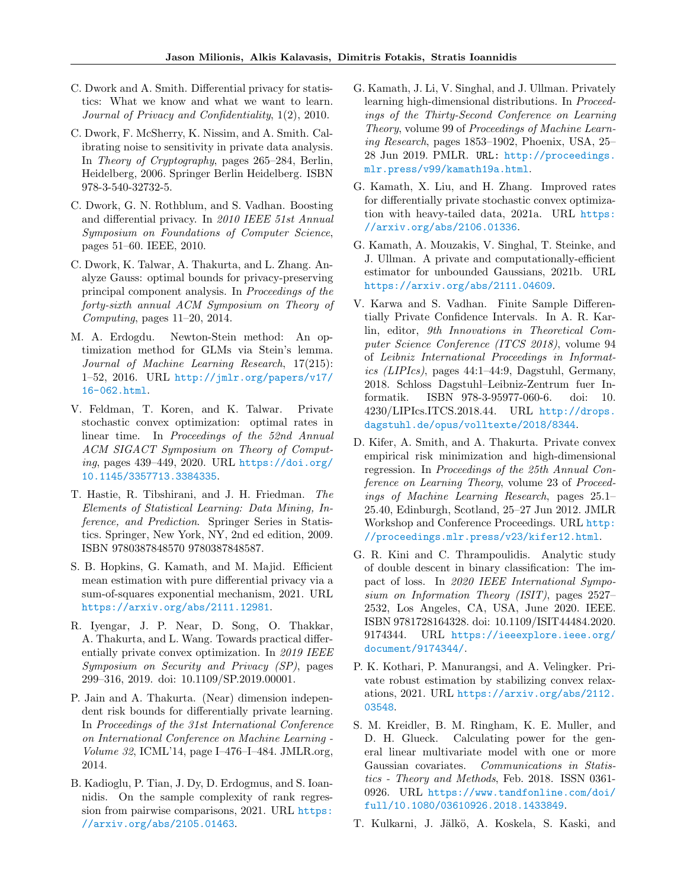C. Dwork and A. Smith. Differential privacy for statistics: What we know and what we want to learn. *Journal of Privacy and Confidentiality*, 1(2), 2010.

C. Dwork, F. McSherry, K. Nissim, and A. Smith. Calibrating noise to sensitivity in private data analysis. In *Theory of Cryptography*, pages 265–284, Berlin, Heidelberg, 2006. Springer Berlin Heidelberg. ISBN 978-3-540-32732-5.

C. Dwork, G. N. Rothblum, and S. Vadhan. Boosting and differential privacy. In *2010 IEEE 51st Annual Symposium on Foundations of Computer Science*, pages 51–60. IEEE, 2010.

C. Dwork, K. Talwar, A. Thakurta, and L. Zhang. Analyze Gauss: optimal bounds for privacy-preserving principal component analysis. In *Proceedings of the forty-sixth annual ACM Symposium on Theory of Computing*, pages 11–20, 2014.

M. A. Erdogdu. Newton-Stein method: An optimization method for GLMs via Stein's lemma. *Journal of Machine Learning Research*, 17(215): 1–52, 2016. URL http://jmlr.org/papers/v17/16-062.html.

V. Feldman, T. Koren, and K. Talwar. Private stochastic convex optimization: optimal rates in linear time. In *Proceedings of the 52nd Annual ACM SIGACT Symposium on Theory of Computing*, pages 439–449, 2020. URL https://doi.org/10.1145/3357713.3384335.

T. Hastie, R. Tibshirani, and J. H. Friedman. *The Elements of Statistical Learning: Data Mining, Inference, and Prediction*. Springer Series in Statistics. Springer, New York, NY, 2nd ed edition, 2009. ISBN 9780387848570 9780387848587.

S. B. Hopkins, G. Kamath, and M. Majid. Efficient mean estimation with pure differential privacy via a sum-of-squares exponential mechanism, 2021. URL https://arxiv.org/abs/2111.12981.

R. Iyengar, J. P. Near, D. Song, O. Thakkar, A. Thakurta, and L. Wang. Towards practical differentially private convex optimization. In *2019 IEEE Symposium on Security and Privacy (SP)*, pages 299–316, 2019. doi: 10.1109/SP.2019.00001.

P. Jain and A. Thakurta. (Near) dimension independent risk bounds for differentially private learning. In *Proceedings of the 31st International Conference on International Conference on Machine Learning - Volume 32*, ICML'14, page I–476–I–484. JMLR.org, 2014.

B. Kadioglu, P. Tian, J. Dy, D. Erdogmus, and S. Ioannidis. On the sample complexity of rank regression from pairwise comparisons, 2021. URL https://arxiv.org/abs/2105.01463.

G. Kamath, J. Li, V. Singhal, and J. Ullman. Privately learning high-dimensional distributions. In *Proceedings of the Thirty-Second Conference on Learning Theory*, volume 99 of *Proceedings of Machine Learning Research*, pages 1853–1902, Phoenix, USA, 25–28 Jun 2019. PMLR. URL: http://proceedings.mlr.press/v99/kamath19a.html.

G. Kamath, X. Liu, and H. Zhang. Improved rates for differentially private stochastic convex optimization with heavy-tailed data, 2021a. URL https://arxiv.org/abs/2106.01336.

G. Kamath, A. Mouzakis, V. Singhal, T. Steinke, and J. Ullman. A private and computationally-efficient estimator for unbounded Gaussians, 2021b. URL https://arxiv.org/abs/2111.04609.

V. Karwa and S. Vadhan. Finite Sample Differentially Private Confidence Intervals. In A. R. Karlin, editor, *9th Innovations in Theoretical Computer Science Conference (ITCS 2018)*, volume 94 of *Leibniz International Proceedings in Informatics (LIPIcs)*, pages 44:1–44:9, Dagstuhl, Germany, 2018. Schloss Dagstuhl–Leibniz-Zentrum fuer Informatik. ISBN 978-3-95977-060-6. doi: 10.4230/LIPIcs.ITCS.2018.44. URL http://drops.dagstuhl.de/opus/volltexte/2018/8344.

D. Kifer, A. Smith, and A. Thakurta. Private convex empirical risk minimization and high-dimensional regression. In *Proceedings of the 25th Annual Conference on Learning Theory*, volume 23 of *Proceedings of Machine Learning Research*, pages 25.1–25.40, Edinburgh, Scotland, 25–27 Jun 2012. JMLR Workshop and Conference Proceedings. URL http://proceedings.mlr.press/v23/kifer12.html.

G. R. Kini and C. Thrampoulidis. Analytic study of double descent in binary classification: The impact of loss. In *2020 IEEE International Symposium on Information Theory (ISIT)*, pages 2527–2532, Los Angeles, CA, USA, June 2020. IEEE. ISBN 9781728164328. doi: 10.1109/ISIT44484.2020.9174344. URL https://ieeexplore.ieee.org/document/9174344/.

P. K. Kothari, P. Manurangsi, and A. Velingker. Private robust estimation by stabilizing convex relaxations, 2021. URL https://arxiv.org/abs/2112.03548.

S. M. Kreidler, B. M. Ringham, K. E. Muller, and D. H. Glueck. Calculating power for the general linear multivariate model with one or more Gaussian covariates. *Communications in Statistics - Theory and Methods*, Feb. 2018. ISSN 0361-0926. URL https://www.tandfonline.com/doi/full/10.1080/03610926.2018.1433849.

T. Kulkarni, J. Jälkö, A. Koskela, S. Kaski, and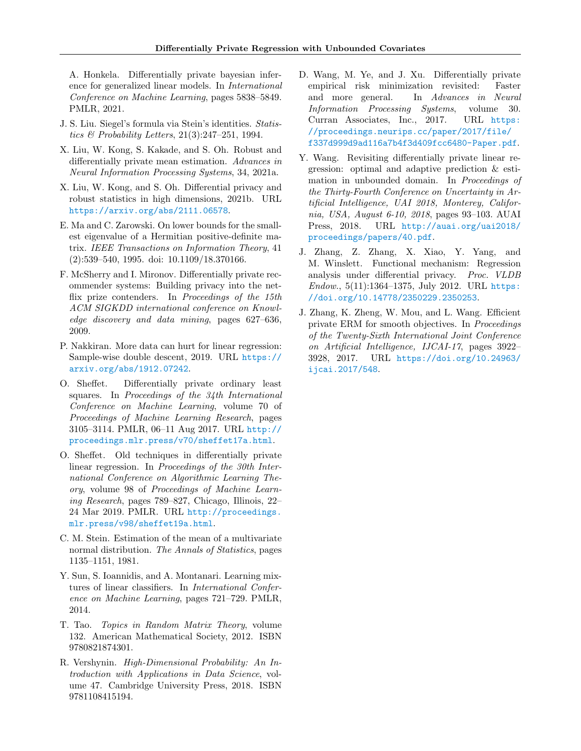A. Honkela. Differentially private bayesian inference for generalized linear models. In *International Conference on Machine Learning*, pages 5838–5849. PMLR, 2021.

J. S. Liu. Siegel's formula via Stein's identities. *Statistics & Probability Letters*, 21(3):247–251, 1994.

X. Liu, W. Kong, S. Kakade, and S. Oh. Robust and differentially private mean estimation. *Advances in Neural Information Processing Systems*, 34, 2021a.

X. Liu, W. Kong, and S. Oh. Differential privacy and robust statistics in high dimensions, 2021b. URL https://arxiv.org/abs/2111.06578.

E. Ma and C. Zarowski. On lower bounds for the smallest eigenvalue of a Hermitian positive-definite matrix. *IEEE Transactions on Information Theory*, 41 (2):539–540, 1995. doi: 10.1109/18.370166.

F. McSherry and I. Mironov. Differentially private recommender systems: Building privacy into the netflix prize contenders. In *Proceedings of the 15th ACM SIGKDD international conference on Knowledge discovery and data mining*, pages 627–636, 2009.

P. Nakkiran. More data can hurt for linear regression: Sample-wise double descent, 2019. URL https://arxiv.org/abs/1912.07242.

O. Sheffet. Differentially private ordinary least squares. In *Proceedings of the 34th International Conference on Machine Learning*, volume 70 of *Proceedings of Machine Learning Research*, pages 3105–3114. PMLR, 06–11 Aug 2017. URL http://proceedings.mlr.press/v70/sheffet17a.html.

O. Sheffet. Old techniques in differentially private linear regression. In *Proceedings of the 30th International Conference on Algorithmic Learning Theory*, volume 98 of *Proceedings of Machine Learning Research*, pages 789–827, Chicago, Illinois, 22–24 Mar 2019. PMLR. URL http://proceedings.mlr.press/v98/sheffet19a.html.

C. M. Stein. Estimation of the mean of a multivariate normal distribution. *The Annals of Statistics*, pages 1135–1151, 1981.

Y. Sun, S. Ioannidis, and A. Montanari. Learning mixtures of linear classifiers. In *International Conference on Machine Learning*, pages 721–729. PMLR, 2014.

T. Tao. *Topics in Random Matrix Theory*, volume 132. American Mathematical Society, 2012. ISBN 9780821874301.

R. Vershynin. *High-Dimensional Probability: An Introduction with Applications in Data Science*, volume 47. Cambridge University Press, 2018. ISBN 9781108415194.

D. Wang, M. Ye, and J. Xu. Differentially private empirical risk minimization revisited: Faster and more general. In *Advances in Neural Information Processing Systems*, volume 30. Curran Associates, Inc., 2017. URL https://proceedings.neurips.cc/paper/2017/file/f337d999d9ad116a7b4f3d409fcc6480-Paper.pdf.

Y. Wang. Revisiting differentially private linear regression: optimal and adaptive prediction & estimation in unbounded domain. In *Proceedings of the Thirty-Fourth Conference on Uncertainty in Artificial Intelligence, UAI 2018, Monterey, California, USA, August 6-10, 2018*, pages 93–103. AUAI Press, 2018. URL http://auai.org/uai2018/proceedings/papers/40.pdf.

J. Zhang, Z. Zhang, X. Xiao, Y. Yang, and M. Winslett. Functional mechanism: Regression analysis under differential privacy. *Proc. VLDB Endow.*, 5(11):1364–1375, July 2012. URL https://doi.org/10.14778/2350229.2350253.

J. Zhang, K. Zheng, W. Mou, and L. Wang. Efficient private ERM for smooth objectives. In *Proceedings of the Twenty-Sixth International Joint Conference on Artificial Intelligence, IJCAI-17*, pages 3922–3928, 2017. URL https://doi.org/10.24963/ijcai.2017/548.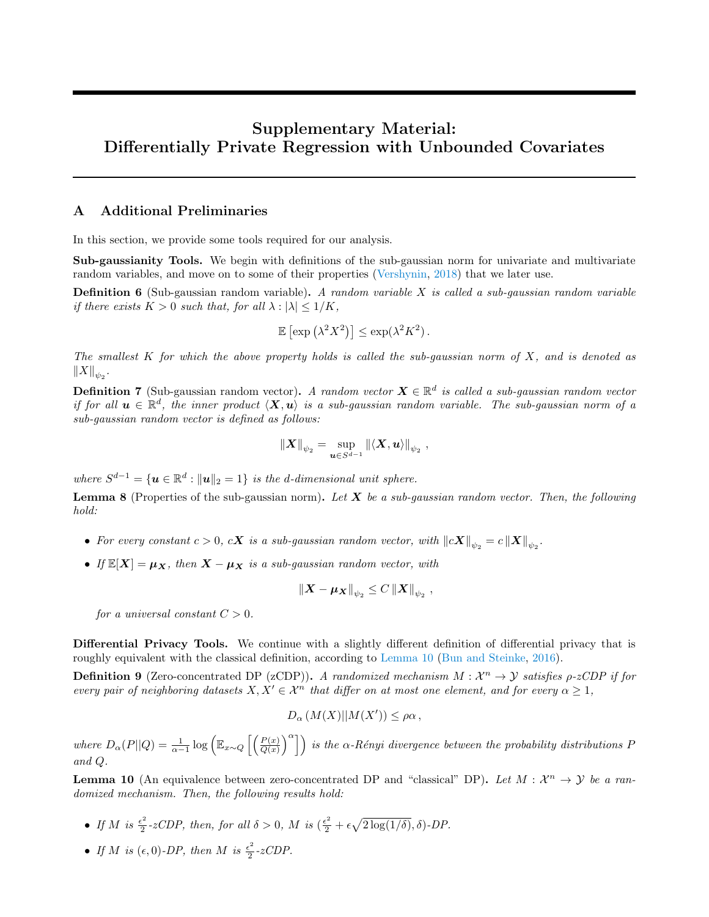# Supplementary Material: Differentially Private Regression with Unbounded Covariates

## A Additional Preliminaries

In this section, we provide some tools required for our analysis.

**Sub-gaussianity Tools.** We begin with definitions of the sub-gaussian norm for univariate and multivariate random variables, and move on to some of their properties (Vershynin, 2018) that we later use.

**Definition 6** (Sub-gaussian random variable)**.** *A random variable $X$ is called a sub-gaussian random variable if there exists $K > 0$ such that, for all $\lambda : |\lambda| \leq 1/K$,*

$$\mathbb{E}\left[\exp\left(\lambda^2 X^2\right)\right] \leq \exp(\lambda^2 K^2)\,.$$

*The smallest $K$ for which the above property holds is called the sub-gaussian norm of $X$, and is denoted as $\|X\|_{\psi_2}$.*

**Definition 7** (Sub-gaussian random vector)**.** *A random vector $\boldsymbol{X} \in \mathbb{R}^d$ is called a sub-gaussian random vector if for all $\boldsymbol{u} \in \mathbb{R}^d$, the inner product $\langle \boldsymbol{X}, \boldsymbol{u} \rangle$ is a sub-gaussian random variable. The sub-gaussian norm of a sub-gaussian random vector is defined as follows:*

$$\|\boldsymbol{X}\|_{\psi_2} = \sup_{\boldsymbol{u} \in S^{d-1}} \|\langle \boldsymbol{X}, \boldsymbol{u} \rangle\|_{\psi_2}\,,$$

*where $S^{d-1} = \{\boldsymbol{u} \in \mathbb{R}^d : \|\boldsymbol{u}\|_2 = 1\}$ is the $d$-dimensional unit sphere.*

**Lemma 8** (Properties of the sub-gaussian norm)**.** *Let $\boldsymbol{X}$ be a sub-gaussian random vector. Then, the following hold:*

- *For every constant $c > 0$, $c\boldsymbol{X}$ is a sub-gaussian random vector, with $\|c\boldsymbol{X}\|_{\psi_2} = c\,\|\boldsymbol{X}\|_{\psi_2}$.*
- *If $\mathbb{E}[\boldsymbol{X}] = \boldsymbol{\mu_X}$, then $\boldsymbol{X} - \boldsymbol{\mu_X}$ is a sub-gaussian random vector, with*

  $$\|\boldsymbol{X} - \boldsymbol{\mu_X}\|_{\psi_2} \leq C\,\|\boldsymbol{X}\|_{\psi_2}\,,$$

  *for a universal constant $C > 0$.*

**Differential Privacy Tools.** We continue with a slightly different definition of differential privacy that is roughly equivalent with the classical definition, according to Lemma 10 (Bun and Steinke, 2016).

**Definition 9** (Zero-concentrated DP (zCDP))**.** *A randomized mechanism $M : \mathcal{X}^n \to \mathcal{Y}$ satisfies $\rho$-zCDP if for every pair of neighboring datasets $X, X' \in \mathcal{X}^n$ that differ on at most one element, and for every $\alpha \geq 1$,*

$$D_\alpha\left(M(X)||M(X')\right) \leq \rho\alpha\,,$$

*where $D_\alpha(P||Q) = \frac{1}{\alpha-1}\log\left(\mathbb{E}_{x\sim Q}\left[\left(\frac{P(x)}{Q(x)}\right)^\alpha\right]\right)$ is the $\alpha$-Rényi divergence between the probability distributions $P$ and $Q$.*

**Lemma 10** (An equivalence between zero-concentrated DP and "classical" DP)**.** *Let $M : \mathcal{X}^n \to \mathcal{Y}$ be a randomized mechanism. Then, the following results hold:*

- *If $M$ is $\frac{\epsilon^2}{2}$-zCDP, then, for all $\delta > 0$, $M$ is $(\frac{\epsilon^2}{2} + \epsilon\sqrt{2\log(1/\delta)}, \delta)$-DP.*
- *If $M$ is $(\epsilon, 0)$-DP, then $M$ is $\frac{\epsilon^2}{2}$-zCDP.*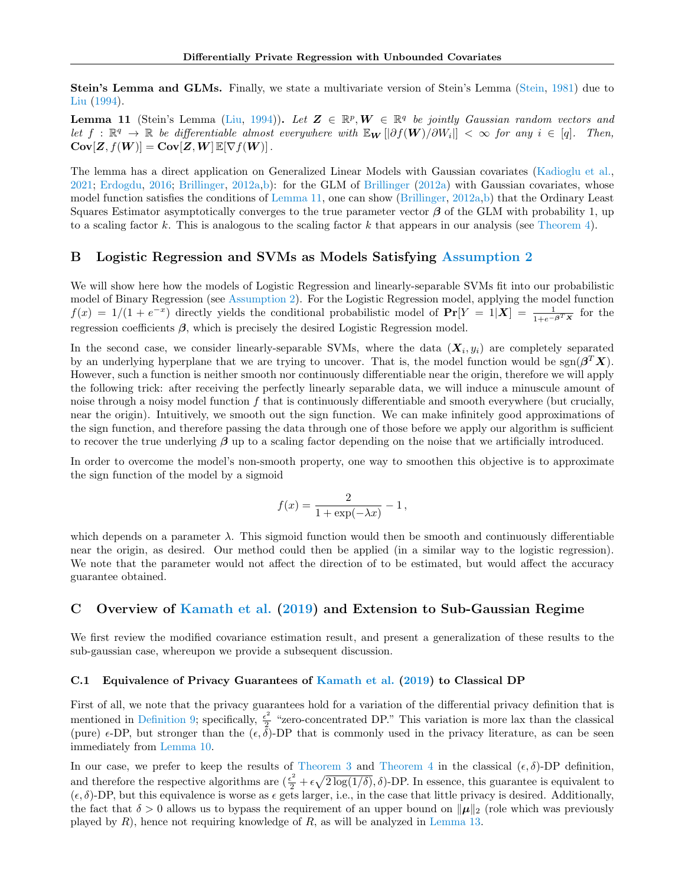**Stein's Lemma and GLMs.** Finally, we state a multivariate version of Stein's Lemma (Stein, 1981) due to Liu (1994).

**Lemma 11** (Stein's Lemma (Liu, 1994))**.** *Let $\boldsymbol{Z} \in \mathbb{R}^p, \boldsymbol{W} \in \mathbb{R}^q$ be jointly Gaussian random vectors and let $f : \mathbb{R}^q \to \mathbb{R}$ be differentiable almost everywhere with $\mathbb{E}_{\boldsymbol{W}}[|\partial f(\boldsymbol{W})/\partial W_i|] < \infty$ for any $i \in [q]$. Then,* $\mathbf{Cov}[\boldsymbol{Z}, f(\boldsymbol{W})] = \mathbf{Cov}[\boldsymbol{Z}, \boldsymbol{W}]\, \mathbb{E}[\nabla f(\boldsymbol{W})]$.

The lemma has a direct application on Generalized Linear Models with Gaussian covariates (Kadioglu et al., 2021; Erdogdu, 2016; Brillinger, 2012a,b): for the GLM of Brillinger (2012a) with Gaussian covariates, whose model function satisfies the conditions of Lemma 11, one can show (Brillinger, 2012a,b) that the Ordinary Least Squares Estimator asymptotically converges to the true parameter vector $\boldsymbol{\beta}$ of the GLM with probability 1, up to a scaling factor $k$. This is analogous to the scaling factor $k$ that appears in our analysis (see Theorem 4).

## B Logistic Regression and SVMs as Models Satisfying Assumption 2

We will show here how the models of Logistic Regression and linearly-separable SVMs fit into our probabilistic model of Binary Regression (see Assumption 2). For the Logistic Regression model, applying the model function $f(x) = 1/(1 + e^{-x})$ directly yields the conditional probabilistic model of $\mathbf{Pr}[Y = 1|\boldsymbol{X}] = \frac{1}{1+e^{-\boldsymbol{\beta}^T \boldsymbol{X}}}$ for the regression coefficients $\boldsymbol{\beta}$, which is precisely the desired Logistic Regression model.

In the second case, we consider linearly-separable SVMs, where the data $(\boldsymbol{X}_i, y_i)$ are completely separated by an underlying hyperplane that we are trying to uncover. That is, the model function would be $\text{sgn}(\boldsymbol{\beta}^T \boldsymbol{X})$. However, such a function is neither smooth nor continuously differentiable near the origin, therefore we will apply the following trick: after receiving the perfectly linearly separable data, we will induce a minuscule amount of noise through a noisy model function $f$ that is continuously differentiable and smooth everywhere (but crucially, near the origin). Intuitively, we smooth out the sign function. We can make infinitely good approximations of the sign function, and therefore passing the data through one of those before we apply our algorithm is sufficient to recover the true underlying $\boldsymbol{\beta}$ up to a scaling factor depending on the noise that we artificially introduced.

In order to overcome the model's non-smooth property, one way to smoothen this objective is to approximate the sign function of the model by a sigmoid

$$f(x) = \frac{2}{1 + \exp(-\lambda x)} - 1\,,$$

which depends on a parameter $\lambda$. This sigmoid function would then be smooth and continuously differentiable near the origin, as desired. Our method could then be applied (in a similar way to the logistic regression). We note that the parameter would not affect the direction of to be estimated, but would affect the accuracy guarantee obtained.

## C Overview of Kamath et al. (2019) and Extension to Sub-Gaussian Regime

We first review the modified covariance estimation result, and present a generalization of these results to the sub-gaussian case, whereupon we provide a subsequent discussion.

### C.1 Equivalence of Privacy Guarantees of Kamath et al. (2019) to Classical DP

First of all, we note that the privacy guarantees hold for a variation of the differential privacy definition that is mentioned in Definition 9; specifically, $\frac{\epsilon^2}{2}$ "zero-concentrated DP." This variation is more lax than the classical (pure) $\epsilon$-DP, but stronger than the $(\epsilon, \delta)$-DP that is commonly used in the privacy literature, as can be seen immediately from Lemma 10.

In our case, we prefer to keep the results of Theorem 3 and Theorem 4 in the classical $(\epsilon, \delta)$-DP definition, and therefore the respective algorithms are $(\frac{\epsilon^2}{2} + \epsilon\sqrt{2\log(1/\delta)}, \delta)$-DP. In essence, this guarantee is equivalent to $(\epsilon, \delta)$-DP, but this equivalence is worse as $\epsilon$ gets larger, i.e., in the case that little privacy is desired. Additionally, the fact that $\delta > 0$ allows us to bypass the requirement of an upper bound on $\|\boldsymbol{\mu}\|_2$ (role which was previously played by $R$), hence not requiring knowledge of $R$, as will be analyzed in Lemma 13.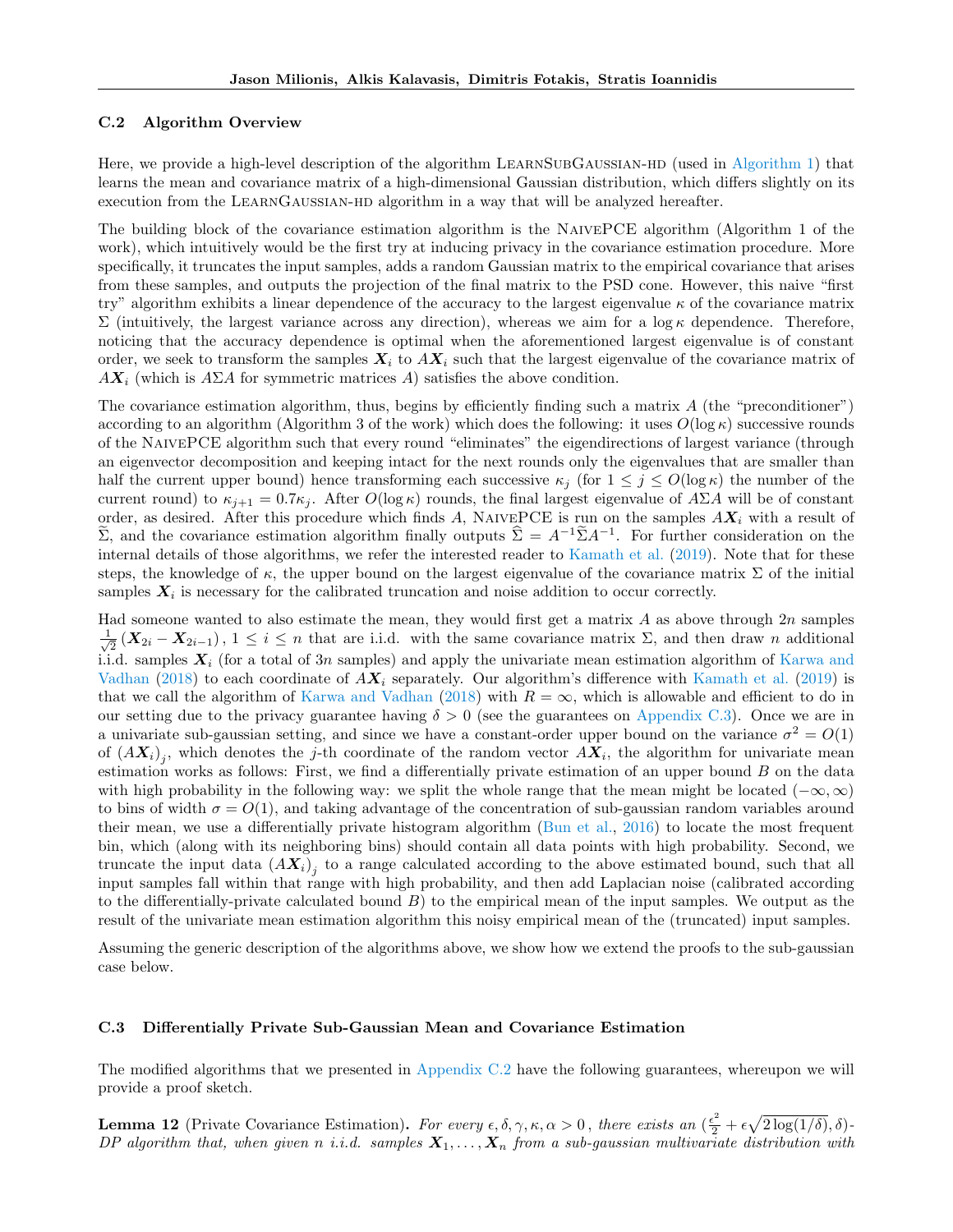### C.2 Algorithm Overview

Here, we provide a high-level description of the algorithm LearnSubGaussian-hd (used in Algorithm 1) that learns the mean and covariance matrix of a high-dimensional Gaussian distribution, which differs slightly on its execution from the LearnGaussian-hd algorithm in a way that will be analyzed hereafter.

The building block of the covariance estimation algorithm is the NaivePCE algorithm (Algorithm 1 of the work), which intuitively would be the first try at inducing privacy in the covariance estimation procedure. More specifically, it truncates the input samples, adds a random Gaussian matrix to the empirical covariance that arises from these samples, and outputs the projection of the final matrix to the PSD cone. However, this naive "first try" algorithm exhibits a linear dependence of the accuracy to the largest eigenvalue $\kappa$ of the covariance matrix $\Sigma$ (intuitively, the largest variance across any direction), whereas we aim for a $\log \kappa$ dependence. Therefore, noticing that the accuracy dependence is optimal when the aforementioned largest eigenvalue is of constant order, we seek to transform the samples $\boldsymbol{X}_i$ to $A\boldsymbol{X}_i$ such that the largest eigenvalue of the covariance matrix of $A\boldsymbol{X}_i$ (which is $A\Sigma A$ for symmetric matrices $A$) satisfies the above condition.

The covariance estimation algorithm, thus, begins by efficiently finding such a matrix $A$ (the "preconditioner") according to an algorithm (Algorithm 3 of the work) which does the following: it uses $O(\log \kappa)$ successive rounds of the NaivePCE algorithm such that every round "eliminates" the eigendirections of largest variance (through an eigenvector decomposition and keeping intact for the next rounds only the eigenvalues that are smaller than half the current upper bound) hence transforming each successive $\kappa_j$ (for $1 \leq j \leq O(\log \kappa)$ the number of the current round) to $\kappa_{j+1} = 0.7\kappa_j$. After $O(\log \kappa)$ rounds, the final largest eigenvalue of $A\Sigma A$ will be of constant order, as desired. After this procedure which finds $A$, NaivePCE is run on the samples $A\boldsymbol{X}_i$ with a result of $\widetilde{\Sigma}$, and the covariance estimation algorithm finally outputs $\widehat{\Sigma} = A^{-1}\widetilde{\Sigma}A^{-1}$. For further consideration on the internal details of those algorithms, we refer the interested reader to Kamath et al. (2019). Note that for these steps, the knowledge of $\kappa$, the upper bound on the largest eigenvalue of the covariance matrix $\Sigma$ of the initial samples $\boldsymbol{X}_i$ is necessary for the calibrated truncation and noise addition to occur correctly.

Had someone wanted to also estimate the mean, they would first get a matrix $A$ as above through $2n$ samples $\frac{1}{\sqrt{2}}(\boldsymbol{X}_{2i} - \boldsymbol{X}_{2i-1})$, $1 \leq i \leq n$ that are i.i.d. with the same covariance matrix $\Sigma$, and then draw $n$ additional i.i.d. samples $\boldsymbol{X}_i$ (for a total of $3n$ samples) and apply the univariate mean estimation algorithm of Karwa and Vadhan (2018) to each coordinate of $A\boldsymbol{X}_i$ separately. Our algorithm's difference with Kamath et al. (2019) is that we call the algorithm of Karwa and Vadhan (2018) with $R = \infty$, which is allowable and efficient to do in our setting due to the privacy guarantee having $\delta > 0$ (see the guarantees on Appendix C.3). Once we are in a univariate sub-gaussian setting, and since we have a constant-order upper bound on the variance $\sigma^2 = O(1)$ of $(A\boldsymbol{X}_i)_j$, which denotes the $j$-th coordinate of the random vector $A\boldsymbol{X}_i$, the algorithm for univariate mean estimation works as follows: First, we find a differentially private estimation of an upper bound $B$ on the data with high probability in the following way: we split the whole range that the mean might be located $(-\infty, \infty)$ to bins of width $\sigma = O(1)$, and taking advantage of the concentration of sub-gaussian random variables around their mean, we use a differentially private histogram algorithm (Bun et al., 2016) to locate the most frequent bin, which (along with its neighboring bins) should contain all data points with high probability. Second, we truncate the input data $(A\boldsymbol{X}_i)_j$ to a range calculated according to the above estimated bound, such that all input samples fall within that range with high probability, and then add Laplacian noise (calibrated according to the differentially-private calculated bound $B$) to the empirical mean of the input samples. We output as the result of the univariate mean estimation algorithm this noisy empirical mean of the (truncated) input samples.

Assuming the generic description of the algorithms above, we show how we extend the proofs to the sub-gaussian case below.

### C.3 Differentially Private Sub-Gaussian Mean and Covariance Estimation

The modified algorithms that we presented in Appendix C.2 have the following guarantees, whereupon we will provide a proof sketch.

**Lemma 12** (Private Covariance Estimation). *For every $\epsilon, \delta, \gamma, \kappa, \alpha > 0$, there exists an $(\frac{\epsilon^2}{2} + \epsilon\sqrt{2\log(1/\delta)}, \delta)$-DP algorithm that, when given $n$ i.i.d. samples $\boldsymbol{X}_1, \dots, \boldsymbol{X}_n$ from a sub-gaussian multivariate distribution with*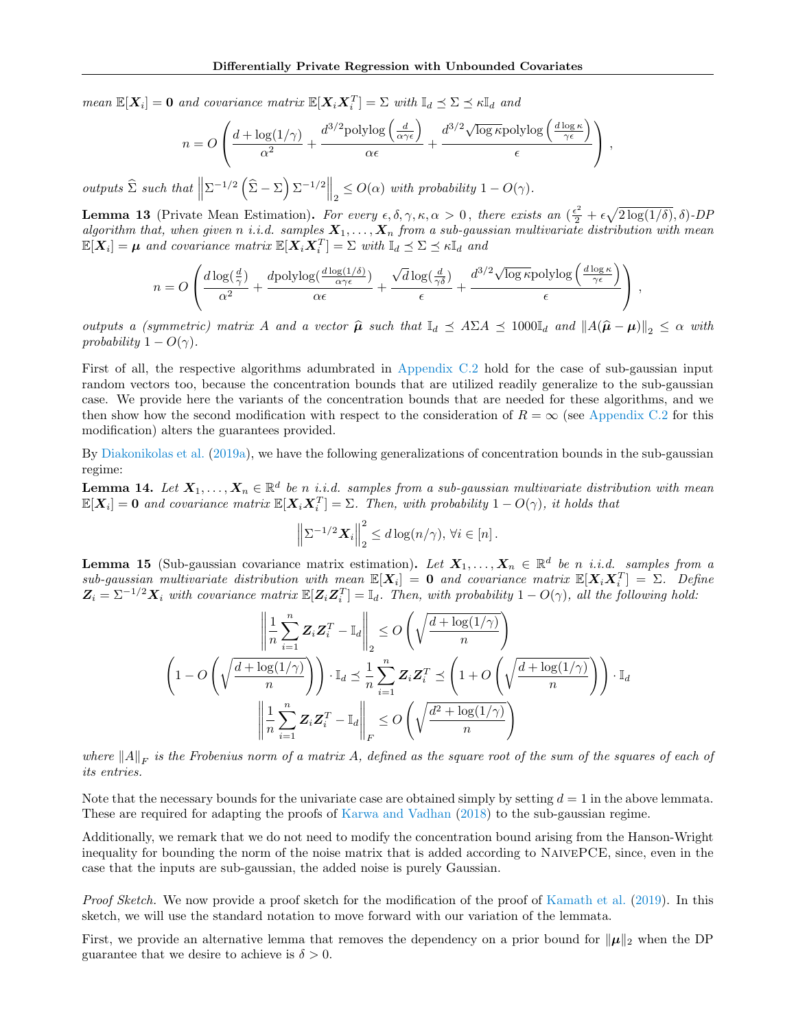*mean $\mathbb{E}[\boldsymbol{X}_i] = \mathbf{0}$ and covariance matrix $\mathbb{E}[\boldsymbol{X}_i \boldsymbol{X}_i^T] = \Sigma$ with $\mathbb{I}_d \preceq \Sigma \preceq \kappa \mathbb{I}_d$ and*

$$n = O\left(\frac{d + \log(1/\gamma)}{\alpha^2} + \frac{d^{3/2}\text{polylog}\left(\frac{d}{\alpha\gamma\epsilon}\right)}{\alpha\epsilon} + \frac{d^{3/2}\sqrt{\log\kappa}\,\text{polylog}\left(\frac{d\log\kappa}{\gamma\epsilon}\right)}{\epsilon}\right),$$

*outputs $\widehat{\Sigma}$ such that $\left\|\Sigma^{-1/2}\left(\widehat{\Sigma} - \Sigma\right)\Sigma^{-1/2}\right\|_2 \leq O(\alpha)$ with probability $1 - O(\gamma)$.*

**Lemma 13** (Private Mean Estimation)**.** *For every $\epsilon, \delta, \gamma, \kappa, \alpha > 0$, there exists an $(\frac{\epsilon^2}{2} + \epsilon\sqrt{2\log(1/\delta)}, \delta)$-DP algorithm that, when given $n$ i.i.d. samples $\boldsymbol{X}_1, \ldots, \boldsymbol{X}_n$ from a sub-gaussian multivariate distribution with mean $\mathbb{E}[\boldsymbol{X}_i] = \boldsymbol{\mu}$ and covariance matrix $\mathbb{E}[\boldsymbol{X}_i \boldsymbol{X}_i^T] = \Sigma$ with $\mathbb{I}_d \preceq \Sigma \preceq \kappa\mathbb{I}_d$ and*

$$n = O\left(\frac{d\log(\frac{d}{\gamma})}{\alpha^2} + \frac{d\text{polylog}(\frac{d\log(1/\delta)}{\alpha\gamma\epsilon})}{\alpha\epsilon} + \frac{\sqrt{d}\log(\frac{d}{\gamma\delta})}{\epsilon} + \frac{d^{3/2}\sqrt{\log\kappa}\,\text{polylog}\left(\frac{d\log\kappa}{\gamma\epsilon}\right)}{\epsilon}\right),$$

*outputs a (symmetric) matrix $A$ and a vector $\widehat{\boldsymbol{\mu}}$ such that $\mathbb{I}_d \preceq A\Sigma A \preceq 1000\mathbb{I}_d$ and $\|A(\widehat{\boldsymbol{\mu}} - \boldsymbol{\mu})\|_2 \leq \alpha$ with probability $1 - O(\gamma)$.*

First of all, the respective algorithms adumbrated in Appendix C.2 hold for the case of sub-gaussian input random vectors too, because the concentration bounds that are utilized readily generalize to the sub-gaussian case. We provide here the variants of the concentration bounds that are needed for these algorithms, and we then show how the second modification with respect to the consideration of $R = \infty$ (see Appendix C.2 for this modification) alters the guarantees provided.

By Diakonikolas et al. (2019a), we have the following generalizations of concentration bounds in the sub-gaussian regime:

**Lemma 14.** *Let $\boldsymbol{X}_1, \ldots, \boldsymbol{X}_n \in \mathbb{R}^d$ be $n$ i.i.d. samples from a sub-gaussian multivariate distribution with mean $\mathbb{E}[\boldsymbol{X}_i] = \mathbf{0}$ and covariance matrix $\mathbb{E}[\boldsymbol{X}_i \boldsymbol{X}_i^T] = \Sigma$. Then, with probability $1 - O(\gamma)$, it holds that*

$$\left\|\Sigma^{-1/2}\boldsymbol{X}_i\right\|_2^2 \leq d\log(n/\gamma), \forall i \in [n].$$

**Lemma 15** (Sub-gaussian covariance matrix estimation)**.** *Let $\boldsymbol{X}_1, \ldots, \boldsymbol{X}_n \in \mathbb{R}^d$ be $n$ i.i.d. samples from a sub-gaussian multivariate distribution with mean $\mathbb{E}[\boldsymbol{X}_i] = \mathbf{0}$ and covariance matrix $\mathbb{E}[\boldsymbol{X}_i \boldsymbol{X}_i^T] = \Sigma$. Define $\boldsymbol{Z}_i = \Sigma^{-1/2}\boldsymbol{X}_i$ with covariance matrix $\mathbb{E}[\boldsymbol{Z}_i \boldsymbol{Z}_i^T] = \mathbb{I}_d$. Then, with probability $1 - O(\gamma)$, all the following hold:*

$$\left\|\frac{1}{n}\sum_{i=1}^n \boldsymbol{Z}_i\boldsymbol{Z}_i^T - \mathbb{I}_d\right\|_2 \leq O\left(\sqrt{\frac{d + \log(1/\gamma)}{n}}\right)$$

$$\left(1 - O\left(\sqrt{\frac{d + \log(1/\gamma)}{n}}\right)\right) \cdot \mathbb{I}_d \preceq \frac{1}{n}\sum_{i=1}^n \boldsymbol{Z}_i\boldsymbol{Z}_i^T \preceq \left(1 + O\left(\sqrt{\frac{d + \log(1/\gamma)}{n}}\right)\right) \cdot \mathbb{I}_d$$

$$\left\|\frac{1}{n}\sum_{i=1}^n \boldsymbol{Z}_i\boldsymbol{Z}_i^T - \mathbb{I}_d\right\|_F \leq O\left(\sqrt{\frac{d^2 + \log(1/\gamma)}{n}}\right)$$

*where $\|A\|_F$ is the Frobenius norm of a matrix $A$, defined as the square root of the sum of the squares of each of its entries.*

Note that the necessary bounds for the univariate case are obtained simply by setting $d = 1$ in the above lemmata. These are required for adapting the proofs of Karwa and Vadhan (2018) to the sub-gaussian regime.

Additionally, we remark that we do not need to modify the concentration bound arising from the Hanson-Wright inequality for bounding the norm of the noise matrix that is added according to NaivePCE, since, even in the case that the inputs are sub-gaussian, the added noise is purely Gaussian.

*Proof Sketch.* We now provide a proof sketch for the modification of the proof of Kamath et al. (2019). In this sketch, we will use the standard notation to move forward with our variation of the lemmata.

First, we provide an alternative lemma that removes the dependency on a prior bound for $\|\boldsymbol{\mu}\|_2$ when the DP guarantee that we desire to achieve is $\delta > 0$.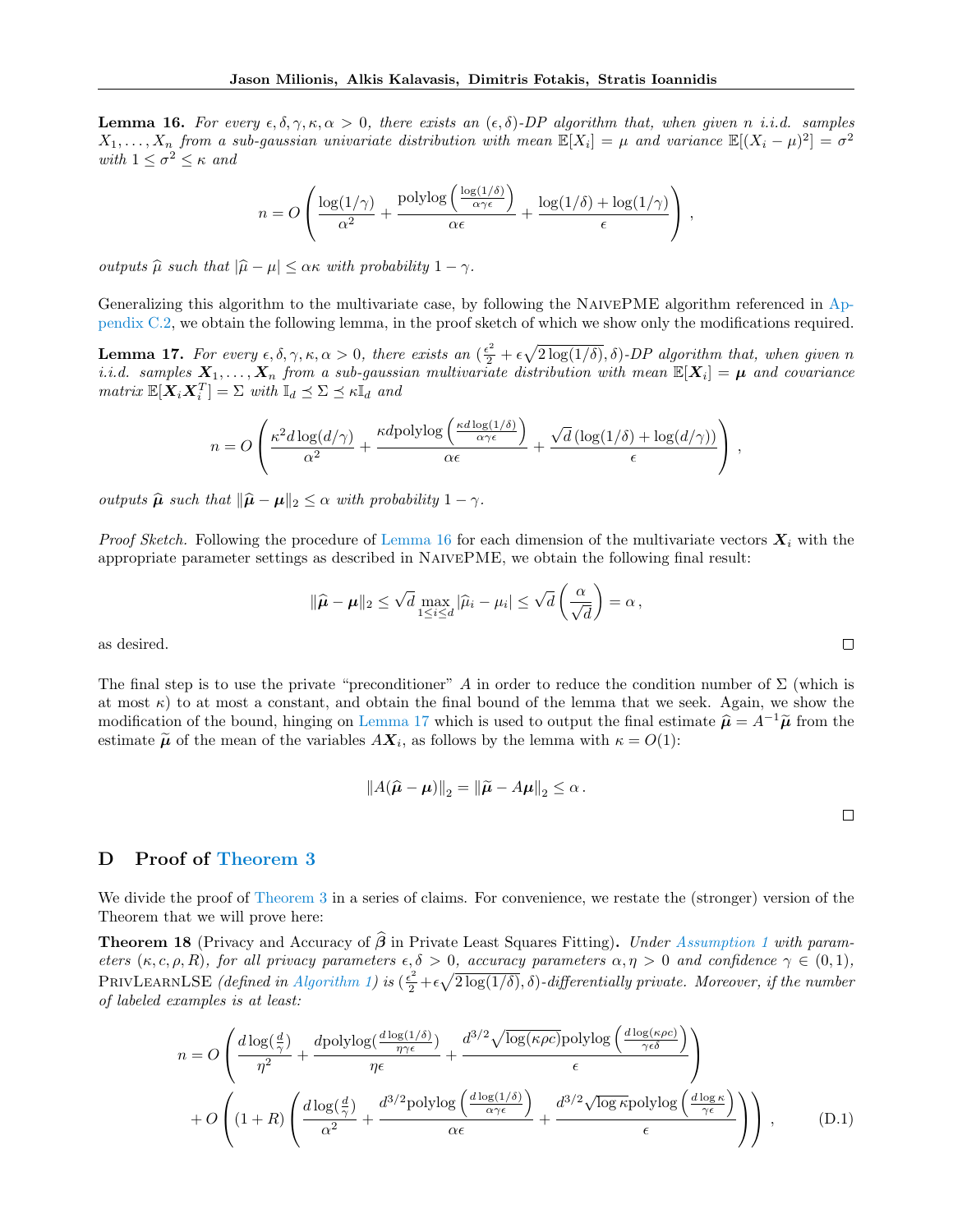**Lemma 16.** *For every $\epsilon, \delta, \gamma, \kappa, \alpha > 0$, there exists an $(\epsilon, \delta)$-DP algorithm that, when given $n$ i.i.d. samples $X_1, \ldots, X_n$ from a sub-gaussian univariate distribution with mean $\mathbb{E}[X_i] = \mu$ and variance $\mathbb{E}[(X_i - \mu)^2] = \sigma^2$ with $1 \leq \sigma^2 \leq \kappa$ and*

$$n = O\left(\frac{\log(1/\gamma)}{\alpha^2} + \frac{\text{polylog}\left(\frac{\log(1/\delta)}{\alpha\gamma\epsilon}\right)}{\alpha\epsilon} + \frac{\log(1/\delta) + \log(1/\gamma)}{\epsilon}\right),$$

*outputs $\widehat{\mu}$ such that $|\widehat{\mu} - \mu| \leq \alpha\kappa$ with probability $1 - \gamma$.*

Generalizing this algorithm to the multivariate case, by following the NaivePME algorithm referenced in Appendix C.2, we obtain the following lemma, in the proof sketch of which we show only the modifications required.

**Lemma 17.** *For every $\epsilon, \delta, \gamma, \kappa, \alpha > 0$, there exists an $(\frac{\epsilon^2}{2} + \epsilon\sqrt{2\log(1/\delta)}, \delta)$-DP algorithm that, when given $n$ i.i.d. samples $\boldsymbol{X}_1, \ldots, \boldsymbol{X}_n$ from a sub-gaussian multivariate distribution with mean $\mathbb{E}[\boldsymbol{X}_i] = \boldsymbol{\mu}$ and covariance matrix $\mathbb{E}[\boldsymbol{X}_i\boldsymbol{X}_i^T] = \Sigma$ with $\mathbb{I}_d \preceq \Sigma \preceq \kappa\mathbb{I}_d$ and*

$$n = O\left(\frac{\kappa^2 d\log(d/\gamma)}{\alpha^2} + \frac{\kappa d\text{polylog}\left(\frac{\kappa d\log(1/\delta)}{\alpha\gamma\epsilon}\right)}{\alpha\epsilon} + \frac{\sqrt{d}\left(\log(1/\delta) + \log(d/\gamma)\right)}{\epsilon}\right),$$

*outputs $\widehat{\boldsymbol{\mu}}$ such that $\|\widehat{\boldsymbol{\mu}} - \boldsymbol{\mu}\|_2 \leq \alpha$ with probability $1 - \gamma$.*

*Proof Sketch.* Following the procedure of Lemma 16 for each dimension of the multivariate vectors $\boldsymbol{X}_i$ with the appropriate parameter settings as described in NaivePME, we obtain the following final result:

$$\|\widehat{\boldsymbol{\mu}} - \boldsymbol{\mu}\|_2 \leq \sqrt{d}\max_{1\leq i\leq d}|\widehat{\mu}_i - \mu_i| \leq \sqrt{d}\left(\frac{\alpha}{\sqrt{d}}\right) = \alpha,$$

as desired. □

The final step is to use the private "preconditioner" $A$ in order to reduce the condition number of $\Sigma$ (which is at most $\kappa$) to at most a constant, and obtain the final bound of the lemma that we seek. Again, we show the modification of the bound, hinging on Lemma 17 which is used to output the final estimate $\widehat{\boldsymbol{\mu}} = A^{-1}\widetilde{\boldsymbol{\mu}}$ from the estimate $\widetilde{\boldsymbol{\mu}}$ of the mean of the variables $A\boldsymbol{X}_i$, as follows by the lemma with $\kappa = O(1)$:

$$\left\|A(\widehat{\boldsymbol{\mu}} - \boldsymbol{\mu})\right\|_2 = \left\|\widetilde{\boldsymbol{\mu}} - A\boldsymbol{\mu}\right\|_2 \leq \alpha.$$

□

## D Proof of Theorem 3

We divide the proof of Theorem 3 in a series of claims. For convenience, we restate the (stronger) version of the Theorem that we will prove here:

**Theorem 18** (Privacy and Accuracy of $\widehat{\boldsymbol{\beta}}$ in Private Least Squares Fitting)**.** *Under Assumption 1 with parameters $(\kappa, c, \rho, R)$, for all privacy parameters $\epsilon, \delta > 0$, accuracy parameters $\alpha, \eta > 0$ and confidence $\gamma \in (0, 1)$,* PrivLearnLSE *(defined in Algorithm 1) is $(\frac{\epsilon^2}{2} + \epsilon\sqrt{2\log(1/\delta)}, \delta)$-differentially private. Moreover, if the number of labeled examples is at least:*

$$\begin{aligned}
n = {} & O\left(\frac{d\log(\frac{d}{\gamma})}{\eta^2} + \frac{d\text{polylog}(\frac{d\log(1/\delta)}{\eta\gamma\epsilon})}{\eta\epsilon} + \frac{d^{3/2}\sqrt{\log(\kappa\rho c)}\text{polylog}\left(\frac{d\log(\kappa\rho c)}{\gamma\epsilon\delta}\right)}{\epsilon}\right) \\
& + O\left((1+R)\left(\frac{d\log(\frac{d}{\gamma})}{\alpha^2} + \frac{d^{3/2}\text{polylog}\left(\frac{d\log(1/\delta)}{\alpha\gamma\epsilon}\right)}{\alpha\epsilon} + \frac{d^{3/2}\sqrt{\log\kappa}\text{polylog}\left(\frac{d\log\kappa}{\gamma\epsilon}\right)}{\epsilon}\right)\right),
\end{aligned} \tag{D.1}$$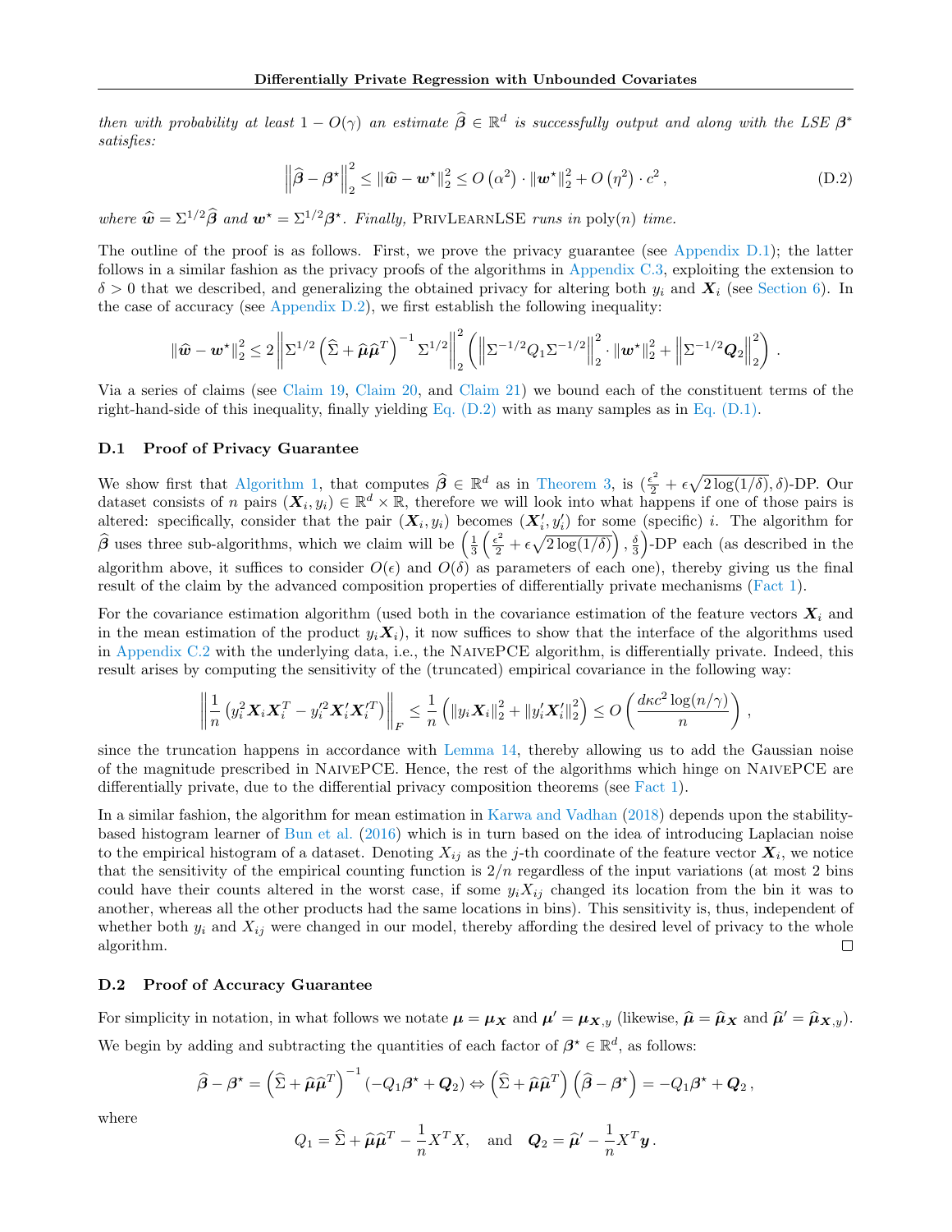*then with probability at least $1 - O(\gamma)$ an estimate $\widehat{\boldsymbol{\beta}} \in \mathbb{R}^d$ is successfully output and along with the LSE $\boldsymbol{\beta}^*$ satisfies:*

$$\left\|\widehat{\boldsymbol{\beta}} - \boldsymbol{\beta}^\star\right\|_2^2 \leq \|\widehat{\boldsymbol{w}} - \boldsymbol{w}^\star\|_2^2 \leq O\left(\alpha^2\right) \cdot \|\boldsymbol{w}^\star\|_2^2 + O\left(\eta^2\right) \cdot c^2\,, \tag{D.2}$$

*where $\widehat{\boldsymbol{w}} = \Sigma^{1/2}\widehat{\boldsymbol{\beta}}$ and $\boldsymbol{w}^\star = \Sigma^{1/2}\boldsymbol{\beta}^\star$. Finally,* PrivLearnLSE *runs in* $\text{poly}(n)$ *time.*

The outline of the proof is as follows. First, we prove the privacy guarantee (see Appendix D.1); the latter follows in a similar fashion as the privacy proofs of the algorithms in Appendix C.3, exploiting the extension to $\delta > 0$ that we described, and generalizing the obtained privacy for altering both $y_i$ and $\boldsymbol{X}_i$ (see Section 6). In the case of accuracy (see Appendix D.2), we first establish the following inequality:

$$\|\widehat{\boldsymbol{w}} - \boldsymbol{w}^\star\|_2^2 \leq 2\left\|\Sigma^{1/2}\left(\widehat{\Sigma} + \widehat{\boldsymbol{\mu}}\widehat{\boldsymbol{\mu}}^T\right)^{-1}\Sigma^{1/2}\right\|_2^2\left(\left\|\Sigma^{-1/2}Q_1\Sigma^{-1/2}\right\|_2^2 \cdot \|\boldsymbol{w}^\star\|_2^2 + \left\|\Sigma^{-1/2}\boldsymbol{Q}_2\right\|_2^2\right).$$

Via a series of claims (see Claim 19, Claim 20, and Claim 21) we bound each of the constituent terms of the right-hand-side of this inequality, finally yielding Eq. (D.2) with as many samples as in Eq. (D.1).

### D.1 Proof of Privacy Guarantee

We show first that Algorithm 1, that computes $\widehat{\boldsymbol{\beta}} \in \mathbb{R}^d$ as in Theorem 3, is $(\frac{\epsilon^2}{2} + \epsilon\sqrt{2\log(1/\delta)}, \delta)$-DP. Our dataset consists of $n$ pairs $(\boldsymbol{X}_i, y_i) \in \mathbb{R}^d \times \mathbb{R}$, therefore we will look into what happens if one of those pairs is altered: specifically, consider that the pair $(\boldsymbol{X}_i, y_i)$ becomes $(\boldsymbol{X}_i', y_i')$ for some (specific) $i$. The algorithm for $\widehat{\boldsymbol{\beta}}$ uses three sub-algorithms, which we claim will be $\left(\frac{1}{3}\left(\frac{\epsilon^2}{2} + \epsilon\sqrt{2\log(1/\delta)}\right), \frac{\delta}{3}\right)$-DP each (as described in the algorithm above, it suffices to consider $O(\epsilon)$ and $O(\delta)$ as parameters of each one), thereby giving us the final result of the claim by the advanced composition properties of differentially private mechanisms (Fact 1).

For the covariance estimation algorithm (used both in the covariance estimation of the feature vectors $\boldsymbol{X}_i$ and in the mean estimation of the product $y_i\boldsymbol{X}_i$), it now suffices to show that the interface of the algorithms used in Appendix C.2 with the underlying data, i.e., the NaivePCE algorithm, is differentially private. Indeed, this result arises by computing the sensitivity of the (truncated) empirical covariance in the following way:

$$\left\|\frac{1}{n}\left(y_i^2\boldsymbol{X}_i\boldsymbol{X}_i^T - y_i'^2\boldsymbol{X}_i'\boldsymbol{X}_i'^T\right)\right\|_F \leq \frac{1}{n}\left(\|y_i\boldsymbol{X}_i\|_2^2 + \|y_i'\boldsymbol{X}_i'\|_2^2\right) \leq O\left(\frac{d\kappa c^2\log(n/\gamma)}{n}\right),$$

since the truncation happens in accordance with Lemma 14, thereby allowing us to add the Gaussian noise of the magnitude prescribed in NaivePCE. Hence, the rest of the algorithms which hinge on NaivePCE are differentially private, due to the differential privacy composition theorems (see Fact 1).

In a similar fashion, the algorithm for mean estimation in Karwa and Vadhan (2018) depends upon the stability-based histogram learner of Bun et al. (2016) which is in turn based on the idea of introducing Laplacian noise to the empirical histogram of a dataset. Denoting $X_{ij}$ as the $j$-th coordinate of the feature vector $\boldsymbol{X}_i$, we notice that the sensitivity of the empirical counting function is $2/n$ regardless of the input variations (at most 2 bins could have their counts altered in the worst case, if some $y_iX_{ij}$ changed its location from the bin it was to another, whereas all the other products had the same locations in bins). This sensitivity is, thus, independent of whether both $y_i$ and $X_{ij}$ were changed in our model, thereby affording the desired level of privacy to the whole algorithm. □

### D.2 Proof of Accuracy Guarantee

For simplicity in notation, in what follows we notate $\boldsymbol{\mu} = \boldsymbol{\mu}_{\boldsymbol{X}}$ and $\boldsymbol{\mu}' = \boldsymbol{\mu}_{\boldsymbol{X},y}$ (likewise, $\widehat{\boldsymbol{\mu}} = \widehat{\boldsymbol{\mu}}_{\boldsymbol{X}}$ and $\widehat{\boldsymbol{\mu}}' = \widehat{\boldsymbol{\mu}}_{\boldsymbol{X},y}$). We begin by adding and subtracting the quantities of each factor of $\boldsymbol{\beta}^\star \in \mathbb{R}^d$, as follows:

$$\widehat{\boldsymbol{\beta}} - \boldsymbol{\beta}^\star = \left(\widehat{\Sigma} + \widehat{\boldsymbol{\mu}}\widehat{\boldsymbol{\mu}}^T\right)^{-1}\left(-Q_1\boldsymbol{\beta}^\star + \boldsymbol{Q}_2\right) \Leftrightarrow \left(\widehat{\Sigma} + \widehat{\boldsymbol{\mu}}\widehat{\boldsymbol{\mu}}^T\right)\left(\widehat{\boldsymbol{\beta}} - \boldsymbol{\beta}^\star\right) = -Q_1\boldsymbol{\beta}^\star + \boldsymbol{Q}_2\,,$$

where

$$Q_1 = \widehat{\Sigma} + \widehat{\boldsymbol{\mu}}\widehat{\boldsymbol{\mu}}^T - \frac{1}{n}X^TX, \quad \text{and} \quad \boldsymbol{Q}_2 = \widehat{\boldsymbol{\mu}}' - \frac{1}{n}X^T\boldsymbol{y}\,.$$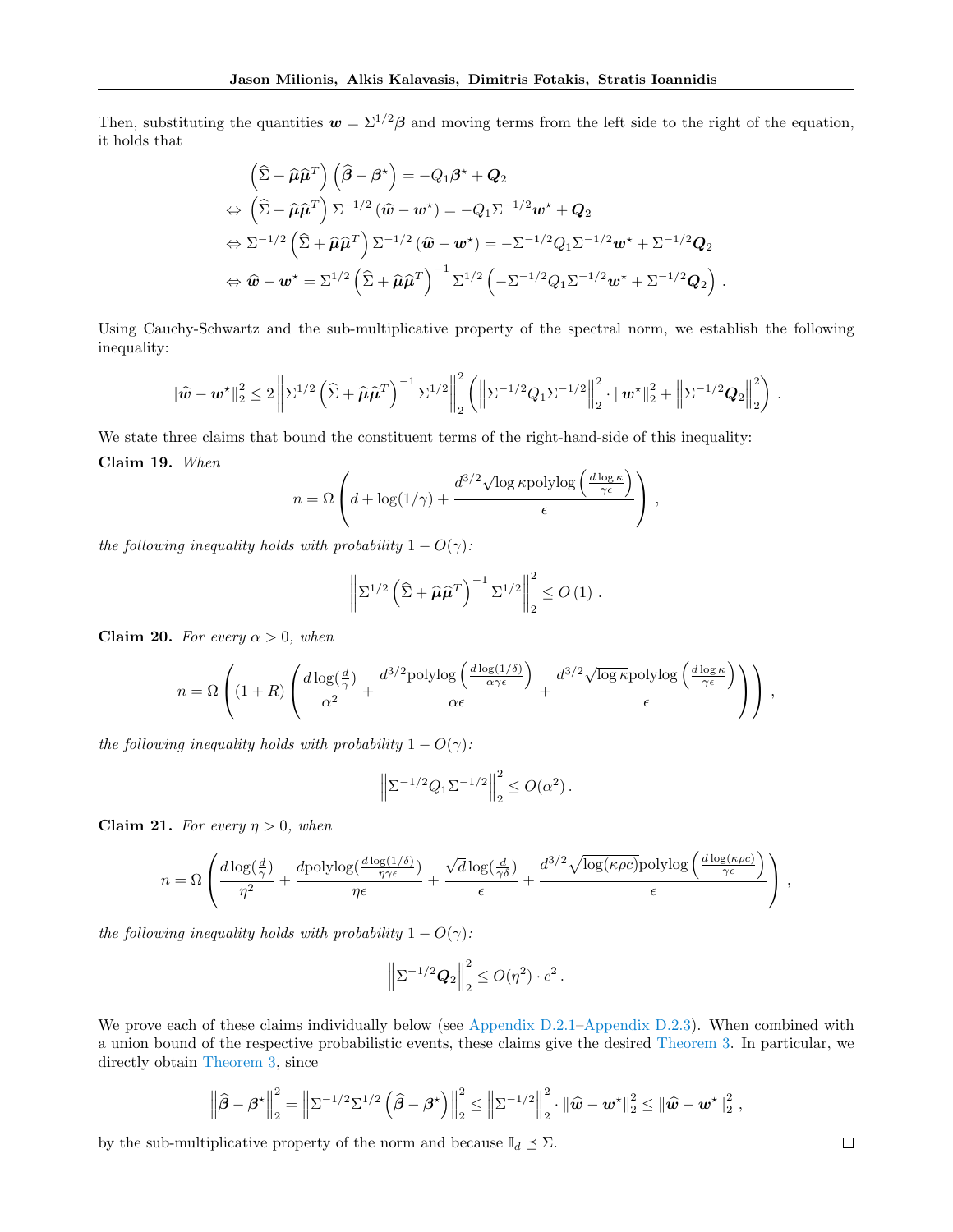Then, substituting the quantities $\boldsymbol{w} = \Sigma^{1/2}\boldsymbol{\beta}$ and moving terms from the left side to the right of the equation, it holds that

$$
\begin{aligned}
&\left(\widehat{\Sigma} + \widehat{\boldsymbol{\mu}}\widehat{\boldsymbol{\mu}}^T\right)\left(\widehat{\boldsymbol{\beta}} - \boldsymbol{\beta}^\star\right) = -Q_1\boldsymbol{\beta}^\star + \boldsymbol{Q}_2 \\
\Leftrightarrow\ &\left(\widehat{\Sigma} + \widehat{\boldsymbol{\mu}}\widehat{\boldsymbol{\mu}}^T\right)\Sigma^{-1/2}\left(\widehat{\boldsymbol{w}} - \boldsymbol{w}^\star\right) = -Q_1\Sigma^{-1/2}\boldsymbol{w}^\star + \boldsymbol{Q}_2 \\
\Leftrightarrow\ &\Sigma^{-1/2}\left(\widehat{\Sigma} + \widehat{\boldsymbol{\mu}}\widehat{\boldsymbol{\mu}}^T\right)\Sigma^{-1/2}\left(\widehat{\boldsymbol{w}} - \boldsymbol{w}^\star\right) = -\Sigma^{-1/2}Q_1\Sigma^{-1/2}\boldsymbol{w}^\star + \Sigma^{-1/2}\boldsymbol{Q}_2 \\
\Leftrightarrow\ &\widehat{\boldsymbol{w}} - \boldsymbol{w}^\star = \Sigma^{1/2}\left(\widehat{\Sigma} + \widehat{\boldsymbol{\mu}}\widehat{\boldsymbol{\mu}}^T\right)^{-1}\Sigma^{1/2}\left(-\Sigma^{-1/2}Q_1\Sigma^{-1/2}\boldsymbol{w}^\star + \Sigma^{-1/2}\boldsymbol{Q}_2\right).
\end{aligned}
$$

Using Cauchy-Schwartz and the sub-multiplicative property of the spectral norm, we establish the following inequality:

$$
\|\widehat{\boldsymbol{w}} - \boldsymbol{w}^\star\|_2^2 \le 2\left\|\Sigma^{1/2}\left(\widehat{\Sigma} + \widehat{\boldsymbol{\mu}}\widehat{\boldsymbol{\mu}}^T\right)^{-1}\Sigma^{1/2}\right\|_2^2\left(\left\|\Sigma^{-1/2}Q_1\Sigma^{-1/2}\right\|_2^2 \cdot \|\boldsymbol{w}^\star\|_2^2 + \left\|\Sigma^{-1/2}\boldsymbol{Q}_2\right\|_2^2\right).
$$

We state three claims that bound the constituent terms of the right-hand-side of this inequality:

**Claim 19.** *When*

$$
n = \Omega\left(d + \log(1/\gamma) + \frac{d^{3/2}\sqrt{\log\kappa}\,\mathrm{polylog}\left(\frac{d\log\kappa}{\gamma\epsilon}\right)}{\epsilon}\right),
$$

*the following inequality holds with probability $1 - O(\gamma)$:*

$$
\left\|\Sigma^{1/2}\left(\widehat{\Sigma} + \widehat{\boldsymbol{\mu}}\widehat{\boldsymbol{\mu}}^T\right)^{-1}\Sigma^{1/2}\right\|_2^2 \le O(1).
$$

**Claim 20.** *For every $\alpha > 0$, when*

$$
n = \Omega\left((1+R)\left(\frac{d\log(\frac{d}{\gamma})}{\alpha^2} + \frac{d^{3/2}\mathrm{polylog}\left(\frac{d\log(1/\delta)}{\alpha\gamma\epsilon}\right)}{\alpha\epsilon} + \frac{d^{3/2}\sqrt{\log\kappa}\,\mathrm{polylog}\left(\frac{d\log\kappa}{\gamma\epsilon}\right)}{\epsilon}\right)\right),
$$

*the following inequality holds with probability $1 - O(\gamma)$:*

$$
\left\|\Sigma^{-1/2}Q_1\Sigma^{-1/2}\right\|_2^2 \le O(\alpha^2).
$$

**Claim 21.** *For every $\eta > 0$, when*

$$
n = \Omega\left(\frac{d\log(\frac{d}{\gamma})}{\eta^2} + \frac{d\,\mathrm{polylog}(\frac{d\log(1/\delta)}{\eta\gamma\epsilon})}{\eta\epsilon} + \frac{\sqrt{d}\log(\frac{d}{\gamma\delta})}{\epsilon} + \frac{d^{3/2}\sqrt{\log(\kappa\rho c)}\,\mathrm{polylog}\left(\frac{d\log(\kappa\rho c)}{\gamma\epsilon}\right)}{\epsilon}\right),
$$

*the following inequality holds with probability $1 - O(\gamma)$:*

$$
\left\|\Sigma^{-1/2}\boldsymbol{Q}_2\right\|_2^2 \le O(\eta^2)\cdot c^2.
$$

We prove each of these claims individually below (see Appendix D.2.1–Appendix D.2.3). When combined with a union bound of the respective probabilistic events, these claims give the desired Theorem 3. In particular, we directly obtain Theorem 3, since

$$
\left\|\widehat{\boldsymbol{\beta}} - \boldsymbol{\beta}^\star\right\|_2^2 = \left\|\Sigma^{-1/2}\Sigma^{1/2}\left(\widehat{\boldsymbol{\beta}} - \boldsymbol{\beta}^\star\right)\right\|_2^2 \le \left\|\Sigma^{-1/2}\right\|_2^2 \cdot \|\widehat{\boldsymbol{w}} - \boldsymbol{w}^\star\|_2^2 \le \|\widehat{\boldsymbol{w}} - \boldsymbol{w}^\star\|_2^2,
$$

by the sub-multiplicative property of the norm and because $\mathbb{I}_d \preceq \Sigma$. $\square$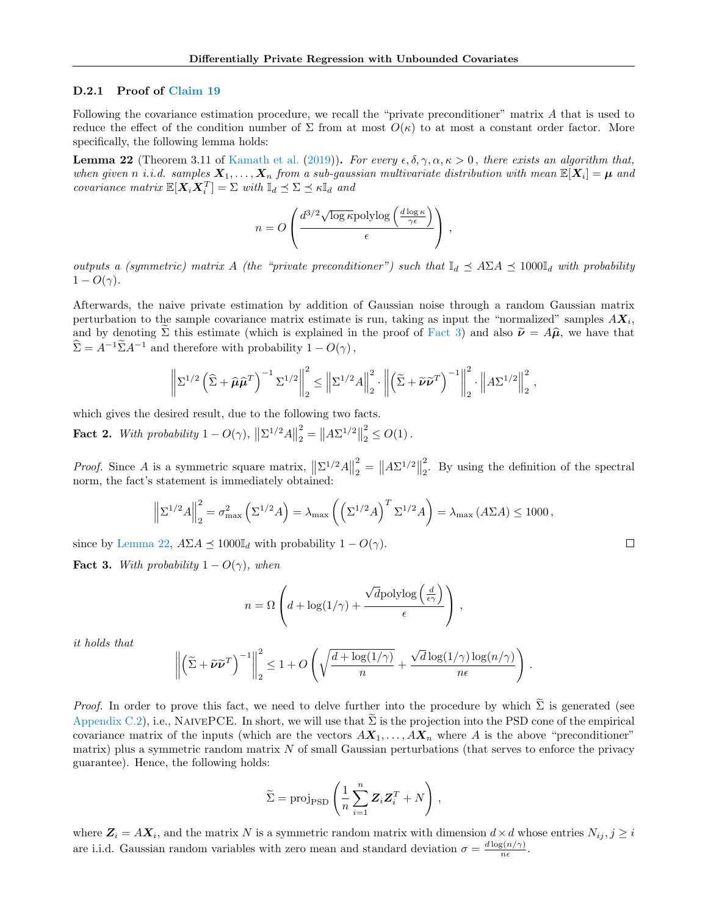### D.2.1 Proof of Claim 19

Following the covariance estimation procedure, we recall the "private preconditioner" matrix $A$ that is used to reduce the effect of the condition number of $\Sigma$ from at most $O(\kappa)$ to at most a constant order factor. More specifically, the following lemma holds:

**Lemma 22** (Theorem 3.11 of Kamath et al. (2019))**.** *For every $\epsilon, \delta, \gamma, \alpha, \kappa > 0$, there exists an algorithm that, when given $n$ i.i.d. samples $\boldsymbol{X}_1, \ldots, \boldsymbol{X}_n$ from a sub-gaussian multivariate distribution with mean $\mathbb{E}[\boldsymbol{X}_i] = \boldsymbol{\mu}$ and covariance matrix $\mathbb{E}[\boldsymbol{X}_i \boldsymbol{X}_i^T] = \Sigma$ with $\mathbb{I}_d \preceq \Sigma \preceq \kappa \mathbb{I}_d$ and*

$$n = O\left(\frac{d^{3/2}\sqrt{\log \kappa}\,\text{polylog}\left(\frac{d \log \kappa}{\gamma \epsilon}\right)}{\epsilon}\right),$$

*outputs a (symmetric) matrix $A$ (the "private preconditioner") such that $\mathbb{I}_d \preceq A\Sigma A \preceq 1000\mathbb{I}_d$ with probability $1 - O(\gamma)$.*

Afterwards, the naive private estimation by addition of Gaussian noise through a random Gaussian matrix perturbation to the sample covariance matrix estimate is run, taking as input the "normalized" samples $A\boldsymbol{X}_i$, and by denoting $\widetilde{\Sigma}$ this estimate (which is explained in the proof of Fact 3) and also $\widetilde{\boldsymbol{\nu}} = A\widehat{\boldsymbol{\mu}}$, we have that $\widehat{\Sigma} = A^{-1}\widetilde{\Sigma}A^{-1}$ and therefore with probability $1 - O(\gamma)$,

$$\left\|\Sigma^{1/2}\left(\widehat{\Sigma} + \widehat{\boldsymbol{\mu}}\widehat{\boldsymbol{\mu}}^T\right)^{-1}\Sigma^{1/2}\right\|_2^2 \leq \left\|\Sigma^{1/2}A\right\|_2^2 \cdot \left\|\left(\widetilde{\Sigma} + \widetilde{\boldsymbol{\nu}}\widetilde{\boldsymbol{\nu}}^T\right)^{-1}\right\|_2^2 \cdot \left\|A\Sigma^{1/2}\right\|_2^2,$$

which gives the desired result, due to the following two facts.

**Fact 2.** *With probability $1 - O(\gamma)$, $\left\|\Sigma^{1/2}A\right\|_2^2 = \left\|A\Sigma^{1/2}\right\|_2^2 \leq O(1)$.*

*Proof.* Since $A$ is a symmetric square matrix, $\left\|\Sigma^{1/2}A\right\|_2^2 = \left\|A\Sigma^{1/2}\right\|_2^2$. By using the definition of the spectral norm, the fact's statement is immediately obtained:

$$\left\|\Sigma^{1/2}A\right\|_2^2 = \sigma_{\max}^2\left(\Sigma^{1/2}A\right) = \lambda_{\max}\left(\left(\Sigma^{1/2}A\right)^T\Sigma^{1/2}A\right) = \lambda_{\max}\left(A\Sigma A\right) \leq 1000,$$

since by Lemma 22, $A\Sigma A \preceq 1000\mathbb{I}_d$ with probability $1 - O(\gamma)$. □

**Fact 3.** *With probability $1 - O(\gamma)$, when*

$$n = \Omega\left(d + \log(1/\gamma) + \frac{\sqrt{d}\,\text{polylog}\left(\frac{d}{\epsilon\gamma}\right)}{\epsilon}\right),$$

*it holds that*

$$\left\|\left(\widetilde{\Sigma} + \widetilde{\boldsymbol{\nu}}\widetilde{\boldsymbol{\nu}}^T\right)^{-1}\right\|_2^2 \leq 1 + O\left(\sqrt{\frac{d + \log(1/\gamma)}{n}} + \frac{\sqrt{d}\log(1/\gamma)\log(n/\gamma)}{n\epsilon}\right).$$

*Proof.* In order to prove this fact, we need to delve further into the procedure by which $\widetilde{\Sigma}$ is generated (see Appendix C.2), i.e., NaivePCE. In short, we will use that $\widetilde{\Sigma}$ is the projection into the PSD cone of the empirical covariance matrix of the inputs (which are the vectors $A\boldsymbol{X}_1, \ldots, A\boldsymbol{X}_n$ where $A$ is the above "preconditioner" matrix) plus a symmetric random matrix $N$ of small Gaussian perturbations (that serves to enforce the privacy guarantee). Hence, the following holds:

$$\widetilde{\Sigma} = \text{proj}_{\text{PSD}}\left(\frac{1}{n}\sum_{i=1}^{n}\boldsymbol{Z}_i\boldsymbol{Z}_i^T + N\right),$$

where $\boldsymbol{Z}_i = A\boldsymbol{X}_i$, and the matrix $N$ is a symmetric random matrix with dimension $d \times d$ whose entries $N_{ij}, j \geq i$ are i.i.d. Gaussian random variables with zero mean and standard deviation $\sigma = \frac{d\log(n/\gamma)}{n\epsilon}$.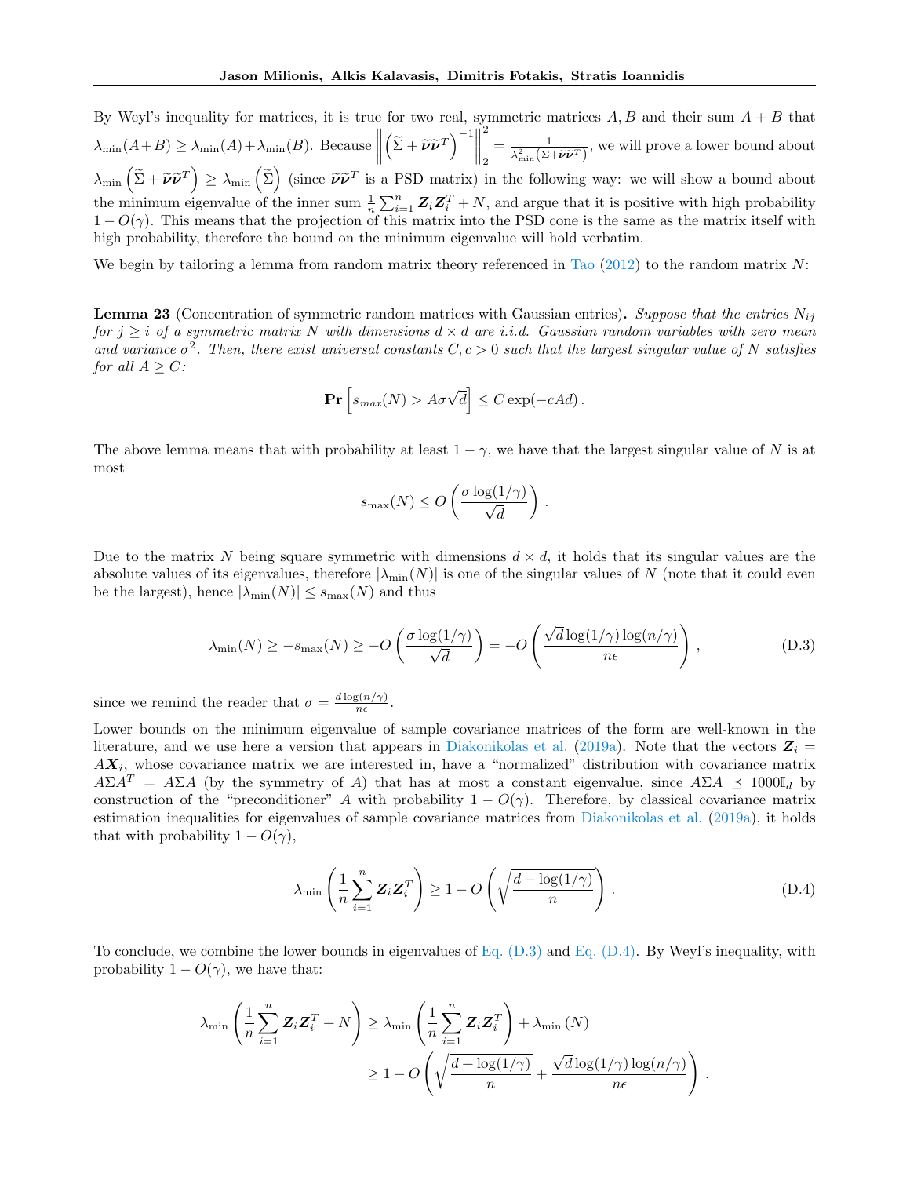By Weyl's inequality for matrices, it is true for two real, symmetric matrices $A, B$ and their sum $A+B$ that $\lambda_{\min}(A+B) \geq \lambda_{\min}(A) + \lambda_{\min}(B)$. Because $\left\| \left( \widetilde{\Sigma} + \widetilde{\boldsymbol{\nu}}\widetilde{\boldsymbol{\nu}}^T \right)^{-1} \right\|_2^2 = \frac{1}{\lambda_{\min}^2\left( \widetilde{\Sigma} + \widetilde{\boldsymbol{\nu}}\widetilde{\boldsymbol{\nu}}^T \right)}$, we will prove a lower bound about $\lambda_{\min}\left( \widetilde{\Sigma} + \widetilde{\boldsymbol{\nu}}\widetilde{\boldsymbol{\nu}}^T \right) \geq \lambda_{\min}\left( \widetilde{\Sigma} \right)$ (since $\widetilde{\boldsymbol{\nu}}\widetilde{\boldsymbol{\nu}}^T$ is a PSD matrix) in the following way: we will show a bound about the minimum eigenvalue of the inner sum $\frac{1}{n}\sum_{i=1}^n \boldsymbol{Z}_i \boldsymbol{Z}_i^T + N$, and argue that it is positive with high probability $1 - O(\gamma)$. This means that the projection of this matrix into the PSD cone is the same as the matrix itself with high probability, therefore the bound on the minimum eigenvalue will hold verbatim.

We begin by tailoring a lemma from random matrix theory referenced in Tao (2012) to the random matrix $N$:

**Lemma 23** (Concentration of symmetric random matrices with Gaussian entries). *Suppose that the entries $N_{ij}$ for $j \geq i$ of a symmetric matrix $N$ with dimensions $d \times d$ are i.i.d. Gaussian random variables with zero mean and variance $\sigma^2$. Then, there exist universal constants $C, c > 0$ such that the largest singular value of $N$ satisfies for all $A \geq C$:*

$$\mathbf{Pr}\left[ s_{max}(N) > A\sigma\sqrt{d} \right] \leq C\exp(-cAd)\,.$$

The above lemma means that with probability at least $1 - \gamma$, we have that the largest singular value of $N$ is at most

$$s_{\max}(N) \leq O\left( \frac{\sigma \log(1/\gamma)}{\sqrt{d}} \right)\,.$$

Due to the matrix $N$ being square symmetric with dimensions $d \times d$, it holds that its singular values are the absolute values of its eigenvalues, therefore $|\lambda_{\min}(N)|$ is one of the singular values of $N$ (note that it could even be the largest), hence $|\lambda_{\min}(N)| \leq s_{\max}(N)$ and thus

$$\lambda_{\min}(N) \geq -s_{\max}(N) \geq -O\left( \frac{\sigma \log(1/\gamma)}{\sqrt{d}} \right) = -O\left( \frac{\sqrt{d}\log(1/\gamma)\log(n/\gamma)}{n\epsilon} \right)\,, \tag{D.3}$$

since we remind the reader that $\sigma = \frac{d\log(n/\gamma)}{n\epsilon}$.

Lower bounds on the minimum eigenvalue of sample covariance matrices of the form are well-known in the literature, and we use here a version that appears in Diakonikolas et al. (2019a). Note that the vectors $\boldsymbol{Z}_i = A\boldsymbol{X}_i$, whose covariance matrix we are interested in, have a "normalized" distribution with covariance matrix $A\Sigma A^T = A\Sigma A$ (by the symmetry of $A$) that has at most a constant eigenvalue, since $A\Sigma A \preceq 1000\mathbb{I}_d$ by construction of the "preconditioner" $A$ with probability $1 - O(\gamma)$. Therefore, by classical covariance matrix estimation inequalities for eigenvalues of sample covariance matrices from Diakonikolas et al. (2019a), it holds that with probability $1 - O(\gamma)$,

$$\lambda_{\min}\left( \frac{1}{n}\sum_{i=1}^n \boldsymbol{Z}_i\boldsymbol{Z}_i^T \right) \geq 1 - O\left( \sqrt{\frac{d + \log(1/\gamma)}{n}} \right)\,. \tag{D.4}$$

To conclude, we combine the lower bounds in eigenvalues of Eq. (D.3) and Eq. (D.4). By Weyl's inequality, with probability $1 - O(\gamma)$, we have that:

$$\begin{aligned}
\lambda_{\min}\left( \frac{1}{n}\sum_{i=1}^n \boldsymbol{Z}_i\boldsymbol{Z}_i^T + N \right) &\geq \lambda_{\min}\left( \frac{1}{n}\sum_{i=1}^n \boldsymbol{Z}_i\boldsymbol{Z}_i^T \right) + \lambda_{\min}(N) \\
&\geq 1 - O\left( \sqrt{\frac{d + \log(1/\gamma)}{n}} + \frac{\sqrt{d}\log(1/\gamma)\log(n/\gamma)}{n\epsilon} \right)\,.
\end{aligned}$$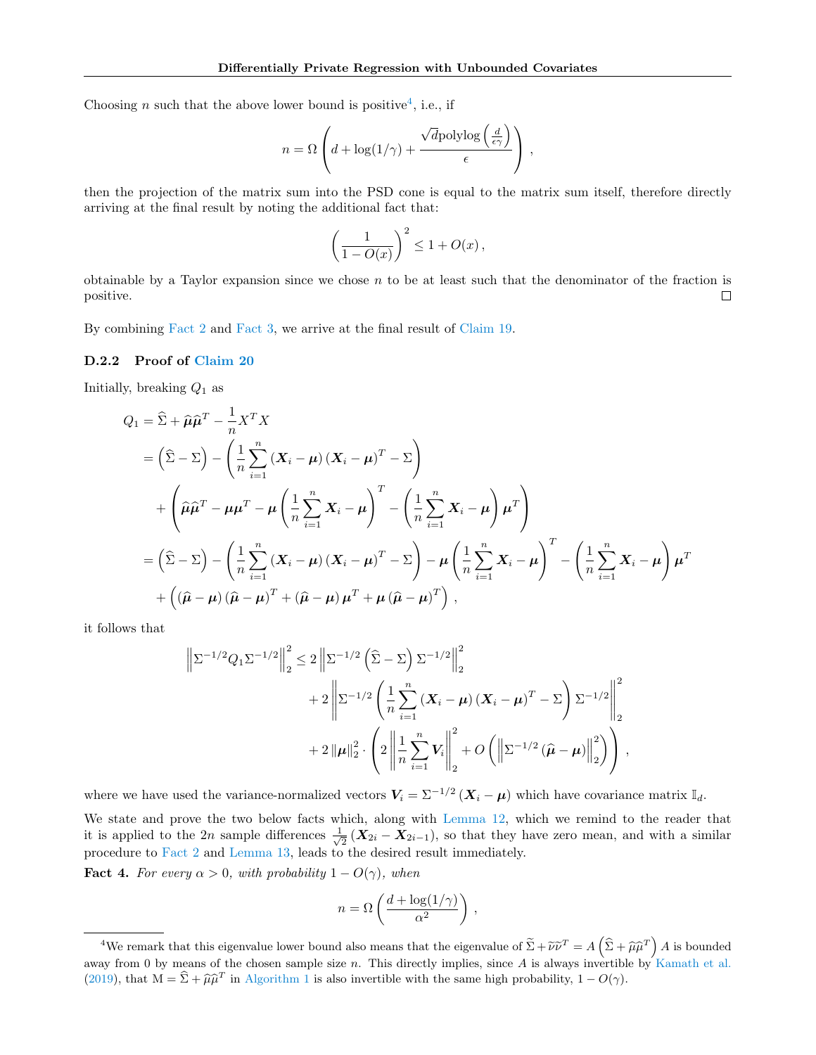Choosing $n$ such that the above lower bound is positive[4], i.e., if

$$n = \Omega\left(d + \log(1/\gamma) + \frac{\sqrt{d}\text{polylog}\left(\frac{d}{\epsilon\gamma}\right)}{\epsilon}\right),$$

then the projection of the matrix sum into the PSD cone is equal to the matrix sum itself, therefore directly arriving at the final result by noting the additional fact that:

$$\left(\frac{1}{1 - O(x)}\right)^2 \leq 1 + O(x),$$

obtainable by a Taylor expansion since we chose $n$ to be at least such that the denominator of the fraction is positive. □

By combining Fact 2 and Fact 3, we arrive at the final result of Claim 19.

### D.2.2 Proof of Claim 20

Initially, breaking $Q_1$ as

$$\begin{aligned}
Q_1 &= \widehat{\Sigma} + \widehat{\boldsymbol{\mu}}\widehat{\boldsymbol{\mu}}^T - \frac{1}{n}X^T X \\
&= \left(\widehat{\Sigma} - \Sigma\right) - \left(\frac{1}{n}\sum_{i=1}^{n}\left(\boldsymbol{X}_i - \boldsymbol{\mu}\right)\left(\boldsymbol{X}_i - \boldsymbol{\mu}\right)^T - \Sigma\right) \\
&\quad + \left(\widehat{\boldsymbol{\mu}}\widehat{\boldsymbol{\mu}}^T - \boldsymbol{\mu}\boldsymbol{\mu}^T - \boldsymbol{\mu}\left(\frac{1}{n}\sum_{i=1}^{n}\boldsymbol{X}_i - \boldsymbol{\mu}\right)^T - \left(\frac{1}{n}\sum_{i=1}^{n}\boldsymbol{X}_i - \boldsymbol{\mu}\right)\boldsymbol{\mu}^T\right) \\
&= \left(\widehat{\Sigma} - \Sigma\right) - \left(\frac{1}{n}\sum_{i=1}^{n}\left(\boldsymbol{X}_i - \boldsymbol{\mu}\right)\left(\boldsymbol{X}_i - \boldsymbol{\mu}\right)^T - \Sigma\right) - \boldsymbol{\mu}\left(\frac{1}{n}\sum_{i=1}^{n}\boldsymbol{X}_i - \boldsymbol{\mu}\right)^T - \left(\frac{1}{n}\sum_{i=1}^{n}\boldsymbol{X}_i - \boldsymbol{\mu}\right)\boldsymbol{\mu}^T \\
&\quad + \left(\left(\widehat{\boldsymbol{\mu}} - \boldsymbol{\mu}\right)\left(\widehat{\boldsymbol{\mu}} - \boldsymbol{\mu}\right)^T + \left(\widehat{\boldsymbol{\mu}} - \boldsymbol{\mu}\right)\boldsymbol{\mu}^T + \boldsymbol{\mu}\left(\widehat{\boldsymbol{\mu}} - \boldsymbol{\mu}\right)^T\right),
\end{aligned}$$

it follows that

$$\begin{aligned}
\left\|\Sigma^{-1/2} Q_1 \Sigma^{-1/2}\right\|_2^2 \leq 2\left\|\Sigma^{-1/2}\left(\widehat{\Sigma} - \Sigma\right)\Sigma^{-1/2}\right\|_2^2 \\
+ 2\left\|\Sigma^{-1/2}\left(\frac{1}{n}\sum_{i=1}^{n}\left(\boldsymbol{X}_i - \boldsymbol{\mu}\right)\left(\boldsymbol{X}_i - \boldsymbol{\mu}\right)^T - \Sigma\right)\Sigma^{-1/2}\right\|_2^2 \\
+ 2\left\|\boldsymbol{\mu}\right\|_2^2 \cdot \left(2\left\|\frac{1}{n}\sum_{i=1}^{n}\boldsymbol{V}_i\right\|_2^2 + O\left(\left\|\Sigma^{-1/2}\left(\widehat{\boldsymbol{\mu}} - \boldsymbol{\mu}\right)\right\|_2^2\right)\right),
\end{aligned}$$

where we have used the variance-normalized vectors $\boldsymbol{V}_i = \Sigma^{-1/2}\left(\boldsymbol{X}_i - \boldsymbol{\mu}\right)$ which have covariance matrix $\mathbb{I}_d$.

We state and prove the two below facts which, along with Lemma 12, which we remind to the reader that it is applied to the $2n$ sample differences $\frac{1}{\sqrt{2}}\left(\boldsymbol{X}_{2i} - \boldsymbol{X}_{2i-1}\right)$, so that they have zero mean, and with a similar procedure to Fact 2 and Lemma 13, leads to the desired result immediately.

**Fact 4.** *For every $\alpha > 0$, with probability $1 - O(\gamma)$, when*

$$n = \Omega\left(\frac{d + \log(1/\gamma)}{\alpha^2}\right),$$

[4] We remark that this eigenvalue lower bound also means that the eigenvalue of $\widetilde{\Sigma} + \widetilde{\nu}\widetilde{\nu}^T = A\left(\widehat{\Sigma} + \widehat{\mu}\widehat{\mu}^T\right)A$ is bounded away from 0 by means of the chosen sample size $n$. This directly implies, since $A$ is always invertible by Kamath et al. (2019), that $\mathrm{M} = \widehat{\Sigma} + \widehat{\mu}\widehat{\mu}^T$ in Algorithm 1 is also invertible with the same high probability, $1 - O(\gamma)$.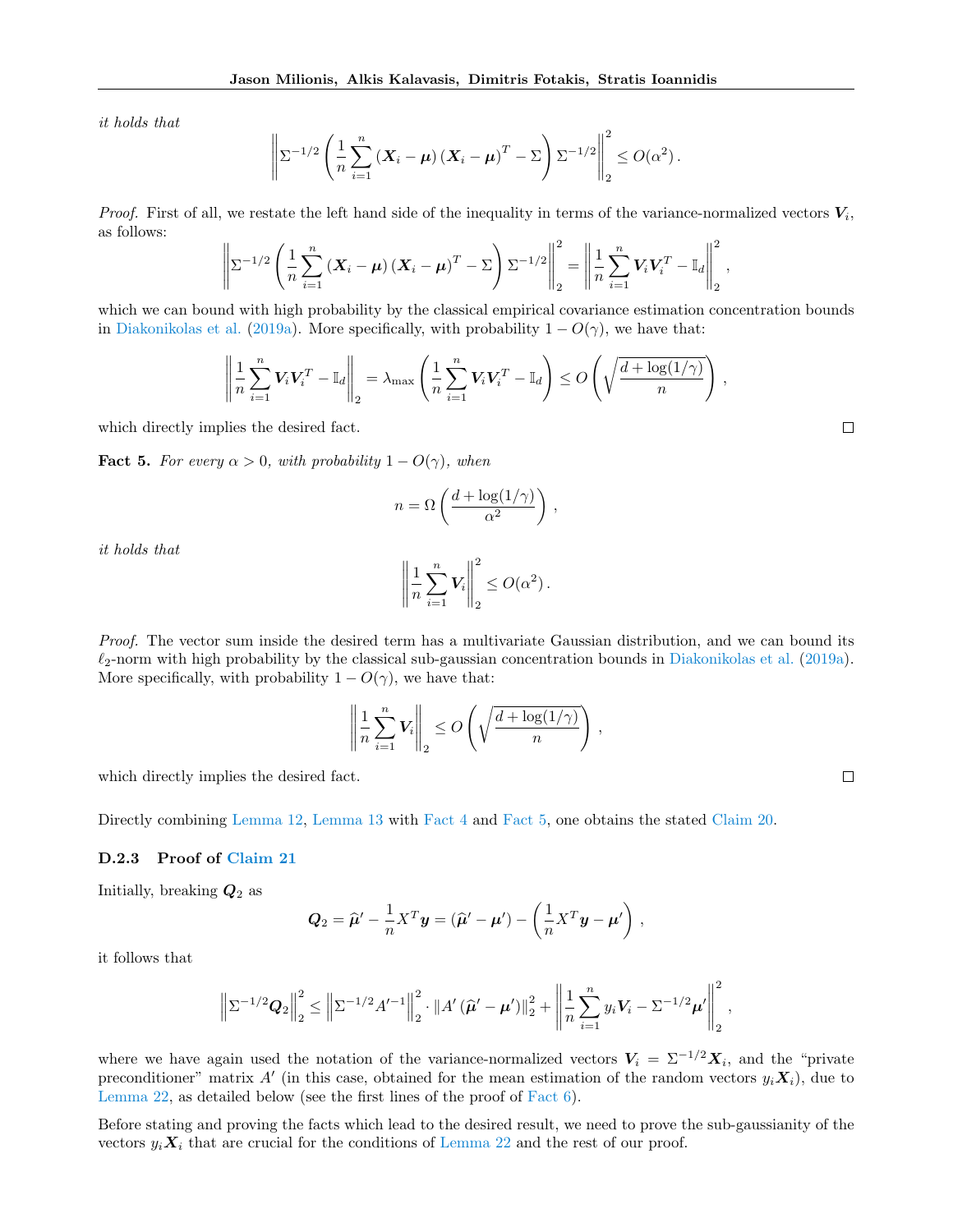*it holds that*

$$\left\| \Sigma^{-1/2} \left( \frac{1}{n} \sum_{i=1}^{n} \left( \boldsymbol{X}_i - \boldsymbol{\mu} \right) \left( \boldsymbol{X}_i - \boldsymbol{\mu} \right)^T - \Sigma \right) \Sigma^{-1/2} \right\|_2^2 \leq O(\alpha^2) \,.$$

*Proof.* First of all, we restate the left hand side of the inequality in terms of the variance-normalized vectors $\boldsymbol{V}_i$, as follows:

$$\left\| \Sigma^{-1/2} \left( \frac{1}{n} \sum_{i=1}^{n} \left( \boldsymbol{X}_i - \boldsymbol{\mu} \right) \left( \boldsymbol{X}_i - \boldsymbol{\mu} \right)^T - \Sigma \right) \Sigma^{-1/2} \right\|_2^2 = \left\| \frac{1}{n} \sum_{i=1}^{n} \boldsymbol{V}_i \boldsymbol{V}_i^T - \mathbb{I}_d \right\|_2^2 ,$$

which we can bound with high probability by the classical empirical covariance estimation concentration bounds in Diakonikolas et al. (2019a). More specifically, with probability $1 - O(\gamma)$, we have that:

$$\left\| \frac{1}{n} \sum_{i=1}^{n} \boldsymbol{V}_i \boldsymbol{V}_i^T - \mathbb{I}_d \right\|_2 = \lambda_{\max} \left( \frac{1}{n} \sum_{i=1}^{n} \boldsymbol{V}_i \boldsymbol{V}_i^T - \mathbb{I}_d \right) \leq O \left( \sqrt{\frac{d + \log(1/\gamma)}{n}} \right) ,$$

which directly implies the desired fact. □

**Fact 5.** *For every $\alpha > 0$, with probability $1 - O(\gamma)$, when*

$$n = \Omega \left( \frac{d + \log(1/\gamma)}{\alpha^2} \right) ,$$

*it holds that*

$$\left\| \frac{1}{n} \sum_{i=1}^{n} \boldsymbol{V}_i \right\|_2^2 \leq O(\alpha^2) \,.$$

*Proof.* The vector sum inside the desired term has a multivariate Gaussian distribution, and we can bound its $\ell_2$-norm with high probability by the classical sub-gaussian concentration bounds in Diakonikolas et al. (2019a). More specifically, with probability $1 - O(\gamma)$, we have that:

$$\left\| \frac{1}{n} \sum_{i=1}^{n} \boldsymbol{V}_i \right\|_2 \leq O \left( \sqrt{\frac{d + \log(1/\gamma)}{n}} \right) ,$$

which directly implies the desired fact. □

Directly combining Lemma 12, Lemma 13 with Fact 4 and Fact 5, one obtains the stated Claim 20.

### D.2.3 Proof of Claim 21

Initially, breaking $\boldsymbol{Q}_2$ as

$$\boldsymbol{Q}_2 = \widehat{\boldsymbol{\mu}}' - \frac{1}{n} X^T \boldsymbol{y} = \left( \widehat{\boldsymbol{\mu}}' - \boldsymbol{\mu}' \right) - \left( \frac{1}{n} X^T \boldsymbol{y} - \boldsymbol{\mu}' \right) ,$$

it follows that

$$\left\| \Sigma^{-1/2} \boldsymbol{Q}_2 \right\|_2^2 \leq \left\| \Sigma^{-1/2} A'^{-1} \right\|_2^2 \cdot \left\| A' \left( \widehat{\boldsymbol{\mu}}' - \boldsymbol{\mu}' \right) \right\|_2^2 + \left\| \frac{1}{n} \sum_{i=1}^{n} y_i \boldsymbol{V}_i - \Sigma^{-1/2} \boldsymbol{\mu}' \right\|_2^2 ,$$

where we have again used the notation of the variance-normalized vectors $\boldsymbol{V}_i = \Sigma^{-1/2} \boldsymbol{X}_i$, and the "private preconditioner" matrix $A'$ (in this case, obtained for the mean estimation of the random vectors $y_i \boldsymbol{X}_i$), due to Lemma 22, as detailed below (see the first lines of the proof of Fact 6).

Before stating and proving the facts which lead to the desired result, we need to prove the sub-gaussianity of the vectors $y_i \boldsymbol{X}_i$ that are crucial for the conditions of Lemma 22 and the rest of our proof.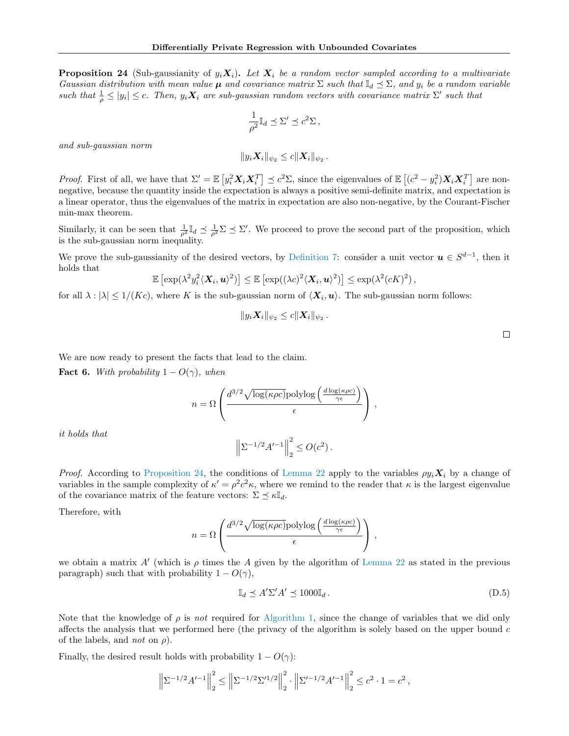**Proposition 24** (Sub-gaussianity of $y_i \boldsymbol{X}_i$)**.** *Let $\boldsymbol{X}_i$ be a random vector sampled according to a multivariate Gaussian distribution with mean value $\boldsymbol{\mu}$ and covariance matrix $\Sigma$ such that $\mathbb{I}_d \preceq \Sigma$, and $y_i$ be a random variable such that $\frac{1}{\rho} \leq |y_i| \leq c$. Then, $y_i \boldsymbol{X}_i$ are sub-gaussian random vectors with covariance matrix $\Sigma'$ such that*

$$\frac{1}{\rho^2}\mathbb{I}_d \preceq \Sigma' \preceq c^2 \Sigma\,,$$

*and sub-gaussian norm*

$$\|y_i \boldsymbol{X}_i\|_{\psi_2} \leq c \|\boldsymbol{X}_i\|_{\psi_2}\,.$$

*Proof.* First of all, we have that $\Sigma' = \mathbb{E}\left[y_i^2 \boldsymbol{X}_i \boldsymbol{X}_i^T\right] \preceq c^2 \Sigma$, since the eigenvalues of $\mathbb{E}\left[(c^2 - y_i^2)\boldsymbol{X}_i \boldsymbol{X}_i^T\right]$ are non-negative, because the quantity inside the expectation is always a positive semi-definite matrix, and expectation is a linear operator, thus the eigenvalues of the matrix in expectation are also non-negative, by the Courant-Fischer min-max theorem.

Similarly, it can be seen that $\frac{1}{\rho^2}\mathbb{I}_d \preceq \frac{1}{\rho^2}\Sigma \preceq \Sigma'$. We proceed to prove the second part of the proposition, which is the sub-gaussian norm inequality.

We prove the sub-gaussianity of the desired vectors, by Definition 7: consider a unit vector $\boldsymbol{u} \in S^{d-1}$, then it holds that

$$\mathbb{E}\left[\exp(\lambda^2 y_i^2 \langle \boldsymbol{X}_i, \boldsymbol{u}\rangle^2)\right] \leq \mathbb{E}\left[\exp((\lambda c)^2 \langle \boldsymbol{X}_i, \boldsymbol{u}\rangle^2)\right] \leq \exp(\lambda^2 (cK)^2)\,,$$

for all $\lambda : |\lambda| \leq 1/(Kc)$, where $K$ is the sub-gaussian norm of $\langle \boldsymbol{X}_i, \boldsymbol{u}\rangle$. The sub-gaussian norm follows:

$$\|y_i \boldsymbol{X}_i\|_{\psi_2} \leq c \|\boldsymbol{X}_i\|_{\psi_2}\,.$$

□

We are now ready to present the facts that lead to the claim.

**Fact 6.** *With probability $1 - O(\gamma)$, when*

$$n = \Omega\left(\frac{d^{3/2}\sqrt{\log(\kappa\rho c)}\text{polylog}\left(\frac{d\log(\kappa\rho c)}{\gamma\epsilon}\right)}{\epsilon}\right)\,,$$

*it holds that*

$$\left\|\Sigma^{-1/2} A'^{-1}\right\|_2^2 \leq O(c^2)\,.$$

*Proof.* According to Proposition 24, the conditions of Lemma 22 apply to the variables $\rho y_i \boldsymbol{X}_i$ by a change of variables in the sample complexity of $\kappa' = \rho^2 c^2 \kappa$, where we remind to the reader that $\kappa$ is the largest eigenvalue of the covariance matrix of the feature vectors: $\Sigma \preceq \kappa \mathbb{I}_d$.

Therefore, with

$$n = \Omega\left(\frac{d^{3/2}\sqrt{\log(\kappa\rho c)}\text{polylog}\left(\frac{d\log(\kappa\rho c)}{\gamma\epsilon}\right)}{\epsilon}\right)\,,$$

we obtain a matrix $A'$ (which is $\rho$ times the $A$ given by the algorithm of Lemma 22 as stated in the previous paragraph) such that with probability $1 - O(\gamma)$,

$$\mathbb{I}_d \preceq A' \Sigma' A' \preceq 1000 \mathbb{I}_d\,. \tag{D.5}$$

Note that the knowledge of $\rho$ is *not* required for Algorithm 1, since the change of variables that we did only affects the analysis that we performed here (the privacy of the algorithm is solely based on the upper bound $c$ of the labels, and *not* on $\rho$).

Finally, the desired result holds with probability $1 - O(\gamma)$:

$$\left\|\Sigma^{-1/2} A'^{-1}\right\|_2^2 \leq \left\|\Sigma^{-1/2} \Sigma'^{1/2}\right\|_2^2 \cdot \left\|\Sigma'^{-1/2} A'^{-1}\right\|_2^2 \leq c^2 \cdot 1 = c^2\,,$$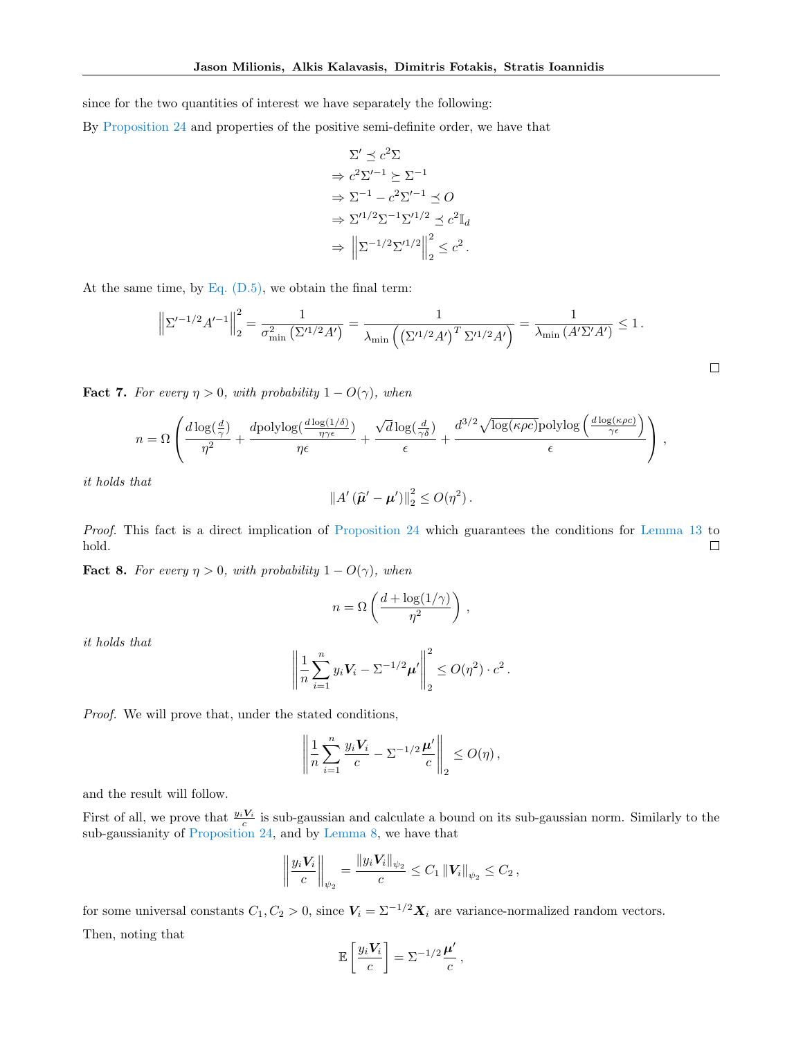since for the two quantities of interest we have separately the following:

By Proposition 24 and properties of the positive semi-definite order, we have that

$$
\begin{aligned}
&\Sigma' \preceq c^2 \Sigma \\
\Rightarrow\ & c^2 \Sigma'^{-1} \succeq \Sigma^{-1} \\
\Rightarrow\ & \Sigma^{-1} - c^2 \Sigma'^{-1} \preceq O \\
\Rightarrow\ & \Sigma'^{1/2} \Sigma^{-1} \Sigma'^{1/2} \preceq c^2 \mathbb{I}_d \\
\Rightarrow\ & \left\| \Sigma^{-1/2} \Sigma'^{1/2} \right\|_2^2 \leq c^2 \,.
\end{aligned}
$$

At the same time, by Eq. (D.5), we obtain the final term:

$$
\left\| \Sigma'^{-1/2} A'^{-1} \right\|_2^2 = \frac{1}{\sigma^2_{\min}\left(\Sigma'^{1/2} A'\right)} = \frac{1}{\lambda_{\min}\left(\left(\Sigma'^{1/2} A'\right)^T \Sigma'^{1/2} A'\right)} = \frac{1}{\lambda_{\min}\left(A' \Sigma' A'\right)} \leq 1 \,.
$$

□

**Fact 7.** *For every $\eta > 0$, with probability $1 - O(\gamma)$, when*

$$
n = \Omega\left( \frac{d \log(\frac{d}{\gamma})}{\eta^2} + \frac{d \text{polylog}(\frac{d \log(1/\delta)}{\eta \gamma \epsilon})}{\eta \epsilon} + \frac{\sqrt{d} \log(\frac{d}{\gamma \delta})}{\epsilon} + \frac{d^{3/2} \sqrt{\log(\kappa \rho c)} \text{polylog}\left(\frac{d \log(\kappa \rho c)}{\gamma \epsilon}\right)}{\epsilon} \right) \,,
$$

*it holds that*

$$
\left\| A' \left( \widehat{\boldsymbol{\mu}}' - \boldsymbol{\mu}' \right) \right\|_2^2 \leq O(\eta^2) \,.
$$

*Proof.* This fact is a direct implication of Proposition 24 which guarantees the conditions for Lemma 13 to hold. □

**Fact 8.** *For every $\eta > 0$, with probability $1 - O(\gamma)$, when*

$$
n = \Omega\left( \frac{d + \log(1/\gamma)}{\eta^2} \right) \,,
$$

*it holds that*

$$
\left\| \frac{1}{n} \sum_{i=1}^{n} y_i \boldsymbol{V}_i - \Sigma^{-1/2} \boldsymbol{\mu}' \right\|_2^2 \leq O(\eta^2) \cdot c^2 \,.
$$

*Proof.* We will prove that, under the stated conditions,

$$
\left\| \frac{1}{n} \sum_{i=1}^{n} \frac{y_i \boldsymbol{V}_i}{c} - \Sigma^{-1/2} \frac{\boldsymbol{\mu}'}{c} \right\|_2 \leq O(\eta) \,,
$$

and the result will follow.

First of all, we prove that $\frac{y_i \boldsymbol{V}_i}{c}$ is sub-gaussian and calculate a bound on its sub-gaussian norm. Similarly to the sub-gaussianity of Proposition 24, and by Lemma 8, we have that

$$
\left\| \frac{y_i \boldsymbol{V}_i}{c} \right\|_{\psi_2} = \frac{\| y_i \boldsymbol{V}_i \|_{\psi_2}}{c} \leq C_1 \| \boldsymbol{V}_i \|_{\psi_2} \leq C_2 \,,
$$

for some universal constants $C_1, C_2 > 0$, since $\boldsymbol{V}_i = \Sigma^{-1/2} \boldsymbol{X}_i$ are variance-normalized random vectors.

Then, noting that

$$
\mathbb{E}\left[ \frac{y_i \boldsymbol{V}_i}{c} \right] = \Sigma^{-1/2} \frac{\boldsymbol{\mu}'}{c} \,,
$$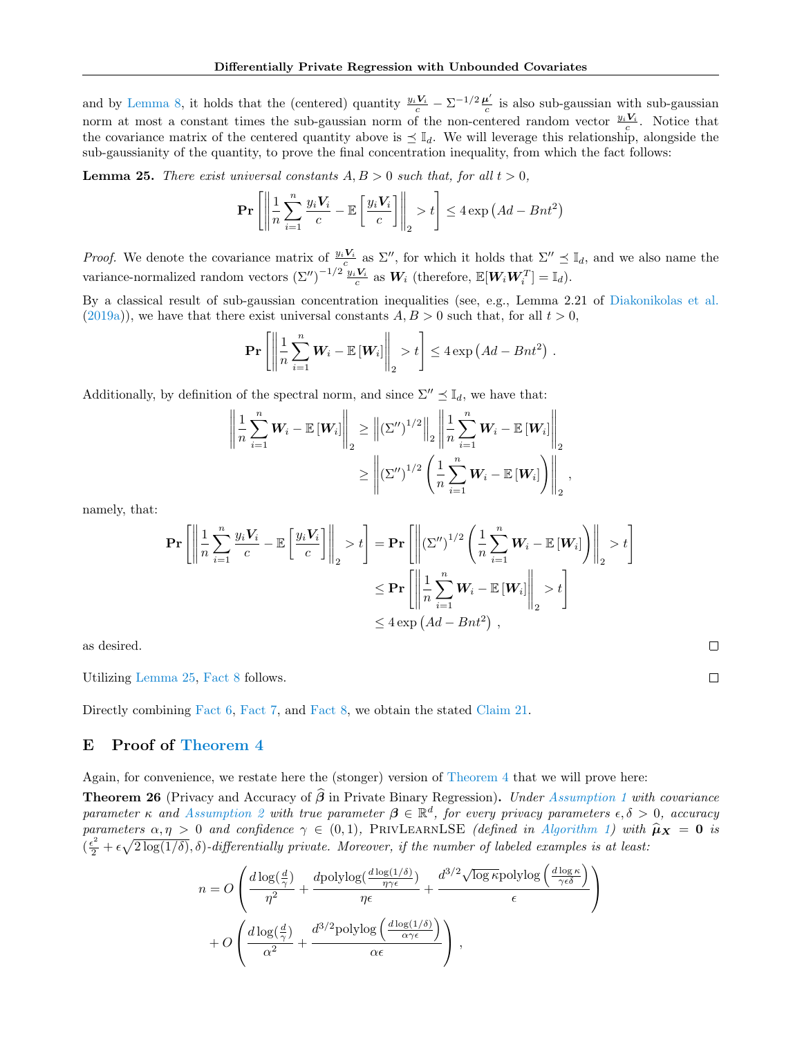and by Lemma 8, it holds that the (centered) quantity $\frac{y_i \boldsymbol{V}_i}{c} - \Sigma^{-1/2}\frac{\boldsymbol{\mu}'}{c}$ is also sub-gaussian with sub-gaussian norm at most a constant times the sub-gaussian norm of the non-centered random vector $\frac{y_i \boldsymbol{V}_i}{c}$. Notice that the covariance matrix of the centered quantity above is $\preceq \mathbb{I}_d$. We will leverage this relationship, alongside the sub-gaussianity of the quantity, to prove the final concentration inequality, from which the fact follows:

**Lemma 25.** *There exist universal constants $A, B > 0$ such that, for all $t > 0$,*

$$\mathbf{Pr}\left[\left\|\frac{1}{n}\sum_{i=1}^{n}\frac{y_i \boldsymbol{V}_i}{c} - \mathbb{E}\left[\frac{y_i \boldsymbol{V}_i}{c}\right]\right\|_2 > t\right] \leq 4\exp\left(Ad - Bnt^2\right)$$

*Proof.* We denote the covariance matrix of $\frac{y_i \boldsymbol{V}_i}{c}$ as $\Sigma''$, for which it holds that $\Sigma'' \preceq \mathbb{I}_d$, and we also name the variance-normalized random vectors $(\Sigma'')^{-1/2}\frac{y_i \boldsymbol{V}_i}{c}$ as $\boldsymbol{W}_i$ (therefore, $\mathbb{E}[\boldsymbol{W}_i \boldsymbol{W}_i^T] = \mathbb{I}_d$).

By a classical result of sub-gaussian concentration inequalities (see, e.g., Lemma 2.21 of Diakonikolas et al. (2019a)), we have that there exist universal constants $A, B > 0$ such that, for all $t > 0$,

$$\mathbf{Pr}\left[\left\|\frac{1}{n}\sum_{i=1}^{n}\boldsymbol{W}_i - \mathbb{E}\left[\boldsymbol{W}_i\right]\right\|_2 > t\right] \leq 4\exp\left(Ad - Bnt^2\right) .$$

Additionally, by definition of the spectral norm, and since $\Sigma'' \preceq \mathbb{I}_d$, we have that:

$$\begin{aligned}\left\|\frac{1}{n}\sum_{i=1}^{n}\boldsymbol{W}_i - \mathbb{E}\left[\boldsymbol{W}_i\right]\right\|_2 &\geq \left\|(\Sigma'')^{1/2}\right\|_2 \left\|\frac{1}{n}\sum_{i=1}^{n}\boldsymbol{W}_i - \mathbb{E}\left[\boldsymbol{W}_i\right]\right\|_2 \\ &\geq \left\|(\Sigma'')^{1/2}\left(\frac{1}{n}\sum_{i=1}^{n}\boldsymbol{W}_i - \mathbb{E}\left[\boldsymbol{W}_i\right]\right)\right\|_2 ,\end{aligned}$$

namely, that:

$$\begin{aligned}\mathbf{Pr}\left[\left\|\frac{1}{n}\sum_{i=1}^{n}\frac{y_i \boldsymbol{V}_i}{c} - \mathbb{E}\left[\frac{y_i \boldsymbol{V}_i}{c}\right]\right\|_2 > t\right] &= \mathbf{Pr}\left[\left\|(\Sigma'')^{1/2}\left(\frac{1}{n}\sum_{i=1}^{n}\boldsymbol{W}_i - \mathbb{E}\left[\boldsymbol{W}_i\right]\right)\right\|_2 > t\right] \\ &\leq \mathbf{Pr}\left[\left\|\frac{1}{n}\sum_{i=1}^{n}\boldsymbol{W}_i - \mathbb{E}\left[\boldsymbol{W}_i\right]\right\|_2 > t\right] \\ &\leq 4\exp\left(Ad - Bnt^2\right) ,\end{aligned}$$

as desired. □

Utilizing Lemma 25, Fact 8 follows. □

Directly combining Fact 6, Fact 7, and Fact 8, we obtain the stated Claim 21.

## E Proof of Theorem 4

Again, for convenience, we restate here the (stonger) version of Theorem 4 that we will prove here:

**Theorem 26** (Privacy and Accuracy of $\widehat{\boldsymbol{\beta}}$ in Private Binary Regression)**.** *Under Assumption 1 with covariance parameter $\kappa$ and Assumption 2 with true parameter $\boldsymbol{\beta} \in \mathbb{R}^d$, for every privacy parameters $\epsilon, \delta > 0$, accuracy parameters $\alpha, \eta > 0$ and confidence $\gamma \in (0,1)$,* PrivLearnLSE *(defined in Algorithm 1) with $\widehat{\boldsymbol{\mu}}_{\boldsymbol{X}} = \mathbf{0}$ is $(\frac{\epsilon^2}{2} + \epsilon\sqrt{2\log(1/\delta)}, \delta)$-differentially private. Moreover, if the number of labeled examples is at least:*

$$n = O\left(\frac{d\log(\frac{d}{\gamma})}{\eta^2} + \frac{d\text{polylog}(\frac{d\log(1/\delta)}{\eta\gamma\epsilon})}{\eta\epsilon} + \frac{d^{3/2}\sqrt{\log\kappa}\,\text{polylog}\left(\frac{d\log\kappa}{\gamma\epsilon\delta}\right)}{\epsilon}\right)$$
$$+ O\left(\frac{d\log(\frac{d}{\gamma})}{\alpha^2} + \frac{d^{3/2}\text{polylog}\left(\frac{d\log(1/\delta)}{\alpha\gamma\epsilon}\right)}{\alpha\epsilon}\right) ,$$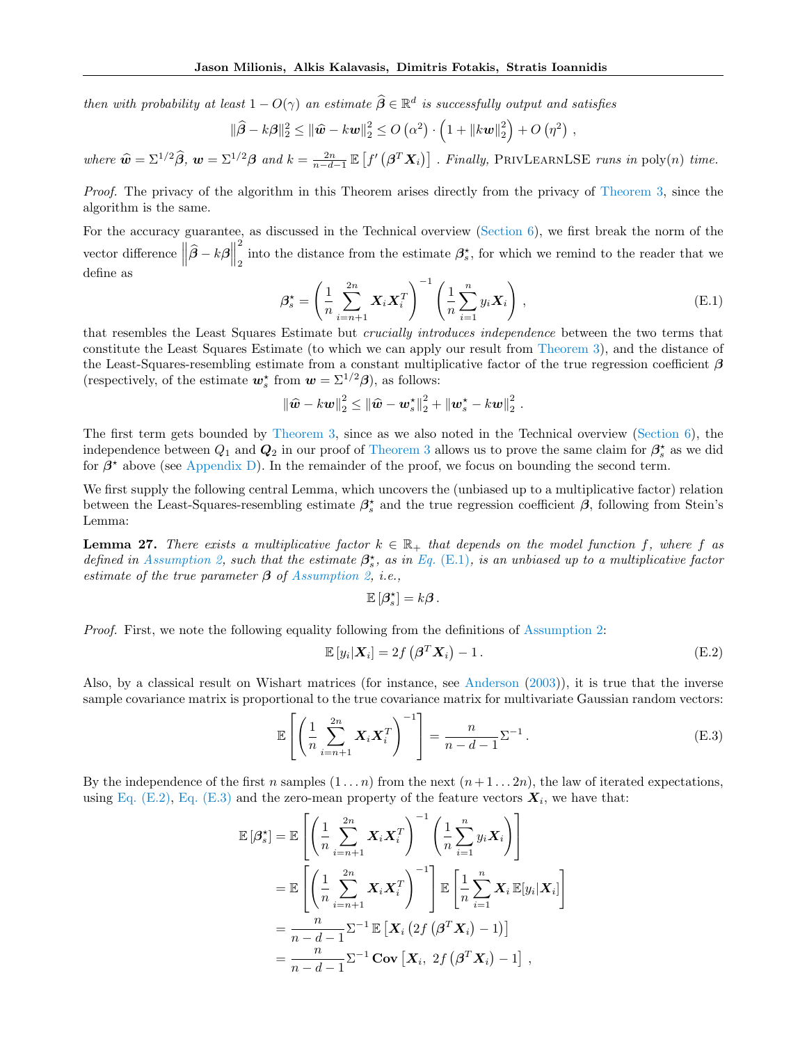*then with probability at least $1 - O(\gamma)$ an estimate $\widehat{\boldsymbol{\beta}} \in \mathbb{R}^d$ is successfully output and satisfies*

$$\|\widehat{\boldsymbol{\beta}} - k\boldsymbol{\beta}\|_2^2 \leq \|\widehat{\boldsymbol{w}} - k\boldsymbol{w}\|_2^2 \leq O\left(\alpha^2\right) \cdot \left(1 + \|k\boldsymbol{w}\|_2^2\right) + O\left(\eta^2\right) ,$$

*where $\widehat{\boldsymbol{w}} = \Sigma^{1/2}\widehat{\boldsymbol{\beta}}$, $\boldsymbol{w} = \Sigma^{1/2}\boldsymbol{\beta}$ and $k = \frac{2n}{n-d-1}\mathbb{E}\left[f'\left(\boldsymbol{\beta}^T\boldsymbol{X}_i\right)\right]$ . Finally,* PrivLearnLSE *runs in* $\operatorname{poly}(n)$ *time.*

*Proof.* The privacy of the algorithm in this Theorem arises directly from the privacy of Theorem 3, since the algorithm is the same.

For the accuracy guarantee, as discussed in the Technical overview (Section 6), we first break the norm of the vector difference $\left\|\widehat{\boldsymbol{\beta}} - k\boldsymbol{\beta}\right\|_2^2$ into the distance from the estimate $\boldsymbol{\beta}_s^\star$, for which we remind to the reader that we define as

$$\boldsymbol{\beta}_s^\star = \left(\frac{1}{n}\sum_{i=n+1}^{2n}\boldsymbol{X}_i\boldsymbol{X}_i^T\right)^{-1}\left(\frac{1}{n}\sum_{i=1}^{n}y_i\boldsymbol{X}_i\right) , \tag{E.1}$$

that resembles the Least Squares Estimate but *crucially introduces independence* between the two terms that constitute the Least Squares Estimate (to which we can apply our result from Theorem 3), and the distance of the Least-Squares-resembling estimate from a constant multiplicative factor of the true regression coefficient $\boldsymbol{\beta}$ (respectively, of the estimate $\boldsymbol{w}_s^\star$ from $\boldsymbol{w} = \Sigma^{1/2}\boldsymbol{\beta}$), as follows:

$$\|\widehat{\boldsymbol{w}} - k\boldsymbol{w}\|_2^2 \leq \|\widehat{\boldsymbol{w}} - \boldsymbol{w}_s^\star\|_2^2 + \|\boldsymbol{w}_s^\star - k\boldsymbol{w}\|_2^2 .$$

The first term gets bounded by Theorem 3, since as we also noted in the Technical overview (Section 6), the independence between $Q_1$ and $\boldsymbol{Q}_2$ in our proof of Theorem 3 allows us to prove the same claim for $\boldsymbol{\beta}_s^\star$ as we did for $\boldsymbol{\beta}^\star$ above (see Appendix D). In the remainder of the proof, we focus on bounding the second term.

We first supply the following central Lemma, which uncovers the (unbiased up to a multiplicative factor) relation between the Least-Squares-resembling estimate $\boldsymbol{\beta}_s^\star$ and the true regression coefficient $\boldsymbol{\beta}$, following from Stein's Lemma:

**Lemma 27.** *There exists a multiplicative factor $k \in \mathbb{R}_+$ that depends on the model function $f$, where $f$ as defined in Assumption 2, such that the estimate $\boldsymbol{\beta}_s^\star$, as in Eq. (E.1), is an unbiased up to a multiplicative factor estimate of the true parameter $\boldsymbol{\beta}$ of Assumption 2, i.e.,*

$$\mathbb{E}\left[\boldsymbol{\beta}_s^\star\right] = k\boldsymbol{\beta} .$$

*Proof.* First, we note the following equality following from the definitions of Assumption 2:

$$\mathbb{E}\left[y_i|\boldsymbol{X}_i\right] = 2f\left(\boldsymbol{\beta}^T\boldsymbol{X}_i\right) - 1 . \tag{E.2}$$

Also, by a classical result on Wishart matrices (for instance, see Anderson (2003)), it is true that the inverse sample covariance matrix is proportional to the true covariance matrix for multivariate Gaussian random vectors:

$$\mathbb{E}\left[\left(\frac{1}{n}\sum_{i=n+1}^{2n}\boldsymbol{X}_i\boldsymbol{X}_i^T\right)^{-1}\right] = \frac{n}{n-d-1}\Sigma^{-1} . \tag{E.3}$$

By the independence of the first $n$ samples $(1 \ldots n)$ from the next $(n+1 \ldots 2n)$, the law of iterated expectations, using Eq. (E.2), Eq. (E.3) and the zero-mean property of the feature vectors $\boldsymbol{X}_i$, we have that:

$$\begin{aligned}
\mathbb{E}\left[\boldsymbol{\beta}_s^\star\right] &= \mathbb{E}\left[\left(\frac{1}{n}\sum_{i=n+1}^{2n}\boldsymbol{X}_i\boldsymbol{X}_i^T\right)^{-1}\left(\frac{1}{n}\sum_{i=1}^{n}y_i\boldsymbol{X}_i\right)\right] \\
&= \mathbb{E}\left[\left(\frac{1}{n}\sum_{i=n+1}^{2n}\boldsymbol{X}_i\boldsymbol{X}_i^T\right)^{-1}\right]\mathbb{E}\left[\frac{1}{n}\sum_{i=1}^{n}\boldsymbol{X}_i\,\mathbb{E}[y_i|\boldsymbol{X}_i]\right] \\
&= \frac{n}{n-d-1}\Sigma^{-1}\,\mathbb{E}\left[\boldsymbol{X}_i\left(2f\left(\boldsymbol{\beta}^T\boldsymbol{X}_i\right) - 1\right)\right] \\
&= \frac{n}{n-d-1}\Sigma^{-1}\,\mathbf{Cov}\left[\boldsymbol{X}_i,\ 2f\left(\boldsymbol{\beta}^T\boldsymbol{X}_i\right) - 1\right] ,
\end{aligned}$$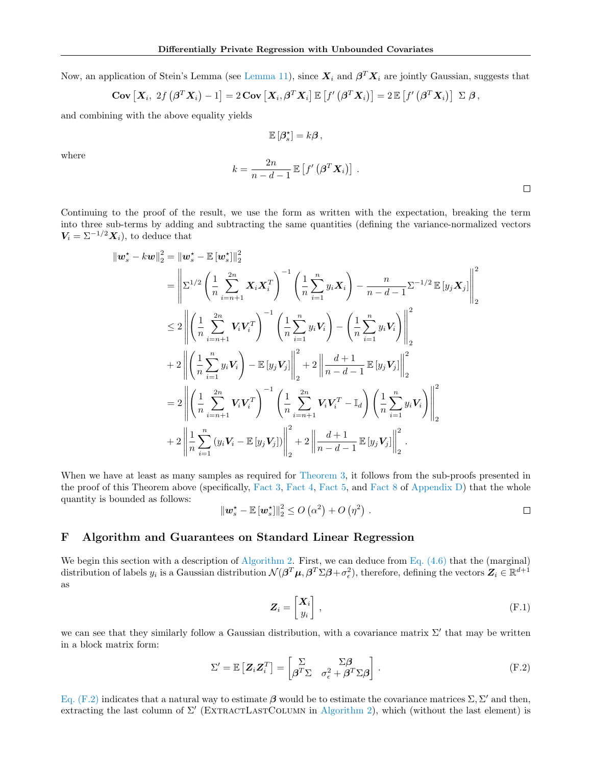Now, an application of Stein's Lemma (see Lemma 11), since $\boldsymbol{X}_i$ and $\boldsymbol{\beta}^T \boldsymbol{X}_i$ are jointly Gaussian, suggests that

$$\mathbf{Cov}\left[\boldsymbol{X}_i,\ 2f\left(\boldsymbol{\beta}^T\boldsymbol{X}_i\right)-1\right] = 2\,\mathbf{Cov}\left[\boldsymbol{X}_i, \boldsymbol{\beta}^T\boldsymbol{X}_i\right]\mathbb{E}\left[f'\left(\boldsymbol{\beta}^T\boldsymbol{X}_i\right)\right] = 2\,\mathbb{E}\left[f'\left(\boldsymbol{\beta}^T\boldsymbol{X}_i\right)\right]\ \Sigma\,\boldsymbol{\beta}\,,$$

and combining with the above equality yields

$$\mathbb{E}\left[\boldsymbol{\beta}_s^\star\right] = k\boldsymbol{\beta}\,,$$

where

$$k = \frac{2n}{n-d-1}\,\mathbb{E}\left[f'\left(\boldsymbol{\beta}^T\boldsymbol{X}_i\right)\right]\,.$$

□

Continuing to the proof of the result, we use the form as written with the expectation, breaking the term into three sub-terms by adding and subtracting the same quantities (defining the variance-normalized vectors $\boldsymbol{V}_i = \Sigma^{-1/2}\boldsymbol{X}_i$), to deduce that

$$\begin{aligned}
\left\|\boldsymbol{w}_s^\star - k\boldsymbol{w}\right\|_2^2 &= \left\|\boldsymbol{w}_s^\star - \mathbb{E}\left[\boldsymbol{w}_s^\star\right]\right\|_2^2 \\
&= \left\|\Sigma^{1/2}\left(\frac{1}{n}\sum_{i=n+1}^{2n}\boldsymbol{X}_i\boldsymbol{X}_i^T\right)^{-1}\left(\frac{1}{n}\sum_{i=1}^{n} y_i\boldsymbol{X}_i\right) - \frac{n}{n-d-1}\Sigma^{-1/2}\,\mathbb{E}\left[y_j\boldsymbol{X}_j\right]\right\|_2^2 \\
&\leq 2\left\|\left(\frac{1}{n}\sum_{i=n+1}^{2n}\boldsymbol{V}_i\boldsymbol{V}_i^T\right)^{-1}\left(\frac{1}{n}\sum_{i=1}^{n} y_i\boldsymbol{V}_i\right) - \left(\frac{1}{n}\sum_{i=1}^{n} y_i\boldsymbol{V}_i\right)\right\|_2^2 \\
&+ 2\left\|\left(\frac{1}{n}\sum_{i=1}^{n} y_i\boldsymbol{V}_i\right) - \mathbb{E}\left[y_j\boldsymbol{V}_j\right]\right\|_2^2 + 2\left\|\frac{d+1}{n-d-1}\,\mathbb{E}\left[y_j\boldsymbol{V}_j\right]\right\|_2^2 \\
&= 2\left\|\left(\frac{1}{n}\sum_{i=n+1}^{2n}\boldsymbol{V}_i\boldsymbol{V}_i^T\right)^{-1}\left(\frac{1}{n}\sum_{i=n+1}^{2n}\boldsymbol{V}_i\boldsymbol{V}_i^T - \mathbb{I}_d\right)\left(\frac{1}{n}\sum_{i=1}^{n} y_i\boldsymbol{V}_i\right)\right\|_2^2 \\
&+ 2\left\|\frac{1}{n}\sum_{i=1}^{n}\left(y_i\boldsymbol{V}_i - \mathbb{E}\left[y_j\boldsymbol{V}_j\right]\right)\right\|_2^2 + 2\left\|\frac{d+1}{n-d-1}\,\mathbb{E}\left[y_j\boldsymbol{V}_j\right]\right\|_2^2\,.
\end{aligned}$$

When we have at least as many samples as required for Theorem 3, it follows from the sub-proofs presented in the proof of this Theorem above (specifically, Fact 3, Fact 4, Fact 5, and Fact 8 of Appendix D) that the whole quantity is bounded as follows:

$$\left\|\boldsymbol{w}_s^\star - \mathbb{E}\left[\boldsymbol{w}_s^\star\right]\right\|_2^2 \leq O\left(\alpha^2\right) + O\left(\eta^2\right)\,.$$

□

## F Algorithm and Guarantees on Standard Linear Regression

We begin this section with a description of Algorithm 2. First, we can deduce from Eq. (4.6) that the (marginal) distribution of labels $y_i$ is a Gaussian distribution $\mathcal{N}(\boldsymbol{\beta}^T\boldsymbol{\mu}, \boldsymbol{\beta}^T\Sigma\boldsymbol{\beta}+\sigma_\epsilon^2)$, therefore, defining the vectors $\boldsymbol{Z}_i \in \mathbb{R}^{d+1}$ as

$$\boldsymbol{Z}_i = \begin{bmatrix}\boldsymbol{X}_i \\ y_i\end{bmatrix}\,, \tag{F.1}$$

we can see that they similarly follow a Gaussian distribution, with a covariance matrix $\Sigma'$ that may be written in a block matrix form:

$$\Sigma' = \mathbb{E}\left[\boldsymbol{Z}_i\boldsymbol{Z}_i^T\right] = \begin{bmatrix}\Sigma & \Sigma\boldsymbol{\beta} \\ \boldsymbol{\beta}^T\Sigma & \sigma_\epsilon^2 + \boldsymbol{\beta}^T\Sigma\boldsymbol{\beta}\end{bmatrix}\,. \tag{F.2}$$

Eq. (F.2) indicates that a natural way to estimate $\boldsymbol{\beta}$ would be to estimate the covariance matrices $\Sigma, \Sigma'$ and then, extracting the last column of $\Sigma'$ (ExtractLastColumn in Algorithm 2), which (without the last element) is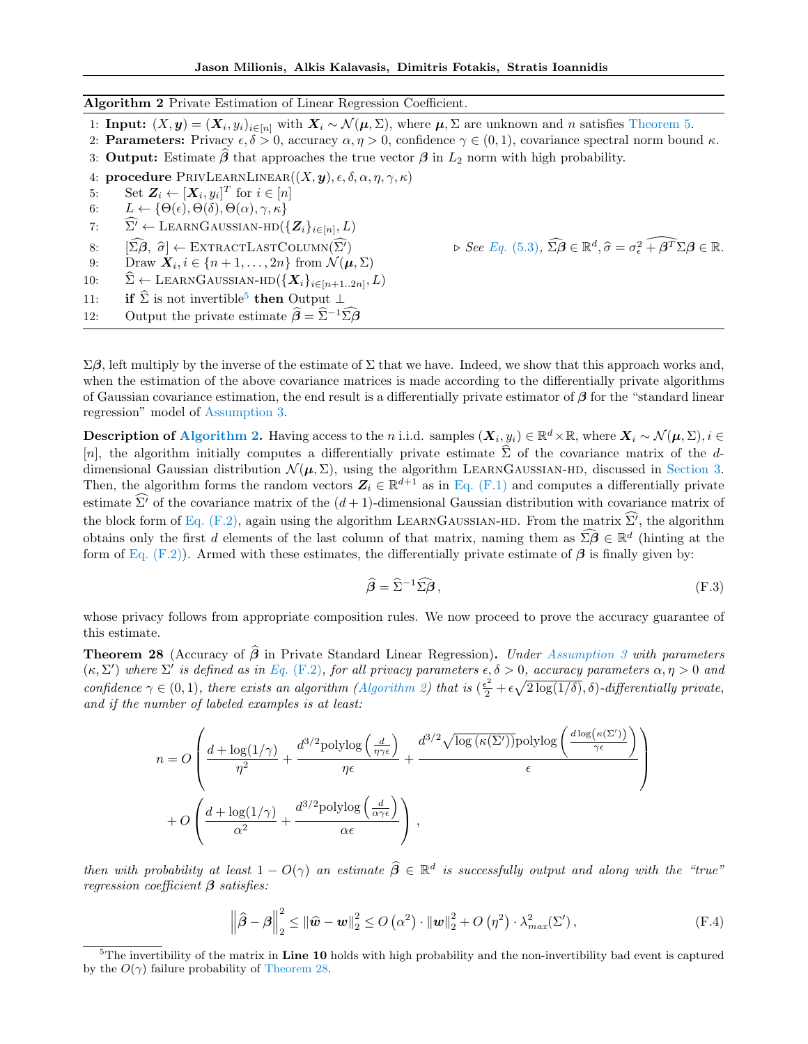**Algorithm 2** Private Estimation of Linear Regression Coefficient.

1: **Input:** $(X, \boldsymbol{y}) = (\boldsymbol{X}_i, y_i)_{i\in[n]}$ with $\boldsymbol{X}_i \sim \mathcal{N}(\boldsymbol{\mu}, \Sigma)$, where $\boldsymbol{\mu}, \Sigma$ are unknown and $n$ satisfies Theorem 5.
2: **Parameters:** Privacy $\epsilon, \delta > 0$, accuracy $\alpha, \eta > 0$, confidence $\gamma \in (0,1)$, covariance spectral norm bound $\kappa$.
3: **Output:** Estimate $\widehat{\boldsymbol{\beta}}$ that approaches the true vector $\boldsymbol{\beta}$ in $L_2$ norm with high probability.
4: **procedure** PrivLearnLinear$((X, \boldsymbol{y}), \epsilon, \delta, \alpha, \eta, \gamma, \kappa)$
5: Set $\boldsymbol{Z}_i \leftarrow [\boldsymbol{X}_i, y_i]^T$ for $i \in [n]$
6: $L \leftarrow \{\Theta(\epsilon), \Theta(\delta), \Theta(\alpha), \gamma, \kappa\}$
7: $\widehat{\Sigma'} \leftarrow$ LearnGaussian-hd$(\{\boldsymbol{Z}_i\}_{i\in[n]}, L)$
8: $[\widehat{\Sigma\boldsymbol{\beta}},\ \widehat{\sigma}] \leftarrow$ ExtractLastColumn$(\widehat{\Sigma'})$ ▷ *See Eq. (5.3),* $\widehat{\Sigma\boldsymbol{\beta}} \in \mathbb{R}^d, \widehat{\sigma} = \widehat{\sigma_\epsilon^2 + \boldsymbol{\beta}^T\Sigma\boldsymbol{\beta}} \in \mathbb{R}$.
9: Draw $\boldsymbol{X}_i, i \in \{n+1, \ldots, 2n\}$ from $\mathcal{N}(\boldsymbol{\mu}, \Sigma)$
10: $\widehat{\Sigma} \leftarrow$ LearnGaussian-hd$(\{\boldsymbol{X}_i\}_{i\in[n+1..2n]}, L)$
11: **if** $\widehat{\Sigma}$ is not invertible[5] **then** Output $\perp$
12: Output the private estimate $\widehat{\boldsymbol{\beta}} = \widehat{\Sigma}^{-1}\widehat{\Sigma\boldsymbol{\beta}}$

$\Sigma\boldsymbol{\beta}$, left multiply by the inverse of the estimate of $\Sigma$ that we have. Indeed, we show that this approach works and, when the estimation of the above covariance matrices is made according to the differentially private algorithms of Gaussian covariance estimation, the end result is a differentially private estimator of $\boldsymbol{\beta}$ for the "standard linear regression" model of Assumption 3.

**Description of Algorithm 2.** Having access to the $n$ i.i.d. samples $(\boldsymbol{X}_i, y_i) \in \mathbb{R}^d \times \mathbb{R}$, where $\boldsymbol{X}_i \sim \mathcal{N}(\boldsymbol{\mu}, \Sigma), i \in [n]$, the algorithm initially computes a differentially private estimate $\widehat{\Sigma}$ of the covariance matrix of the $d$-dimensional Gaussian distribution $\mathcal{N}(\boldsymbol{\mu}, \Sigma)$, using the algorithm LearnGaussian-hd, discussed in Section 3. Then, the algorithm forms the random vectors $\boldsymbol{Z}_i \in \mathbb{R}^{d+1}$ as in Eq. (F.1) and computes a differentially private estimate $\widehat{\Sigma'}$ of the covariance matrix of the $(d+1)$-dimensional Gaussian distribution with covariance matrix of the block form of Eq. (F.2), again using the algorithm LearnGaussian-hd. From the matrix $\widehat{\Sigma'}$, the algorithm obtains only the first $d$ elements of the last column of that matrix, naming them as $\widehat{\Sigma\boldsymbol{\beta}} \in \mathbb{R}^d$ (hinting at the form of Eq. (F.2)). Armed with these estimates, the differentially private estimate of $\boldsymbol{\beta}$ is finally given by:

$$\widehat{\boldsymbol{\beta}} = \widehat{\Sigma}^{-1}\widehat{\Sigma\boldsymbol{\beta}}\,, \tag{F.3}$$

whose privacy follows from appropriate composition rules. We now proceed to prove the accuracy guarantee of this estimate.

**Theorem 28** (Accuracy of $\widehat{\boldsymbol{\beta}}$ in Private Standard Linear Regression)**.** *Under Assumption 3 with parameters $(\kappa, \Sigma')$ where $\Sigma'$ is defined as in Eq. (F.2), for all privacy parameters $\epsilon, \delta > 0$, accuracy parameters $\alpha, \eta > 0$ and confidence $\gamma \in (0,1)$, there exists an algorithm (Algorithm 2) that is $(\frac{\epsilon^2}{2} + \epsilon\sqrt{2\log(1/\delta)}, \delta)$-differentially private, and if the number of labeled examples is at least:*

$$n = O\left(\frac{d + \log(1/\gamma)}{\eta^2} + \frac{d^{3/2}\text{polylog}\left(\frac{d}{\eta\gamma\epsilon}\right)}{\eta\epsilon} + \frac{d^{3/2}\sqrt{\log\left(\kappa(\Sigma')\right)}\text{polylog}\left(\frac{d\log\left(\kappa(\Sigma')\right)}{\gamma\epsilon}\right)}{\epsilon}\right)$$
$$+ O\left(\frac{d + \log(1/\gamma)}{\alpha^2} + \frac{d^{3/2}\text{polylog}\left(\frac{d}{\alpha\gamma\epsilon}\right)}{\alpha\epsilon}\right),$$

*then with probability at least $1 - O(\gamma)$ an estimate $\widehat{\boldsymbol{\beta}} \in \mathbb{R}^d$ is successfully output and along with the "true" regression coefficient $\boldsymbol{\beta}$ satisfies:*

$$\left\|\widehat{\boldsymbol{\beta}} - \boldsymbol{\beta}\right\|_2^2 \le \left\|\widehat{\boldsymbol{w}} - \boldsymbol{w}\right\|_2^2 \le O\left(\alpha^2\right) \cdot \left\|\boldsymbol{w}\right\|_2^2 + O\left(\eta^2\right) \cdot \lambda_{max}^2(\Sigma')\,, \tag{F.4}$$

[5] The invertibility of the matrix in **Line 10** holds with high probability and the non-invertibility bad event is captured by the $O(\gamma)$ failure probability of Theorem 28.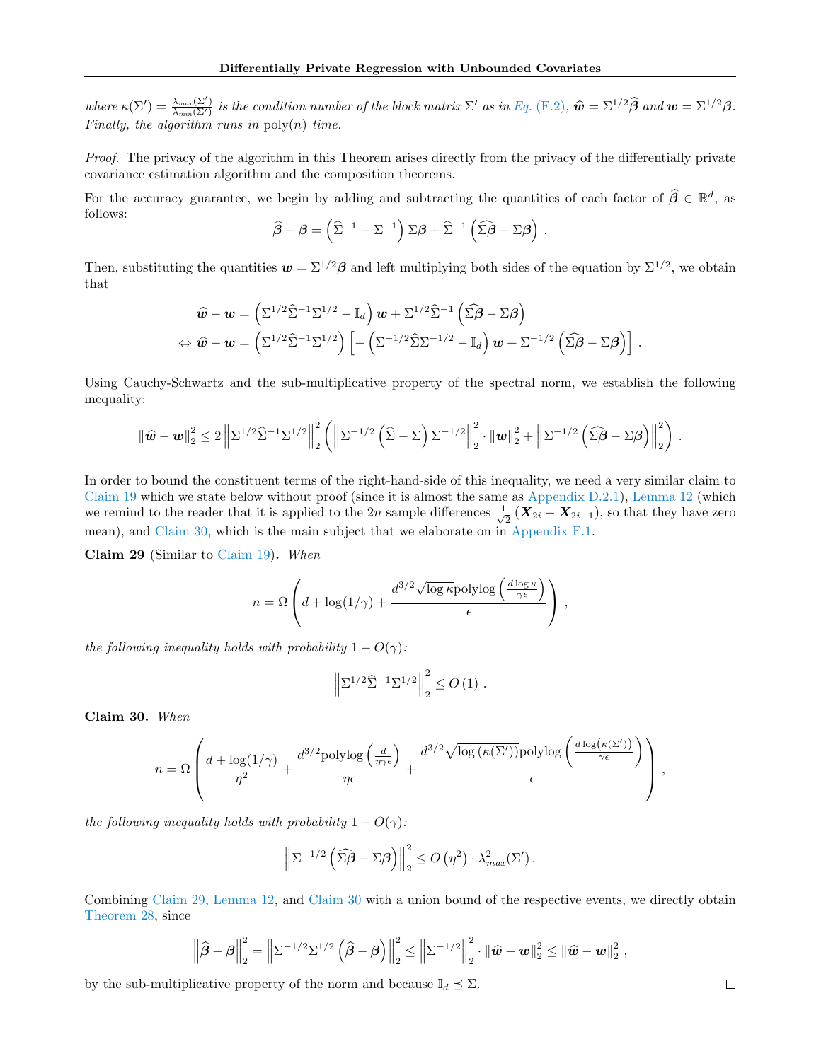*where* $\kappa(\Sigma') = \frac{\lambda_{max}(\Sigma')}{\lambda_{min}(\Sigma')}$ *is the condition number of the block matrix* $\Sigma'$ *as in Eq. (F.2),* $\widehat{\boldsymbol{w}} = \Sigma^{1/2}\widehat{\boldsymbol{\beta}}$ *and* $\boldsymbol{w} = \Sigma^{1/2}\boldsymbol{\beta}$*. Finally, the algorithm runs in* $\mathrm{poly}(n)$ *time.*

*Proof.* The privacy of the algorithm in this Theorem arises directly from the privacy of the differentially private covariance estimation algorithm and the composition theorems.

For the accuracy guarantee, we begin by adding and subtracting the quantities of each factor of $\widehat{\boldsymbol{\beta}} \in \mathbb{R}^d$, as follows:

$$\widehat{\boldsymbol{\beta}} - \boldsymbol{\beta} = \left(\widehat{\Sigma}^{-1} - \Sigma^{-1}\right)\Sigma\boldsymbol{\beta} + \widehat{\Sigma}^{-1}\left(\widehat{\Sigma\boldsymbol{\beta}} - \Sigma\boldsymbol{\beta}\right).$$

Then, substituting the quantities $\boldsymbol{w} = \Sigma^{1/2}\boldsymbol{\beta}$ and left multiplying both sides of the equation by $\Sigma^{1/2}$, we obtain that

$$\begin{aligned}
&\widehat{\boldsymbol{w}} - \boldsymbol{w} = \left(\Sigma^{1/2}\widehat{\Sigma}^{-1}\Sigma^{1/2} - \mathbb{I}_d\right)\boldsymbol{w} + \Sigma^{1/2}\widehat{\Sigma}^{-1}\left(\widehat{\Sigma\boldsymbol{\beta}} - \Sigma\boldsymbol{\beta}\right) \\
\Leftrightarrow\ &\widehat{\boldsymbol{w}} - \boldsymbol{w} = \left(\Sigma^{1/2}\widehat{\Sigma}^{-1}\Sigma^{1/2}\right)\left[-\left(\Sigma^{-1/2}\widehat{\Sigma}\Sigma^{-1/2} - \mathbb{I}_d\right)\boldsymbol{w} + \Sigma^{-1/2}\left(\widehat{\Sigma\boldsymbol{\beta}} - \Sigma\boldsymbol{\beta}\right)\right].
\end{aligned}$$

Using Cauchy-Schwartz and the sub-multiplicative property of the spectral norm, we establish the following inequality:

$$\left\|\widehat{\boldsymbol{w}} - \boldsymbol{w}\right\|_2^2 \leq 2\left\|\Sigma^{1/2}\widehat{\Sigma}^{-1}\Sigma^{1/2}\right\|_2^2\left(\left\|\Sigma^{-1/2}\left(\widehat{\Sigma} - \Sigma\right)\Sigma^{-1/2}\right\|_2^2 \cdot \left\|\boldsymbol{w}\right\|_2^2 + \left\|\Sigma^{-1/2}\left(\widehat{\Sigma\boldsymbol{\beta}} - \Sigma\boldsymbol{\beta}\right)\right\|_2^2\right).$$

In order to bound the constituent terms of the right-hand-side of this inequality, we need a very similar claim to Claim 19 which we state below without proof (since it is almost the same as Appendix D.2.1), Lemma 12 (which we remind to the reader that it is applied to the $2n$ sample differences $\frac{1}{\sqrt{2}}\left(\boldsymbol{X}_{2i} - \boldsymbol{X}_{2i-1}\right)$, so that they have zero mean), and Claim 30, which is the main subject that we elaborate on in Appendix F.1.

**Claim 29** (Similar to Claim 19)**.** *When*

$$n = \Omega\left(d + \log(1/\gamma) + \frac{d^{3/2}\sqrt{\log\kappa}\,\mathrm{polylog}\left(\frac{d\log\kappa}{\gamma\epsilon}\right)}{\epsilon}\right),$$

*the following inequality holds with probability* $1 - O(\gamma)$*:*

$$\left\|\Sigma^{1/2}\widehat{\Sigma}^{-1}\Sigma^{1/2}\right\|_2^2 \leq O(1).$$

**Claim 30.** *When*

$$n = \Omega\left(\frac{d + \log(1/\gamma)}{\eta^2} + \frac{d^{3/2}\mathrm{polylog}\left(\frac{d}{\eta\gamma\epsilon}\right)}{\eta\epsilon} + \frac{d^{3/2}\sqrt{\log\left(\kappa(\Sigma')\right)}\mathrm{polylog}\left(\frac{d\log\left(\kappa(\Sigma')\right)}{\gamma\epsilon}\right)}{\epsilon}\right),$$

*the following inequality holds with probability* $1 - O(\gamma)$*:*

$$\left\|\Sigma^{-1/2}\left(\widehat{\Sigma\boldsymbol{\beta}} - \Sigma\boldsymbol{\beta}\right)\right\|_2^2 \leq O\left(\eta^2\right) \cdot \lambda_{max}^2(\Sigma').$$

Combining Claim 29, Lemma 12, and Claim 30 with a union bound of the respective events, we directly obtain Theorem 28, since

$$\left\|\widehat{\boldsymbol{\beta}} - \boldsymbol{\beta}\right\|_2^2 = \left\|\Sigma^{-1/2}\Sigma^{1/2}\left(\widehat{\boldsymbol{\beta}} - \boldsymbol{\beta}\right)\right\|_2^2 \leq \left\|\Sigma^{-1/2}\right\|_2^2 \cdot \left\|\widehat{\boldsymbol{w}} - \boldsymbol{w}\right\|_2^2 \leq \left\|\widehat{\boldsymbol{w}} - \boldsymbol{w}\right\|_2^2,$$

by the sub-multiplicative property of the norm and because $\mathbb{I}_d \preceq \Sigma$. □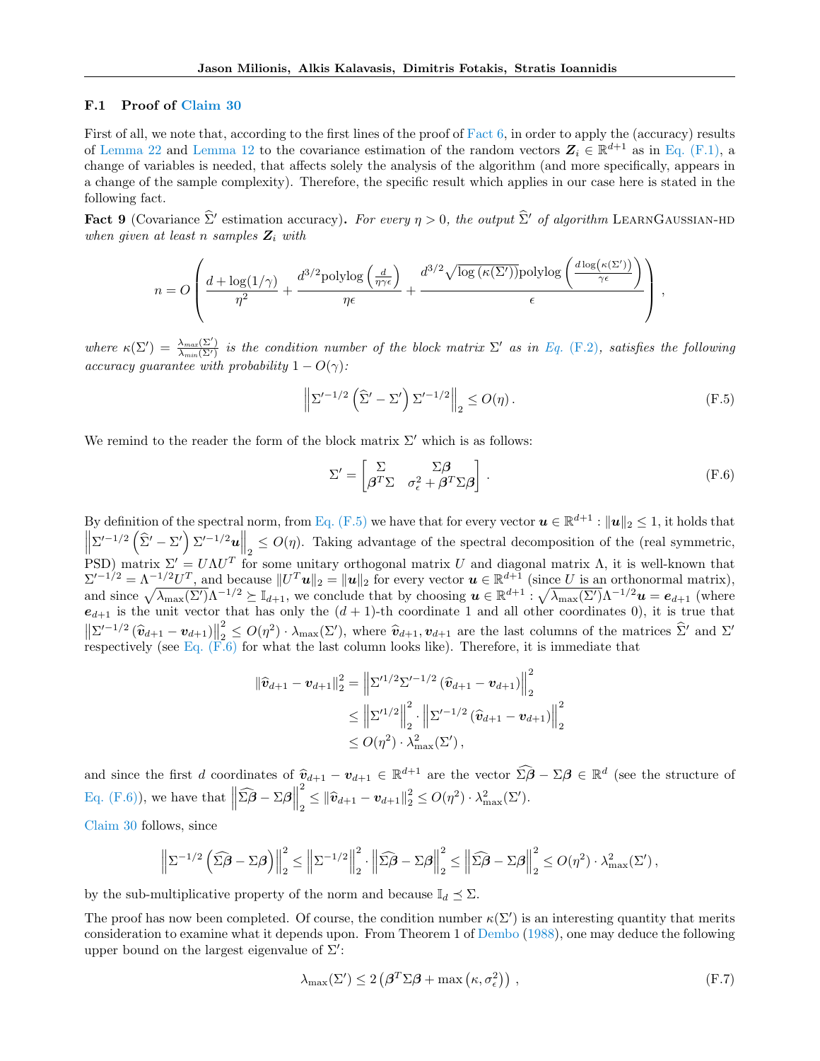## F.1 Proof of Claim 30

First of all, we note that, according to the first lines of the proof of Fact 6, in order to apply the (accuracy) results of Lemma 22 and Lemma 12 to the covariance estimation of the random vectors $\boldsymbol{Z}_i \in \mathbb{R}^{d+1}$ as in Eq. (F.1), a change of variables is needed, that affects solely the analysis of the algorithm (and more specifically, appears in a change of the sample complexity). Therefore, the specific result which applies in our case here is stated in the following fact.

**Fact 9** (Covariance $\widehat{\Sigma}'$ estimation accuracy)**.** *For every $\eta > 0$, the output $\widehat{\Sigma}'$ of algorithm* LearnGaussian-hd *when given at least $n$ samples $\boldsymbol{Z}_i$ with*

$$n = O\left( \frac{d + \log(1/\gamma)}{\eta^2} + \frac{d^{3/2}\text{polylog}\left(\frac{d}{\eta\gamma\epsilon}\right)}{\eta\epsilon} + \frac{d^{3/2}\sqrt{\log\left(\kappa(\Sigma')\right)}\text{polylog}\left(\frac{d\log\left(\kappa(\Sigma')\right)}{\gamma\epsilon}\right)}{\epsilon} \right),$$

*where $\kappa(\Sigma') = \frac{\lambda_{max}(\Sigma')}{\lambda_{min}(\Sigma')}$ is the condition number of the block matrix $\Sigma'$ as in Eq. (F.2), satisfies the following accuracy guarantee with probability $1 - O(\gamma)$:*

$$\left\| \Sigma'^{-1/2}\left(\widehat{\Sigma}' - \Sigma'\right)\Sigma'^{-1/2} \right\|_2 \leq O(\eta)\,. \tag{F.5}$$

We remind to the reader the form of the block matrix $\Sigma'$ which is as follows:

$$\Sigma' = \begin{bmatrix} \Sigma & \Sigma\boldsymbol{\beta} \\ \boldsymbol{\beta}^T\Sigma & \sigma_\epsilon^2 + \boldsymbol{\beta}^T\Sigma\boldsymbol{\beta} \end{bmatrix}. \tag{F.6}$$

By definition of the spectral norm, from Eq. (F.5) we have that for every vector $\boldsymbol{u} \in \mathbb{R}^{d+1} : \|\boldsymbol{u}\|_2 \leq 1$, it holds that $\left\| \Sigma'^{-1/2}\left(\widehat{\Sigma}' - \Sigma'\right)\Sigma'^{-1/2}\boldsymbol{u} \right\|_2 \leq O(\eta)$. Taking advantage of the spectral decomposition of the (real symmetric, PSD) matrix $\Sigma' = U\Lambda U^T$ for some unitary orthogonal matrix $U$ and diagonal matrix $\Lambda$, it is well-known that $\Sigma'^{-1/2} = \Lambda^{-1/2}U^T$, and because $\|U^T\boldsymbol{u}\|_2 = \|\boldsymbol{u}\|_2$ for every vector $\boldsymbol{u} \in \mathbb{R}^{d+1}$ (since $U$ is an orthonormal matrix), and since $\sqrt{\lambda_{\max}(\Sigma')}\Lambda^{-1/2} \succeq \mathbb{I}_{d+1}$, we conclude that by choosing $\boldsymbol{u} \in \mathbb{R}^{d+1} : \sqrt{\lambda_{\max}(\Sigma')}\Lambda^{-1/2}\boldsymbol{u} = \boldsymbol{e}_{d+1}$ (where $\boldsymbol{e}_{d+1}$ is the unit vector that has only the $(d+1)$-th coordinate 1 and all other coordinates 0), it is true that $\left\|\Sigma'^{-1/2}\left(\widehat{\boldsymbol{v}}_{d+1} - \boldsymbol{v}_{d+1}\right)\right\|_2^2 \leq O(\eta^2)\cdot\lambda_{\max}(\Sigma')$, where $\widehat{\boldsymbol{v}}_{d+1}, \boldsymbol{v}_{d+1}$ are the last columns of the matrices $\widehat{\Sigma}'$ and $\Sigma'$ respectively (see Eq. (F.6) for what the last column looks like). Therefore, it is immediate that

$$\begin{aligned}
\|\widehat{\boldsymbol{v}}_{d+1} - \boldsymbol{v}_{d+1}\|_2^2 &= \left\|\Sigma'^{1/2}\Sigma'^{-1/2}\left(\widehat{\boldsymbol{v}}_{d+1} - \boldsymbol{v}_{d+1}\right)\right\|_2^2 \\
&\leq \left\|\Sigma'^{1/2}\right\|_2^2 \cdot \left\|\Sigma'^{-1/2}\left(\widehat{\boldsymbol{v}}_{d+1} - \boldsymbol{v}_{d+1}\right)\right\|_2^2 \\
&\leq O(\eta^2)\cdot\lambda_{\max}^2(\Sigma')\,,
\end{aligned}$$

and since the first $d$ coordinates of $\widehat{\boldsymbol{v}}_{d+1} - \boldsymbol{v}_{d+1} \in \mathbb{R}^{d+1}$ are the vector $\widehat{\Sigma\boldsymbol{\beta}} - \Sigma\boldsymbol{\beta} \in \mathbb{R}^d$ (see the structure of Eq. (F.6)), we have that $\left\|\widehat{\Sigma\boldsymbol{\beta}} - \Sigma\boldsymbol{\beta}\right\|_2^2 \leq \|\widehat{\boldsymbol{v}}_{d+1} - \boldsymbol{v}_{d+1}\|_2^2 \leq O(\eta^2)\cdot\lambda_{\max}^2(\Sigma')$.

Claim 30 follows, since

$$\left\|\Sigma^{-1/2}\left(\widehat{\Sigma\boldsymbol{\beta}} - \Sigma\boldsymbol{\beta}\right)\right\|_2^2 \leq \left\|\Sigma^{-1/2}\right\|_2^2 \cdot \left\|\widehat{\Sigma\boldsymbol{\beta}} - \Sigma\boldsymbol{\beta}\right\|_2^2 \leq \left\|\widehat{\Sigma\boldsymbol{\beta}} - \Sigma\boldsymbol{\beta}\right\|_2^2 \leq O(\eta^2)\cdot\lambda_{\max}^2(\Sigma')\,,$$

by the sub-multiplicative property of the norm and because $\mathbb{I}_d \preceq \Sigma$.

The proof has now been completed. Of course, the condition number $\kappa(\Sigma')$ is an interesting quantity that merits consideration to examine what it depends upon. From Theorem 1 of Dembo (1988), one may deduce the following upper bound on the largest eigenvalue of $\Sigma'$:

$$\lambda_{\max}(\Sigma') \leq 2\left(\boldsymbol{\beta}^T\Sigma\boldsymbol{\beta} + \max\left(\kappa, \sigma_\epsilon^2\right)\right)\,, \tag{F.7}$$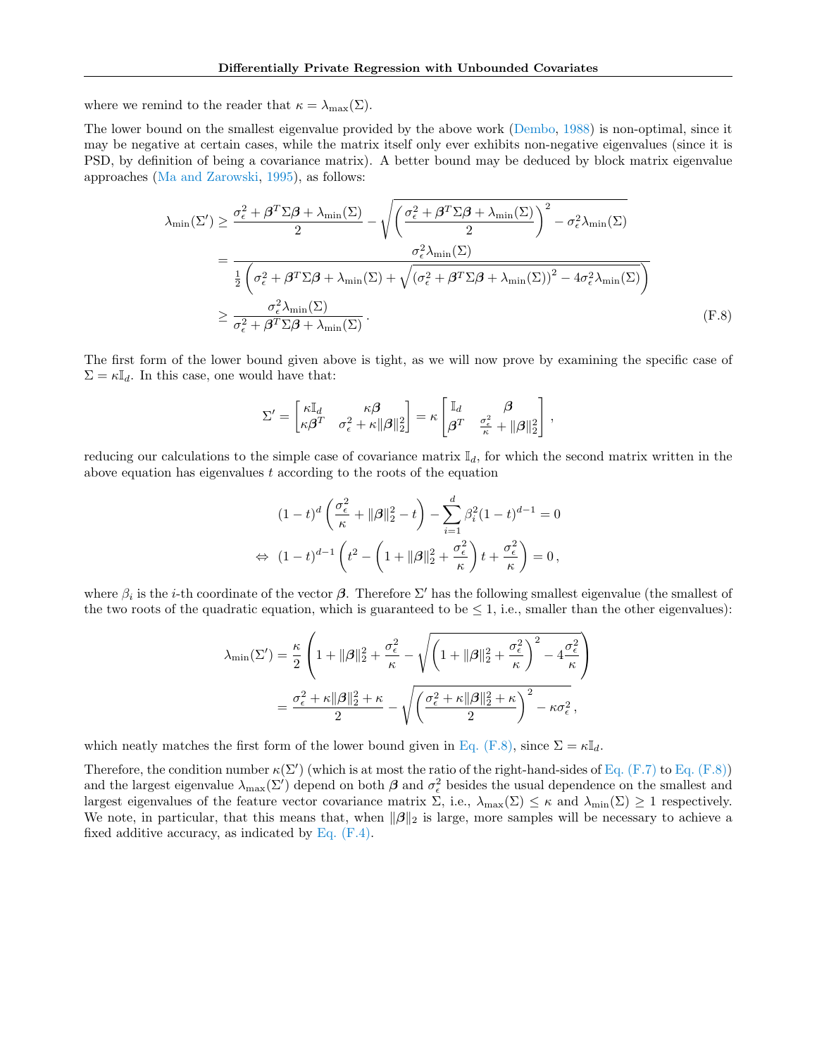where we remind to the reader that $\kappa = \lambda_{\max}(\Sigma)$.

The lower bound on the smallest eigenvalue provided by the above work (Dembo, 1988) is non-optimal, since it may be negative at certain cases, while the matrix itself only ever exhibits non-negative eigenvalues (since it is PSD, by definition of being a covariance matrix). A better bound may be deduced by block matrix eigenvalue approaches (Ma and Zarowski, 1995), as follows:

$$
\begin{aligned}
\lambda_{\min}(\Sigma') &\geq \frac{\sigma_\epsilon^2 + \boldsymbol{\beta}^T \Sigma \boldsymbol{\beta} + \lambda_{\min}(\Sigma)}{2} - \sqrt{\left(\frac{\sigma_\epsilon^2 + \boldsymbol{\beta}^T \Sigma \boldsymbol{\beta} + \lambda_{\min}(\Sigma)}{2}\right)^2 - \sigma_\epsilon^2 \lambda_{\min}(\Sigma)} \\
&= \frac{\sigma_\epsilon^2 \lambda_{\min}(\Sigma)}{\frac{1}{2}\left(\sigma_\epsilon^2 + \boldsymbol{\beta}^T \Sigma \boldsymbol{\beta} + \lambda_{\min}(\Sigma) + \sqrt{\left(\sigma_\epsilon^2 + \boldsymbol{\beta}^T \Sigma \boldsymbol{\beta} + \lambda_{\min}(\Sigma)\right)^2 - 4\sigma_\epsilon^2 \lambda_{\min}(\Sigma)}\right)} \\
&\geq \frac{\sigma_\epsilon^2 \lambda_{\min}(\Sigma)}{\sigma_\epsilon^2 + \boldsymbol{\beta}^T \Sigma \boldsymbol{\beta} + \lambda_{\min}(\Sigma)} \,.
\end{aligned}
\tag{F.8}
$$

The first form of the lower bound given above is tight, as we will now prove by examining the specific case of $\Sigma = \kappa \mathbb{I}_d$. In this case, one would have that:

$$
\Sigma' = \begin{bmatrix} \kappa \mathbb{I}_d & \kappa \boldsymbol{\beta} \\ \kappa \boldsymbol{\beta}^T & \sigma_\epsilon^2 + \kappa \|\boldsymbol{\beta}\|_2^2 \end{bmatrix} = \kappa \begin{bmatrix} \mathbb{I}_d & \boldsymbol{\beta} \\ \boldsymbol{\beta}^T & \frac{\sigma_\epsilon^2}{\kappa} + \|\boldsymbol{\beta}\|_2^2 \end{bmatrix} ,
$$

reducing our calculations to the simple case of covariance matrix $\mathbb{I}_d$, for which the second matrix written in the above equation has eigenvalues $t$ according to the roots of the equation

$$
\begin{aligned}
&(1-t)^d \left(\frac{\sigma_\epsilon^2}{\kappa} + \|\boldsymbol{\beta}\|_2^2 - t\right) - \sum_{i=1}^{d} \beta_i^2 (1-t)^{d-1} = 0 \\
\Leftrightarrow \;\; &(1-t)^{d-1} \left(t^2 - \left(1 + \|\boldsymbol{\beta}\|_2^2 + \frac{\sigma_\epsilon^2}{\kappa}\right) t + \frac{\sigma_\epsilon^2}{\kappa}\right) = 0 \,,
\end{aligned}
$$

where $\beta_i$ is the $i$-th coordinate of the vector $\boldsymbol{\beta}$. Therefore $\Sigma'$ has the following smallest eigenvalue (the smallest of the two roots of the quadratic equation, which is guaranteed to be $\leq 1$, i.e., smaller than the other eigenvalues):

$$
\begin{aligned}
\lambda_{\min}(\Sigma') &= \frac{\kappa}{2}\left(1 + \|\boldsymbol{\beta}\|_2^2 + \frac{\sigma_\epsilon^2}{\kappa} - \sqrt{\left(1 + \|\boldsymbol{\beta}\|_2^2 + \frac{\sigma_\epsilon^2}{\kappa}\right)^2 - 4\frac{\sigma_\epsilon^2}{\kappa}}\right) \\
&= \frac{\sigma_\epsilon^2 + \kappa \|\boldsymbol{\beta}\|_2^2 + \kappa}{2} - \sqrt{\left(\frac{\sigma_\epsilon^2 + \kappa \|\boldsymbol{\beta}\|_2^2 + \kappa}{2}\right)^2 - \kappa \sigma_\epsilon^2} \,,
\end{aligned}
$$

which neatly matches the first form of the lower bound given in Eq. (F.8), since $\Sigma = \kappa \mathbb{I}_d$.

Therefore, the condition number $\kappa(\Sigma')$ (which is at most the ratio of the right-hand-sides of Eq. (F.7) to Eq. (F.8)) and the largest eigenvalue $\lambda_{\max}(\Sigma')$ depend on both $\boldsymbol{\beta}$ and $\sigma_\epsilon^2$ besides the usual dependence on the smallest and largest eigenvalues of the feature vector covariance matrix $\Sigma$, i.e., $\lambda_{\max}(\Sigma) \leq \kappa$ and $\lambda_{\min}(\Sigma) \geq 1$ respectively. We note, in particular, that this means that, when $\|\boldsymbol{\beta}\|_2$ is large, more samples will be necessary to achieve a fixed additive accuracy, as indicated by Eq. (F.4).